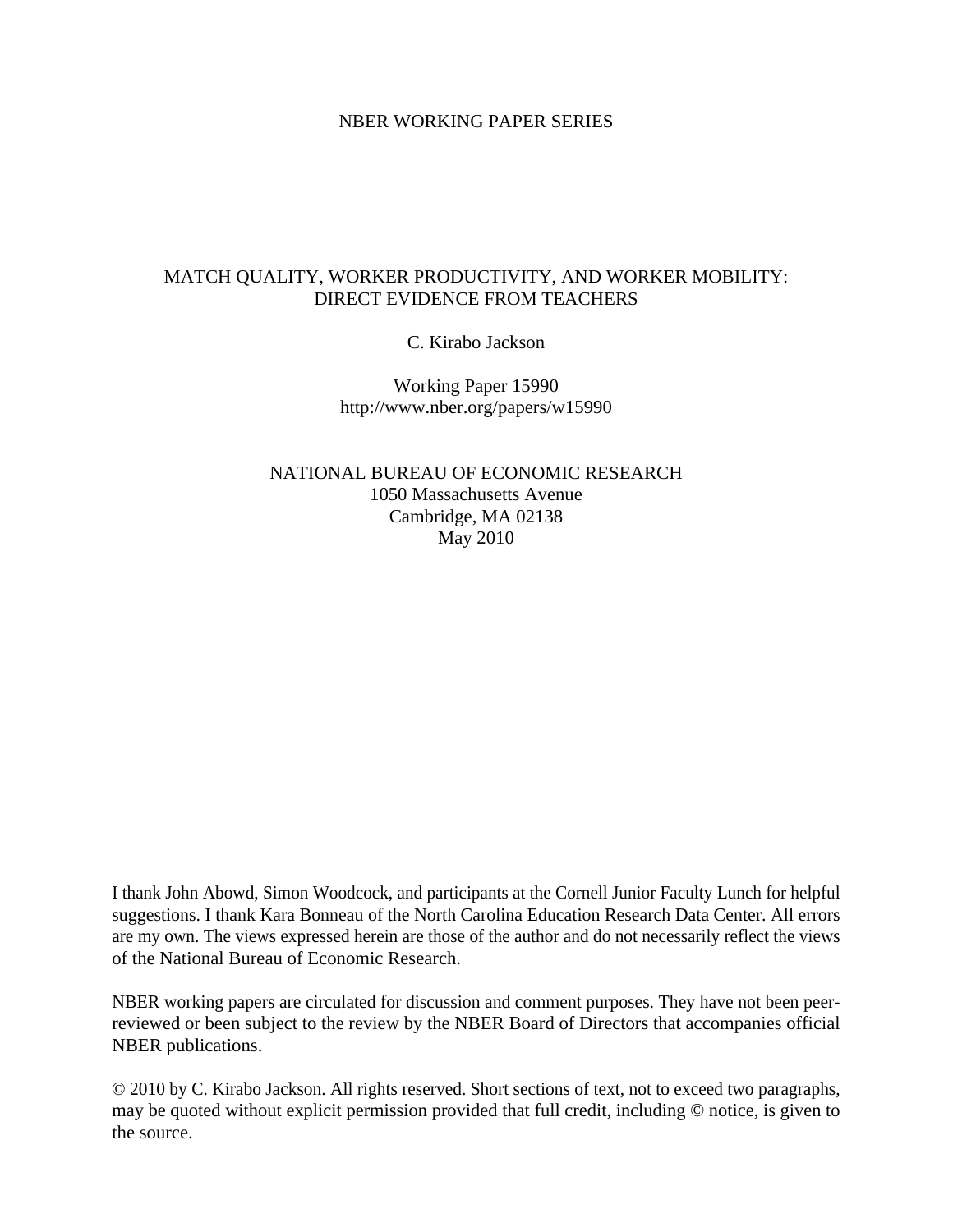NBER WORKING PAPER SERIES

# MATCH QUALITY, WORKER PRODUCTIVITY, AND WORKER MOBILITY: DIRECT EVIDENCE FROM TEACHERS

C. Kirabo Jackson

Working Paper 15990
http://www.nber.org/papers/w15990

NATIONAL BUREAU OF ECONOMIC RESEARCH
1050 Massachusetts Avenue
Cambridge, MA 02138
May 2010

I thank John Abowd, Simon Woodcock, and participants at the Cornell Junior Faculty Lunch for helpful suggestions. I thank Kara Bonneau of the North Carolina Education Research Data Center. All errors are my own. The views expressed herein are those of the author and do not necessarily reflect the views of the National Bureau of Economic Research.

NBER working papers are circulated for discussion and comment purposes. They have not been peer-reviewed or been subject to the review by the NBER Board of Directors that accompanies official NBER publications.

© 2010 by C. Kirabo Jackson. All rights reserved. Short sections of text, not to exceed two paragraphs, may be quoted without explicit permission provided that full credit, including © notice, is given to the source.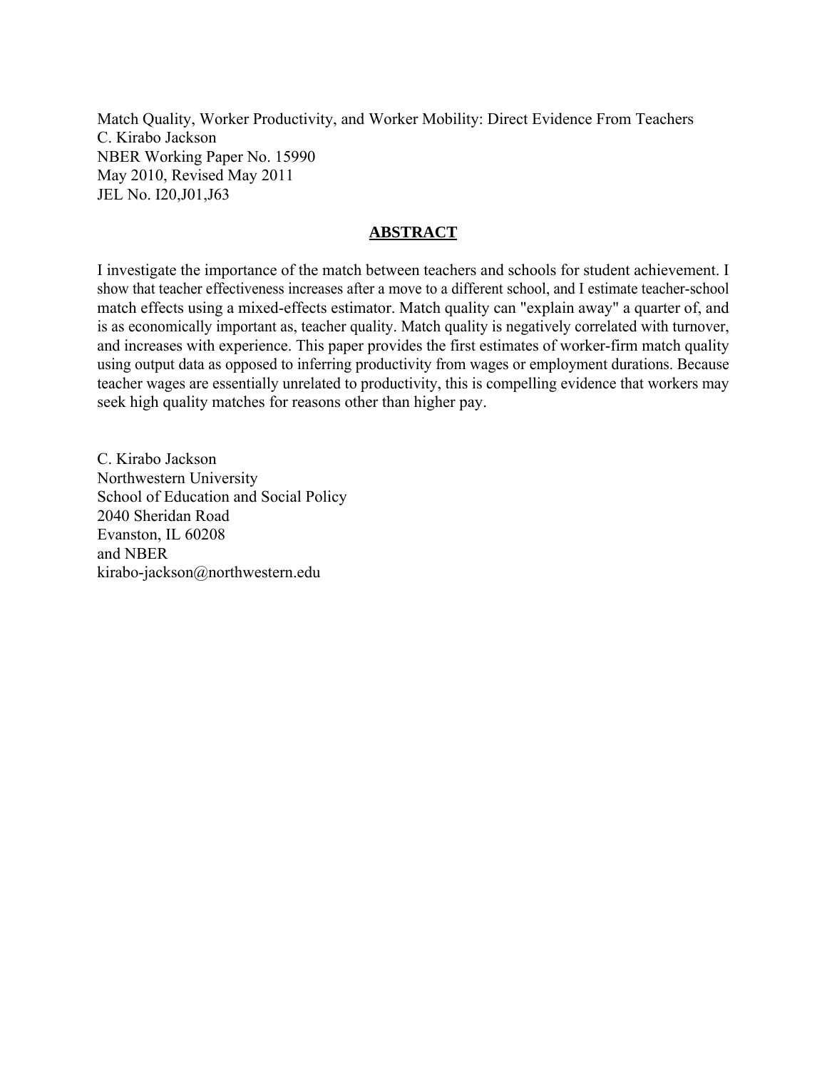Match Quality, Worker Productivity, and Worker Mobility: Direct Evidence From Teachers
C. Kirabo Jackson
NBER Working Paper No. 15990
May 2010, Revised May 2011
JEL No. I20,J01,J63

## ABSTRACT

I investigate the importance of the match between teachers and schools for student achievement. I show that teacher effectiveness increases after a move to a different school, and I estimate teacher-school match effects using a mixed-effects estimator. Match quality can "explain away" a quarter of, and is as economically important as, teacher quality. Match quality is negatively correlated with turnover, and increases with experience. This paper provides the first estimates of worker-firm match quality using output data as opposed to inferring productivity from wages or employment durations. Because teacher wages are essentially unrelated to productivity, this is compelling evidence that workers may seek high quality matches for reasons other than higher pay.

C. Kirabo Jackson
Northwestern University
School of Education and Social Policy
2040 Sheridan Road
Evanston, IL 60208
and NBER
kirabo-jackson@northwestern.edu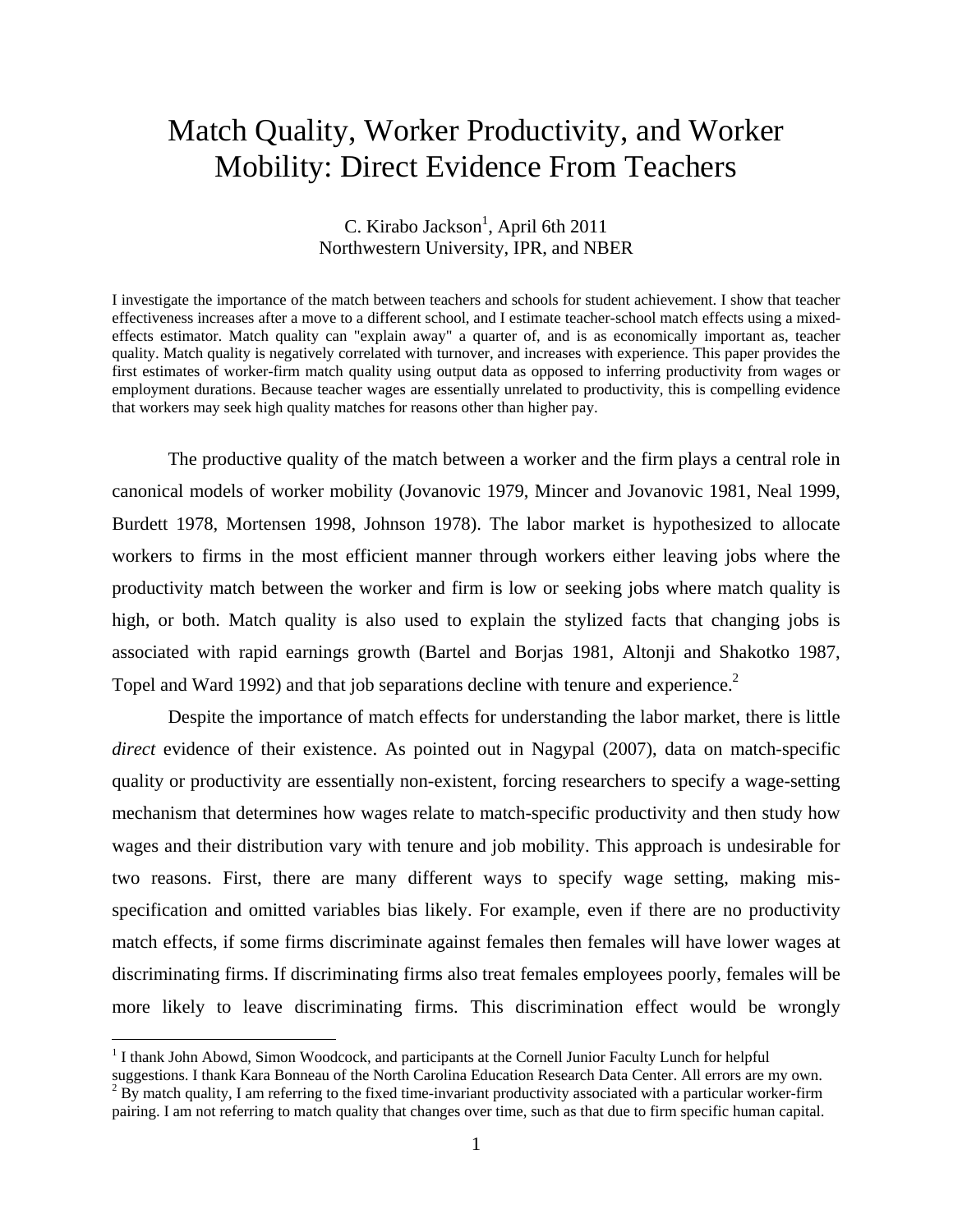# Match Quality, Worker Productivity, and Worker Mobility: Direct Evidence From Teachers

C. Kirabo Jackson[1], April 6th 2011
Northwestern University, IPR, and NBER

I investigate the importance of the match between teachers and schools for student achievement. I show that teacher effectiveness increases after a move to a different school, and I estimate teacher-school match effects using a mixed-effects estimator. Match quality can "explain away" a quarter of, and is as economically important as, teacher quality. Match quality is negatively correlated with turnover, and increases with experience. This paper provides the first estimates of worker-firm match quality using output data as opposed to inferring productivity from wages or employment durations. Because teacher wages are essentially unrelated to productivity, this is compelling evidence that workers may seek high quality matches for reasons other than higher pay.

The productive quality of the match between a worker and the firm plays a central role in canonical models of worker mobility (Jovanovic 1979, Mincer and Jovanovic 1981, Neal 1999, Burdett 1978, Mortensen 1998, Johnson 1978). The labor market is hypothesized to allocate workers to firms in the most efficient manner through workers either leaving jobs where the productivity match between the worker and firm is low or seeking jobs where match quality is high, or both. Match quality is also used to explain the stylized facts that changing jobs is associated with rapid earnings growth (Bartel and Borjas 1981, Altonji and Shakotko 1987, Topel and Ward 1992) and that job separations decline with tenure and experience.[2]

Despite the importance of match effects for understanding the labor market, there is little *direct* evidence of their existence. As pointed out in Nagypal (2007), data on match-specific quality or productivity are essentially non-existent, forcing researchers to specify a wage-setting mechanism that determines how wages relate to match-specific productivity and then study how wages and their distribution vary with tenure and job mobility. This approach is undesirable for two reasons. First, there are many different ways to specify wage setting, making mis-specification and omitted variables bias likely. For example, even if there are no productivity match effects, if some firms discriminate against females then females will have lower wages at discriminating firms. If discriminating firms also treat females employees poorly, females will be more likely to leave discriminating firms. This discrimination effect would be wrongly

[1] I thank John Abowd, Simon Woodcock, and participants at the Cornell Junior Faculty Lunch for helpful suggestions. I thank Kara Bonneau of the North Carolina Education Research Data Center. All errors are my own.

[2] By match quality, I am referring to the fixed time-invariant productivity associated with a particular worker-firm pairing. I am not referring to match quality that changes over time, such as that due to firm specific human capital.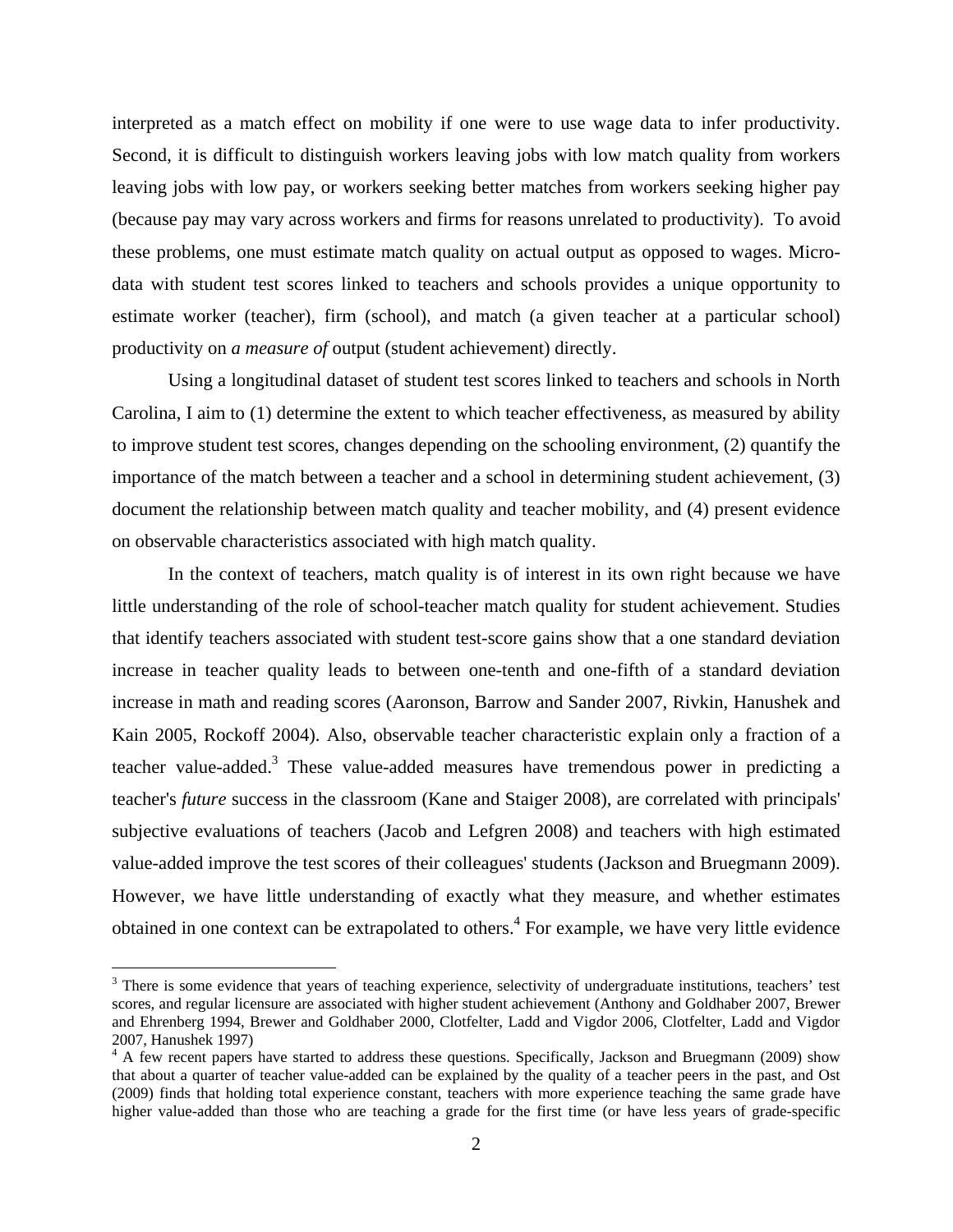interpreted as a match effect on mobility if one were to use wage data to infer productivity. Second, it is difficult to distinguish workers leaving jobs with low match quality from workers leaving jobs with low pay, or workers seeking better matches from workers seeking higher pay (because pay may vary across workers and firms for reasons unrelated to productivity). To avoid these problems, one must estimate match quality on actual output as opposed to wages. Micro-data with student test scores linked to teachers and schools provides a unique opportunity to estimate worker (teacher), firm (school), and match (a given teacher at a particular school) productivity on *a measure of* output (student achievement) directly.

Using a longitudinal dataset of student test scores linked to teachers and schools in North Carolina, I aim to (1) determine the extent to which teacher effectiveness, as measured by ability to improve student test scores, changes depending on the schooling environment, (2) quantify the importance of the match between a teacher and a school in determining student achievement, (3) document the relationship between match quality and teacher mobility, and (4) present evidence on observable characteristics associated with high match quality.

In the context of teachers, match quality is of interest in its own right because we have little understanding of the role of school-teacher match quality for student achievement. Studies that identify teachers associated with student test-score gains show that a one standard deviation increase in teacher quality leads to between one-tenth and one-fifth of a standard deviation increase in math and reading scores (Aaronson, Barrow and Sander 2007, Rivkin, Hanushek and Kain 2005, Rockoff 2004). Also, observable teacher characteristic explain only a fraction of a teacher value-added.[3] These value-added measures have tremendous power in predicting a teacher's *future* success in the classroom (Kane and Staiger 2008), are correlated with principals' subjective evaluations of teachers (Jacob and Lefgren 2008) and teachers with high estimated value-added improve the test scores of their colleagues' students (Jackson and Bruegmann 2009). However, we have little understanding of exactly what they measure, and whether estimates obtained in one context can be extrapolated to others.[4] For example, we have very little evidence

[3] There is some evidence that years of teaching experience, selectivity of undergraduate institutions, teachers' test scores, and regular licensure are associated with higher student achievement (Anthony and Goldhaber 2007, Brewer and Ehrenberg 1994, Brewer and Goldhaber 2000, Clotfelter, Ladd and Vigdor 2006, Clotfelter, Ladd and Vigdor 2007, Hanushek 1997)

[4] A few recent papers have started to address these questions. Specifically, Jackson and Bruegmann (2009) show that about a quarter of teacher value-added can be explained by the quality of a teacher peers in the past, and Ost (2009) finds that holding total experience constant, teachers with more experience teaching the same grade have higher value-added than those who are teaching a grade for the first time (or have less years of grade-specific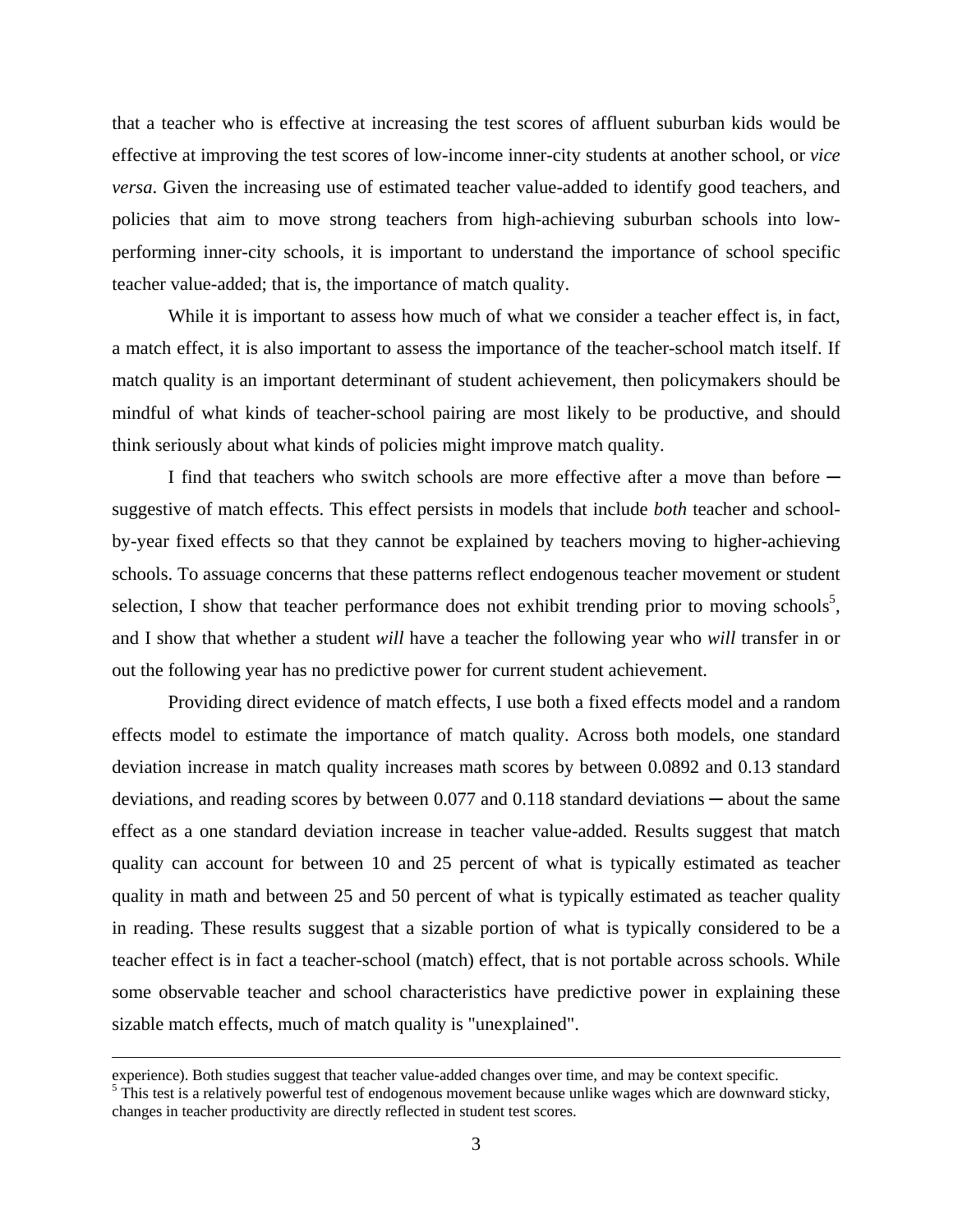that a teacher who is effective at increasing the test scores of affluent suburban kids would be effective at improving the test scores of low-income inner-city students at another school, or *vice versa*. Given the increasing use of estimated teacher value-added to identify good teachers, and policies that aim to move strong teachers from high-achieving suburban schools into low-performing inner-city schools, it is important to understand the importance of school specific teacher value-added; that is, the importance of match quality.

While it is important to assess how much of what we consider a teacher effect is, in fact, a match effect, it is also important to assess the importance of the teacher-school match itself. If match quality is an important determinant of student achievement, then policymakers should be mindful of what kinds of teacher-school pairing are most likely to be productive, and should think seriously about what kinds of policies might improve match quality.

I find that teachers who switch schools are more effective after a move than before ─ suggestive of match effects. This effect persists in models that include *both* teacher and school-by-year fixed effects so that they cannot be explained by teachers moving to higher-achieving schools. To assuage concerns that these patterns reflect endogenous teacher movement or student selection, I show that teacher performance does not exhibit trending prior to moving schools[5], and I show that whether a student *will* have a teacher the following year who *will* transfer in or out the following year has no predictive power for current student achievement.

Providing direct evidence of match effects, I use both a fixed effects model and a random effects model to estimate the importance of match quality. Across both models, one standard deviation increase in match quality increases math scores by between 0.0892 and 0.13 standard deviations, and reading scores by between 0.077 and 0.118 standard deviations ─ about the same effect as a one standard deviation increase in teacher value-added. Results suggest that match quality can account for between 10 and 25 percent of what is typically estimated as teacher quality in math and between 25 and 50 percent of what is typically estimated as teacher quality in reading. These results suggest that a sizable portion of what is typically considered to be a teacher effect is in fact a teacher-school (match) effect, that is not portable across schools. While some observable teacher and school characteristics have predictive power in explaining these sizable match effects, much of match quality is "unexplained".

---

experience). Both studies suggest that teacher value-added changes over time, and may be context specific.

[5] This test is a relatively powerful test of endogenous movement because unlike wages which are downward sticky, changes in teacher productivity are directly reflected in student test scores.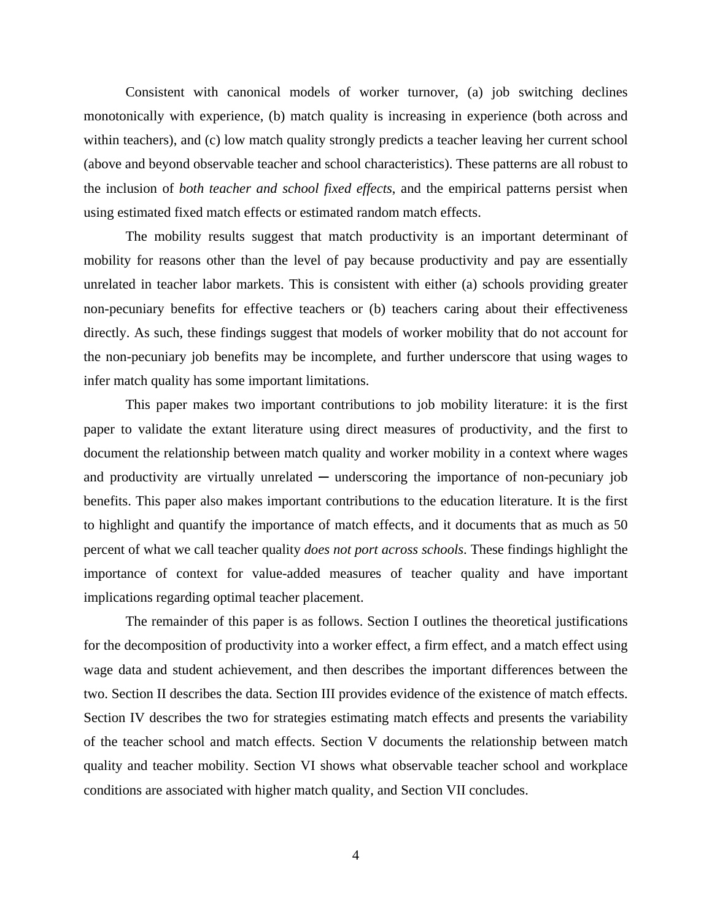Consistent with canonical models of worker turnover, (a) job switching declines monotonically with experience, (b) match quality is increasing in experience (both across and within teachers), and (c) low match quality strongly predicts a teacher leaving her current school (above and beyond observable teacher and school characteristics). These patterns are all robust to the inclusion of *both teacher and school fixed effects*, and the empirical patterns persist when using estimated fixed match effects or estimated random match effects.

The mobility results suggest that match productivity is an important determinant of mobility for reasons other than the level of pay because productivity and pay are essentially unrelated in teacher labor markets. This is consistent with either (a) schools providing greater non-pecuniary benefits for effective teachers or (b) teachers caring about their effectiveness directly. As such, these findings suggest that models of worker mobility that do not account for the non-pecuniary job benefits may be incomplete, and further underscore that using wages to infer match quality has some important limitations.

This paper makes two important contributions to job mobility literature: it is the first paper to validate the extant literature using direct measures of productivity, and the first to document the relationship between match quality and worker mobility in a context where wages and productivity are virtually unrelated ─ underscoring the importance of non-pecuniary job benefits. This paper also makes important contributions to the education literature. It is the first to highlight and quantify the importance of match effects, and it documents that as much as 50 percent of what we call teacher quality *does not port across schools*. These findings highlight the importance of context for value-added measures of teacher quality and have important implications regarding optimal teacher placement.

The remainder of this paper is as follows. Section I outlines the theoretical justifications for the decomposition of productivity into a worker effect, a firm effect, and a match effect using wage data and student achievement, and then describes the important differences between the two. Section II describes the data. Section III provides evidence of the existence of match effects. Section IV describes the two for strategies estimating match effects and presents the variability of the teacher school and match effects. Section V documents the relationship between match quality and teacher mobility. Section VI shows what observable teacher school and workplace conditions are associated with higher match quality, and Section VII concludes.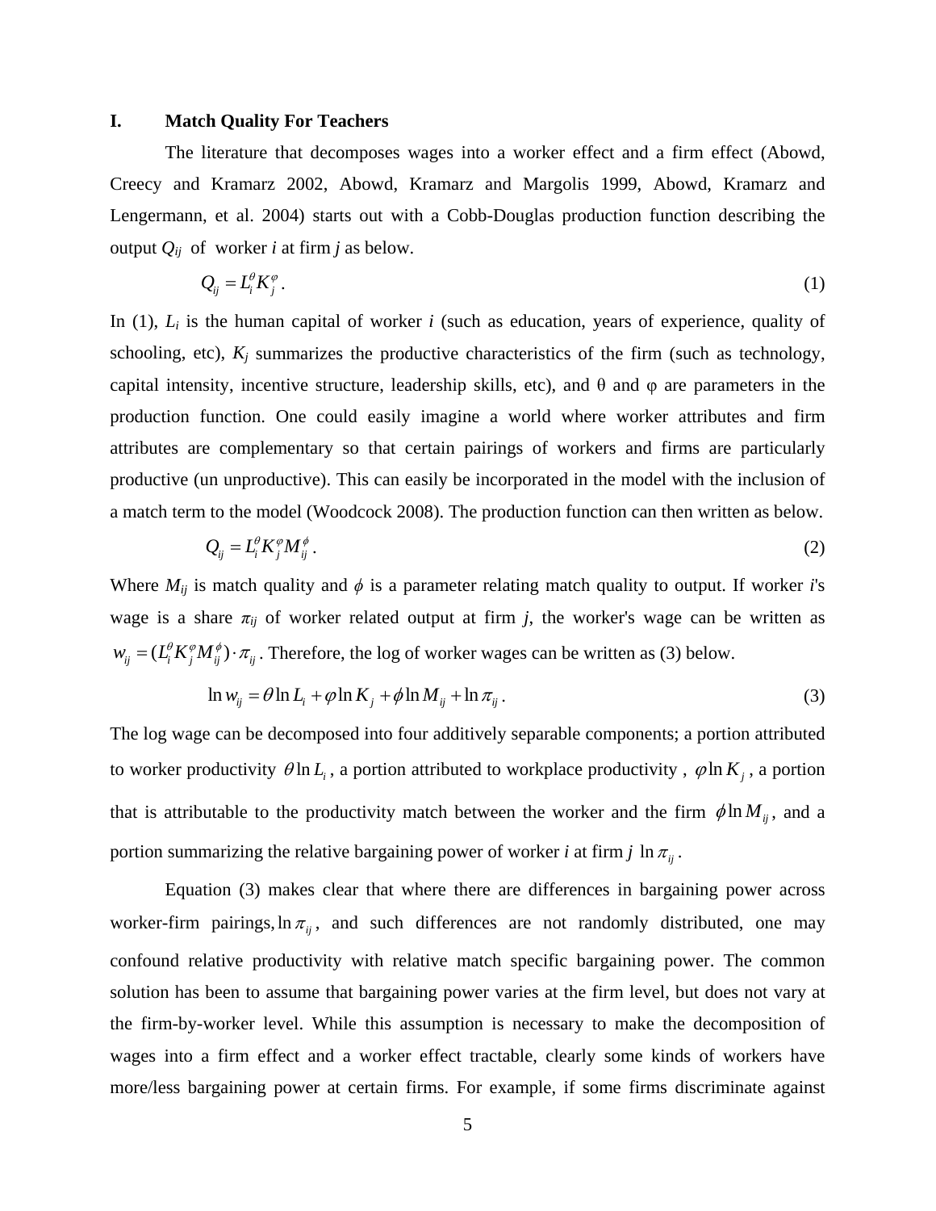# I. Match Quality For Teachers

The literature that decomposes wages into a worker effect and a firm effect (Abowd, Creecy and Kramarz 2002, Abowd, Kramarz and Margolis 1999, Abowd, Kramarz and Lengermann, et al. 2004) starts out with a Cobb-Douglas production function describing the output $Q_{ij}$ of worker *i* at firm *j* as below.

$$Q_{ij} = L_i^{\theta} K_j^{\varphi} . \tag{1}$$

In (1), $L_i$ is the human capital of worker *i* (such as education, years of experience, quality of schooling, etc), $K_j$ summarizes the productive characteristics of the firm (such as technology, capital intensity, incentive structure, leadership skills, etc), and θ and φ are parameters in the production function. One could easily imagine a world where worker attributes and firm attributes are complementary so that certain pairings of workers and firms are particularly productive (un unproductive). This can easily be incorporated in the model with the inclusion of a match term to the model (Woodcock 2008). The production function can then written as below.

$$Q_{ij} = L_i^{\theta} K_j^{\varphi} M_{ij}^{\phi} . \tag{2}$$

Where $M_{ij}$ is match quality and $\phi$ is a parameter relating match quality to output. If worker *i*'s wage is a share $\pi_{ij}$ of worker related output at firm *j*, the worker's wage can be written as $w_{ij} = (L_i^{\theta} K_j^{\varphi} M_{ij}^{\phi}) \cdot \pi_{ij}$. Therefore, the log of worker wages can be written as (3) below.

$$\ln w_{ij} = \theta \ln L_i + \varphi \ln K_j + \phi \ln M_{ij} + \ln \pi_{ij} . \tag{3}$$

The log wage can be decomposed into four additively separable components; a portion attributed to worker productivity $\theta \ln L_i$, a portion attributed to workplace productivity , $\varphi \ln K_j$, a portion that is attributable to the productivity match between the worker and the firm $\phi \ln M_{ij}$, and a portion summarizing the relative bargaining power of worker *i* at firm *j* $\ln \pi_{ij}$.

Equation (3) makes clear that where there are differences in bargaining power across worker-firm pairings, $\ln \pi_{ij}$, and such differences are not randomly distributed, one may confound relative productivity with relative match specific bargaining power. The common solution has been to assume that bargaining power varies at the firm level, but does not vary at the firm-by-worker level. While this assumption is necessary to make the decomposition of wages into a firm effect and a worker effect tractable, clearly some kinds of workers have more/less bargaining power at certain firms. For example, if some firms discriminate against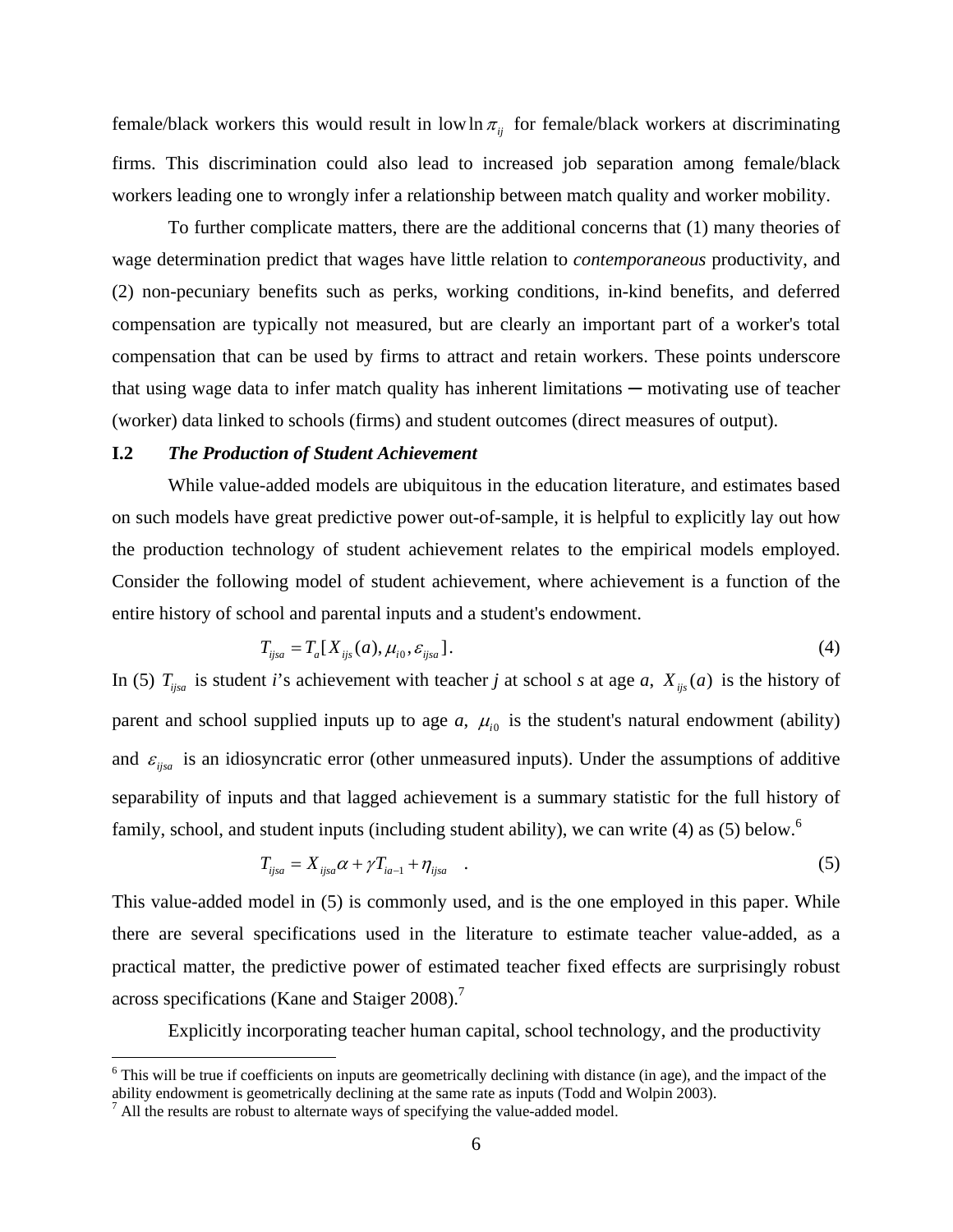female/black workers this would result in low $\ln \pi_{ij}$ for female/black workers at discriminating firms. This discrimination could also lead to increased job separation among female/black workers leading one to wrongly infer a relationship between match quality and worker mobility.

To further complicate matters, there are the additional concerns that (1) many theories of wage determination predict that wages have little relation to *contemporaneous* productivity, and (2) non-pecuniary benefits such as perks, working conditions, in-kind benefits, and deferred compensation are typically not measured, but are clearly an important part of a worker's total compensation that can be used by firms to attract and retain workers. These points underscore that using wage data to infer match quality has inherent limitations ─ motivating use of teacher (worker) data linked to schools (firms) and student outcomes (direct measures of output).

### I.2 *The Production of Student Achievement*

While value-added models are ubiquitous in the education literature, and estimates based on such models have great predictive power out-of-sample, it is helpful to explicitly lay out how the production technology of student achievement relates to the empirical models employed. Consider the following model of student achievement, where achievement is a function of the entire history of school and parental inputs and a student's endowment.

$$T_{ijsa} = T_a[X_{ijs}(a), \mu_{i0}, \varepsilon_{ijsa}]. \tag{4}$$

In (5) $T_{ijsa}$ is student *i*'s achievement with teacher *j* at school *s* at age *a*, $X_{ijs}(a)$ is the history of parent and school supplied inputs up to age *a*, $\mu_{i0}$ is the student's natural endowment (ability) and $\varepsilon_{ijsa}$ is an idiosyncratic error (other unmeasured inputs). Under the assumptions of additive separability of inputs and that lagged achievement is a summary statistic for the full history of family, school, and student inputs (including student ability), we can write (4) as (5) below.[6]

$$T_{ijsa} = X_{ijsa}\alpha + \gamma T_{ia-1} + \eta_{ijsa} \quad . \tag{5}$$

This value-added model in (5) is commonly used, and is the one employed in this paper. While there are several specifications used in the literature to estimate teacher value-added, as a practical matter, the predictive power of estimated teacher fixed effects are surprisingly robust across specifications (Kane and Staiger 2008).[7]

Explicitly incorporating teacher human capital, school technology, and the productivity

---

[6] This will be true if coefficients on inputs are geometrically declining with distance (in age), and the impact of the ability endowment is geometrically declining at the same rate as inputs (Todd and Wolpin 2003).

[7] All the results are robust to alternate ways of specifying the value-added model.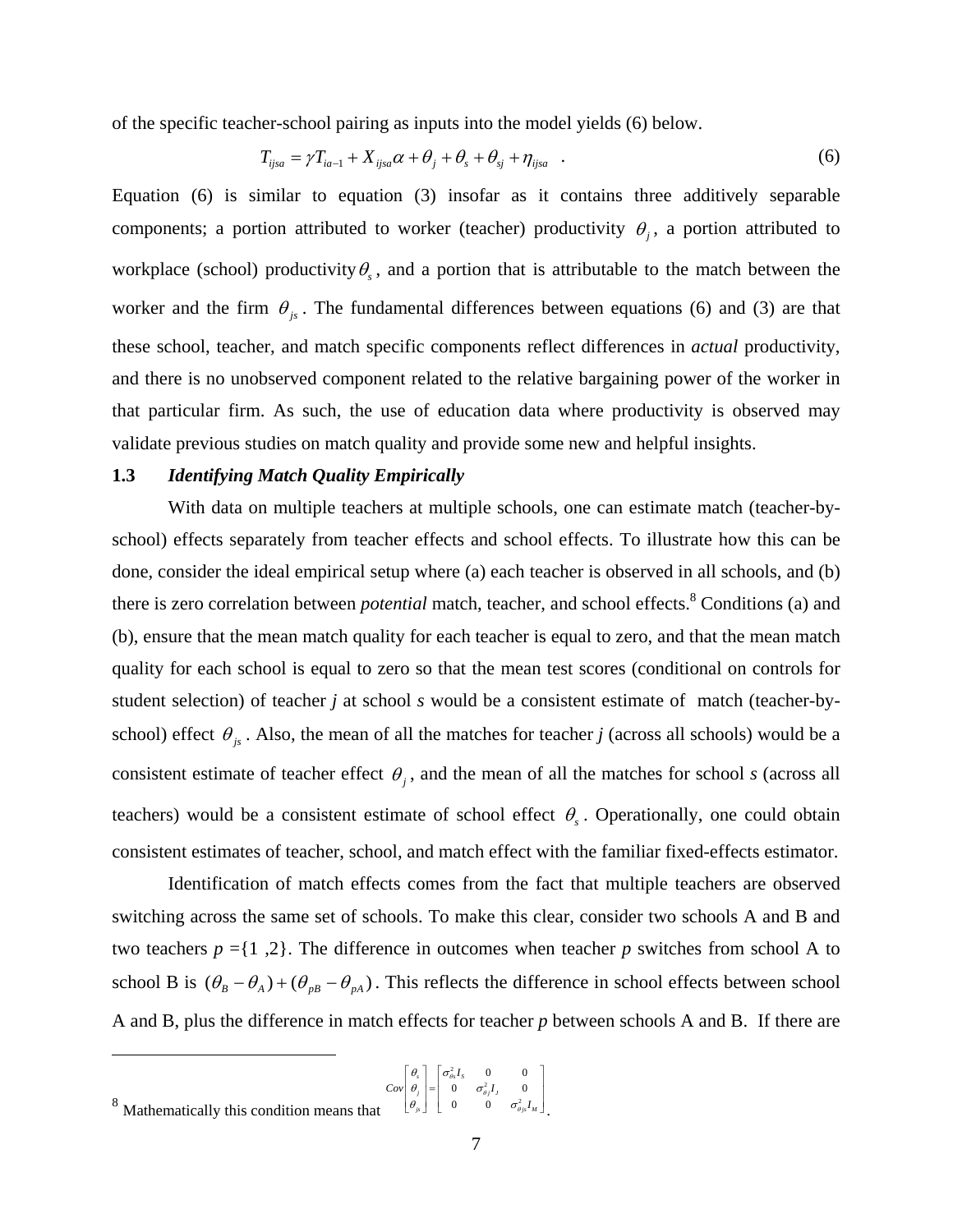of the specific teacher-school pairing as inputs into the model yields (6) below.

$$T_{ijsa} = \gamma T_{ia-1} + X_{ijsa}\alpha + \theta_j + \theta_s + \theta_{sj} + \eta_{ijsa} \quad . \tag{6}$$

Equation (6) is similar to equation (3) insofar as it contains three additively separable components; a portion attributed to worker (teacher) productivity $\theta_j$, a portion attributed to workplace (school) productivity $\theta_s$, and a portion that is attributable to the match between the worker and the firm $\theta_{js}$. The fundamental differences between equations (6) and (3) are that these school, teacher, and match specific components reflect differences in *actual* productivity, and there is no unobserved component related to the relative bargaining power of the worker in that particular firm. As such, the use of education data where productivity is observed may validate previous studies on match quality and provide some new and helpful insights.

### 1.3 *Identifying Match Quality Empirically*

With data on multiple teachers at multiple schools, one can estimate match (teacher-by-school) effects separately from teacher effects and school effects. To illustrate how this can be done, consider the ideal empirical setup where (a) each teacher is observed in all schools, and (b) there is zero correlation between *potential* match, teacher, and school effects.[8] Conditions (a) and (b), ensure that the mean match quality for each teacher is equal to zero, and that the mean match quality for each school is equal to zero so that the mean test scores (conditional on controls for student selection) of teacher *j* at school *s* would be a consistent estimate of match (teacher-by-school) effect $\theta_{js}$. Also, the mean of all the matches for teacher *j* (across all schools) would be a consistent estimate of teacher effect $\theta_j$, and the mean of all the matches for school *s* (across all teachers) would be a consistent estimate of school effect $\theta_s$. Operationally, one could obtain consistent estimates of teacher, school, and match effect with the familiar fixed-effects estimator.

Identification of match effects comes from the fact that multiple teachers are observed switching across the same set of schools. To make this clear, consider two schools A and B and two teachers *p* ={1 ,2}. The difference in outcomes when teacher *p* switches from school A to school B is $(\theta_B - \theta_A) + (\theta_{pB} - \theta_{pA})$. This reflects the difference in school effects between school A and B, plus the difference in match effects for teacher *p* between schools A and B. If there are

---

[8] Mathematically this condition means that $Cov\begin{bmatrix}\theta_s \\ \theta_j \\ \theta_{js}\end{bmatrix} = \begin{bmatrix}\sigma^2_{\theta s} I_S & 0 & 0 \\ 0 & \sigma^2_{\theta j} I_J & 0 \\ 0 & 0 & \sigma^2_{\theta js} I_M\end{bmatrix}$.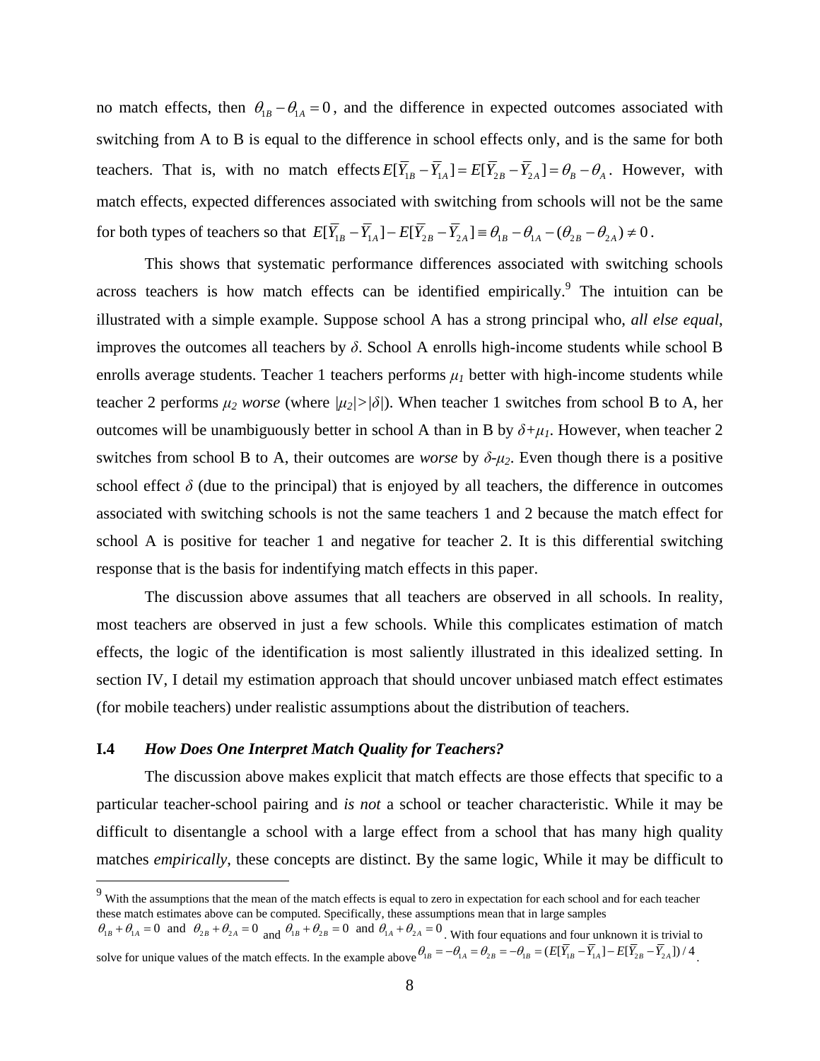no match effects, then $\theta_{1B} - \theta_{1A} = 0$, and the difference in expected outcomes associated with switching from A to B is equal to the difference in school effects only, and is the same for both teachers. That is, with no match effects $E[\bar{Y}_{1B} - \bar{Y}_{1A}] = E[\bar{Y}_{2B} - \bar{Y}_{2A}] = \theta_B - \theta_A$. However, with match effects, expected differences associated with switching from schools will not be the same for both types of teachers so that $E[\bar{Y}_{1B} - \bar{Y}_{1A}] - E[\bar{Y}_{2B} - \bar{Y}_{2A}] \equiv \theta_{1B} - \theta_{1A} - (\theta_{2B} - \theta_{2A}) \neq 0$.

This shows that systematic performance differences associated with switching schools across teachers is how match effects can be identified empirically.[9] The intuition can be illustrated with a simple example. Suppose school A has a strong principal who, *all else equal*, improves the outcomes all teachers by $\delta$. School A enrolls high-income students while school B enrolls average students. Teacher 1 teachers performs $\mu_1$ better with high-income students while teacher 2 performs $\mu_2$ *worse* (where $|\mu_2|>|\delta|$). When teacher 1 switches from school B to A, her outcomes will be unambiguously better in school A than in B by $\delta+\mu_1$. However, when teacher 2 switches from school B to A, their outcomes are *worse* by $\delta$-$\mu_2$. Even though there is a positive school effect $\delta$ (due to the principal) that is enjoyed by all teachers, the difference in outcomes associated with switching schools is not the same teachers 1 and 2 because the match effect for school A is positive for teacher 1 and negative for teacher 2. It is this differential switching response that is the basis for indentifying match effects in this paper.

The discussion above assumes that all teachers are observed in all schools. In reality, most teachers are observed in just a few schools. While this complicates estimation of match effects, the logic of the identification is most saliently illustrated in this idealized setting. In section IV, I detail my estimation approach that should uncover unbiased match effect estimates (for mobile teachers) under realistic assumptions about the distribution of teachers.

### I.4 *How Does One Interpret Match Quality for Teachers?*

The discussion above makes explicit that match effects are those effects that specific to a particular teacher-school pairing and *is not* a school or teacher characteristic. While it may be difficult to disentangle a school with a large effect from a school that has many high quality matches *empirically*, these concepts are distinct. By the same logic, While it may be difficult to

---

[9] With the assumptions that the mean of the match effects is equal to zero in expectation for each school and for each teacher these match estimates above can be computed. Specifically, these assumptions mean that in large samples $\theta_{1B} + \theta_{1A} = 0$ and $\theta_{2B} + \theta_{2A} = 0$ and $\theta_{1B} + \theta_{2B} = 0$ and $\theta_{1A} + \theta_{2A} = 0$. With four equations and four unknown it is trivial to solve for unique values of the match effects. In the example above $\theta_{1B} = -\theta_{1A} = \theta_{2B} = -\theta_{1B} = (E[\bar{Y}_{1B} - \bar{Y}_{1A}] - E[\bar{Y}_{2B} - \bar{Y}_{2A}])/4$.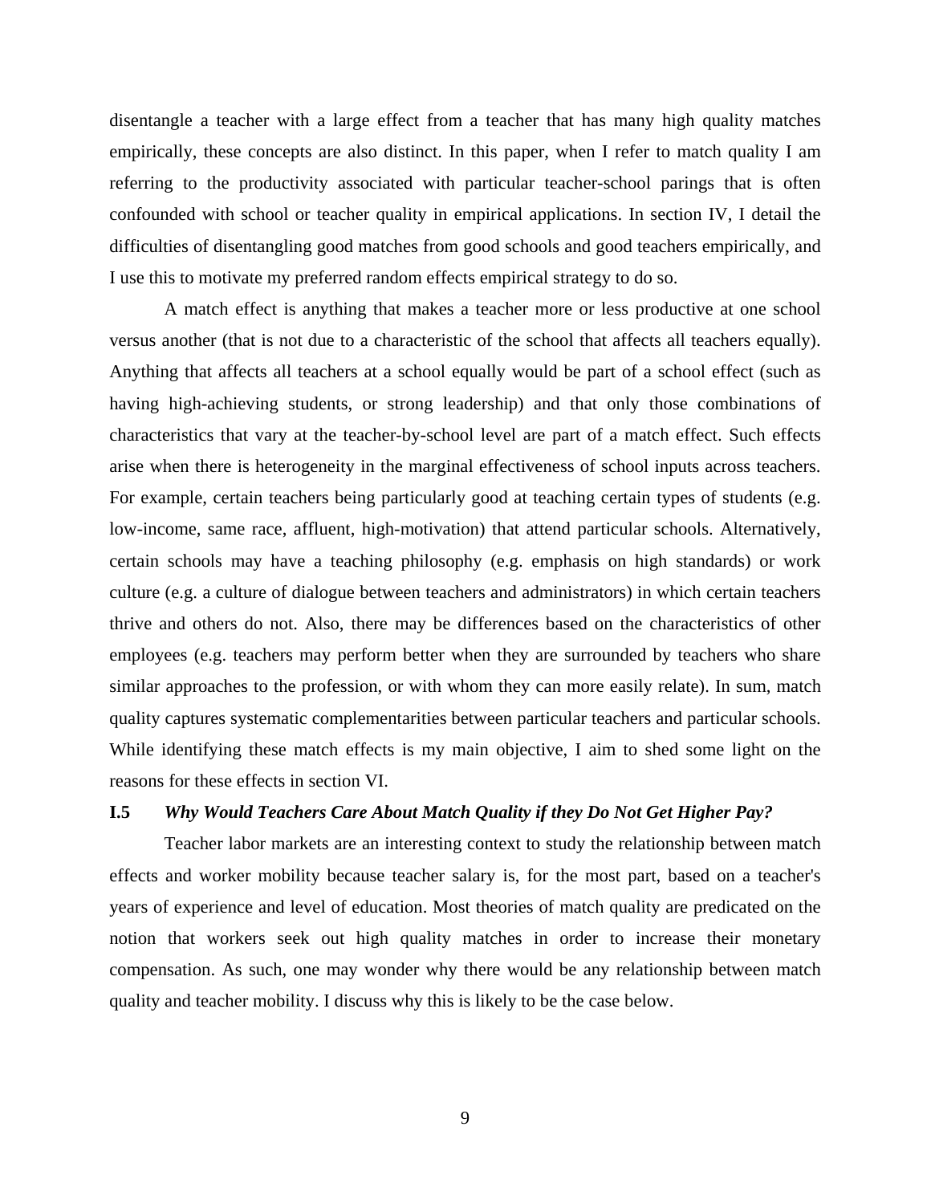disentangle a teacher with a large effect from a teacher that has many high quality matches empirically, these concepts are also distinct. In this paper, when I refer to match quality I am referring to the productivity associated with particular teacher-school parings that is often confounded with school or teacher quality in empirical applications. In section IV, I detail the difficulties of disentangling good matches from good schools and good teachers empirically, and I use this to motivate my preferred random effects empirical strategy to do so.

A match effect is anything that makes a teacher more or less productive at one school versus another (that is not due to a characteristic of the school that affects all teachers equally). Anything that affects all teachers at a school equally would be part of a school effect (such as having high-achieving students, or strong leadership) and that only those combinations of characteristics that vary at the teacher-by-school level are part of a match effect. Such effects arise when there is heterogeneity in the marginal effectiveness of school inputs across teachers. For example, certain teachers being particularly good at teaching certain types of students (e.g. low-income, same race, affluent, high-motivation) that attend particular schools. Alternatively, certain schools may have a teaching philosophy (e.g. emphasis on high standards) or work culture (e.g. a culture of dialogue between teachers and administrators) in which certain teachers thrive and others do not. Also, there may be differences based on the characteristics of other employees (e.g. teachers may perform better when they are surrounded by teachers who share similar approaches to the profession, or with whom they can more easily relate). In sum, match quality captures systematic complementarities between particular teachers and particular schools. While identifying these match effects is my main objective, I aim to shed some light on the reasons for these effects in section VI.

### I.5 *Why Would Teachers Care About Match Quality if they Do Not Get Higher Pay?*

Teacher labor markets are an interesting context to study the relationship between match effects and worker mobility because teacher salary is, for the most part, based on a teacher's years of experience and level of education. Most theories of match quality are predicated on the notion that workers seek out high quality matches in order to increase their monetary compensation. As such, one may wonder why there would be any relationship between match quality and teacher mobility. I discuss why this is likely to be the case below.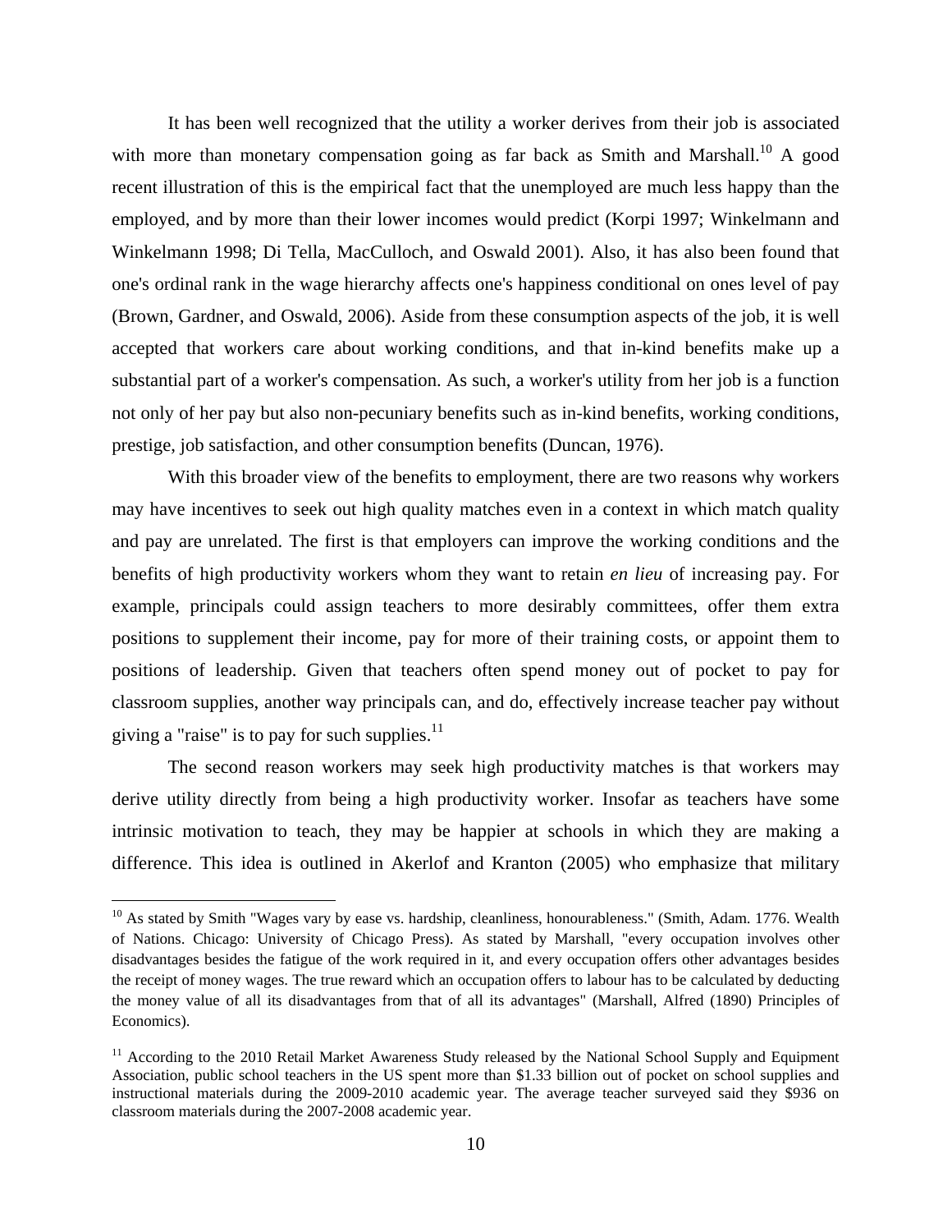It has been well recognized that the utility a worker derives from their job is associated with more than monetary compensation going as far back as Smith and Marshall.[10] A good recent illustration of this is the empirical fact that the unemployed are much less happy than the employed, and by more than their lower incomes would predict (Korpi 1997; Winkelmann and Winkelmann 1998; Di Tella, MacCulloch, and Oswald 2001). Also, it has also been found that one's ordinal rank in the wage hierarchy affects one's happiness conditional on ones level of pay (Brown, Gardner, and Oswald, 2006). Aside from these consumption aspects of the job, it is well accepted that workers care about working conditions, and that in-kind benefits make up a substantial part of a worker's compensation. As such, a worker's utility from her job is a function not only of her pay but also non-pecuniary benefits such as in-kind benefits, working conditions, prestige, job satisfaction, and other consumption benefits (Duncan, 1976).

With this broader view of the benefits to employment, there are two reasons why workers may have incentives to seek out high quality matches even in a context in which match quality and pay are unrelated. The first is that employers can improve the working conditions and the benefits of high productivity workers whom they want to retain *en lieu* of increasing pay. For example, principals could assign teachers to more desirably committees, offer them extra positions to supplement their income, pay for more of their training costs, or appoint them to positions of leadership. Given that teachers often spend money out of pocket to pay for classroom supplies, another way principals can, and do, effectively increase teacher pay without giving a "raise" is to pay for such supplies.[11]

The second reason workers may seek high productivity matches is that workers may derive utility directly from being a high productivity worker. Insofar as teachers have some intrinsic motivation to teach, they may be happier at schools in which they are making a difference. This idea is outlined in Akerlof and Kranton (2005) who emphasize that military

[10] As stated by Smith "Wages vary by ease vs. hardship, cleanliness, honourableness." (Smith, Adam. 1776. Wealth of Nations. Chicago: University of Chicago Press). As stated by Marshall, "every occupation involves other disadvantages besides the fatigue of the work required in it, and every occupation offers other advantages besides the receipt of money wages. The true reward which an occupation offers to labour has to be calculated by deducting the money value of all its disadvantages from that of all its advantages" (Marshall, Alfred (1890) Principles of Economics).

[11] According to the 2010 Retail Market Awareness Study released by the National School Supply and Equipment Association, public school teachers in the US spent more than \$1.33 billion out of pocket on school supplies and instructional materials during the 2009-2010 academic year. The average teacher surveyed said they \$936 on classroom materials during the 2007-2008 academic year.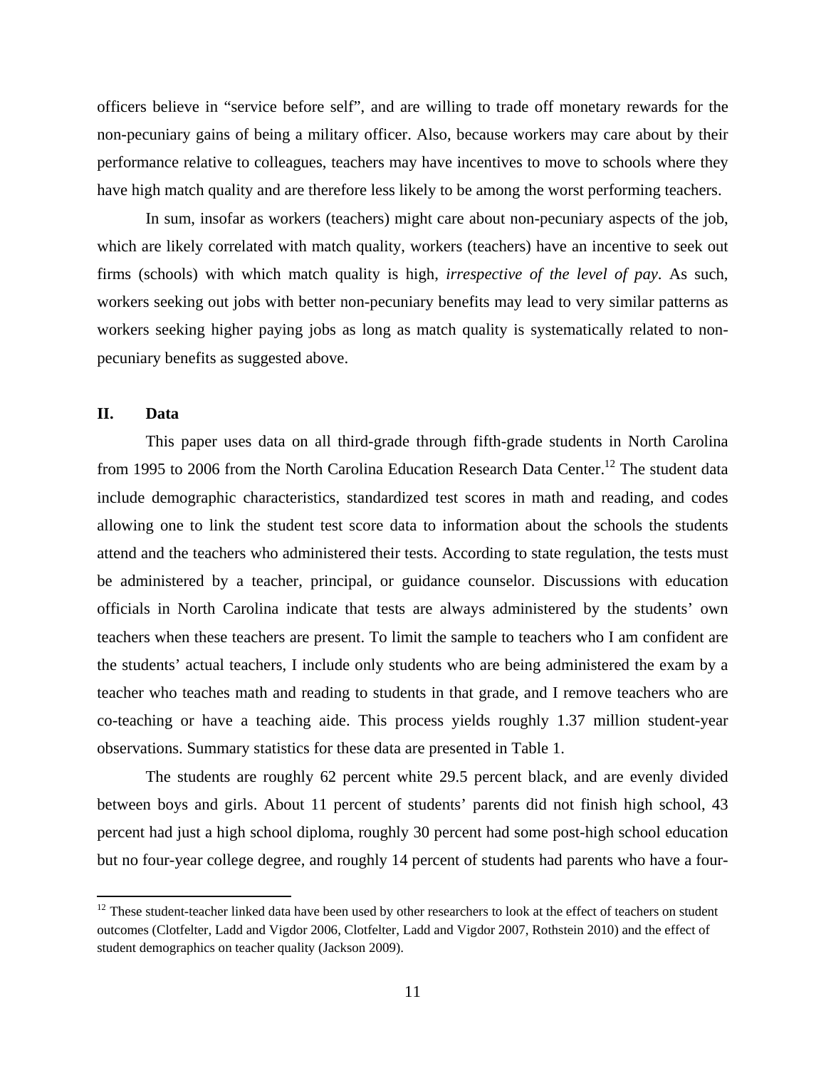officers believe in "service before self", and are willing to trade off monetary rewards for the non-pecuniary gains of being a military officer. Also, because workers may care about by their performance relative to colleagues, teachers may have incentives to move to schools where they have high match quality and are therefore less likely to be among the worst performing teachers.

In sum, insofar as workers (teachers) might care about non-pecuniary aspects of the job, which are likely correlated with match quality, workers (teachers) have an incentive to seek out firms (schools) with which match quality is high, *irrespective of the level of pay*. As such, workers seeking out jobs with better non-pecuniary benefits may lead to very similar patterns as workers seeking higher paying jobs as long as match quality is systematically related to non-pecuniary benefits as suggested above.

## II. Data

This paper uses data on all third-grade through fifth-grade students in North Carolina from 1995 to 2006 from the North Carolina Education Research Data Center.[12] The student data include demographic characteristics, standardized test scores in math and reading, and codes allowing one to link the student test score data to information about the schools the students attend and the teachers who administered their tests. According to state regulation, the tests must be administered by a teacher, principal, or guidance counselor. Discussions with education officials in North Carolina indicate that tests are always administered by the students' own teachers when these teachers are present. To limit the sample to teachers who I am confident are the students' actual teachers, I include only students who are being administered the exam by a teacher who teaches math and reading to students in that grade, and I remove teachers who are co-teaching or have a teaching aide. This process yields roughly 1.37 million student-year observations. Summary statistics for these data are presented in Table 1.

The students are roughly 62 percent white 29.5 percent black, and are evenly divided between boys and girls. About 11 percent of students' parents did not finish high school, 43 percent had just a high school diploma, roughly 30 percent had some post-high school education but no four-year college degree, and roughly 14 percent of students had parents who have a four-

[12] These student-teacher linked data have been used by other researchers to look at the effect of teachers on student outcomes (Clotfelter, Ladd and Vigdor 2006, Clotfelter, Ladd and Vigdor 2007, Rothstein 2010) and the effect of student demographics on teacher quality (Jackson 2009).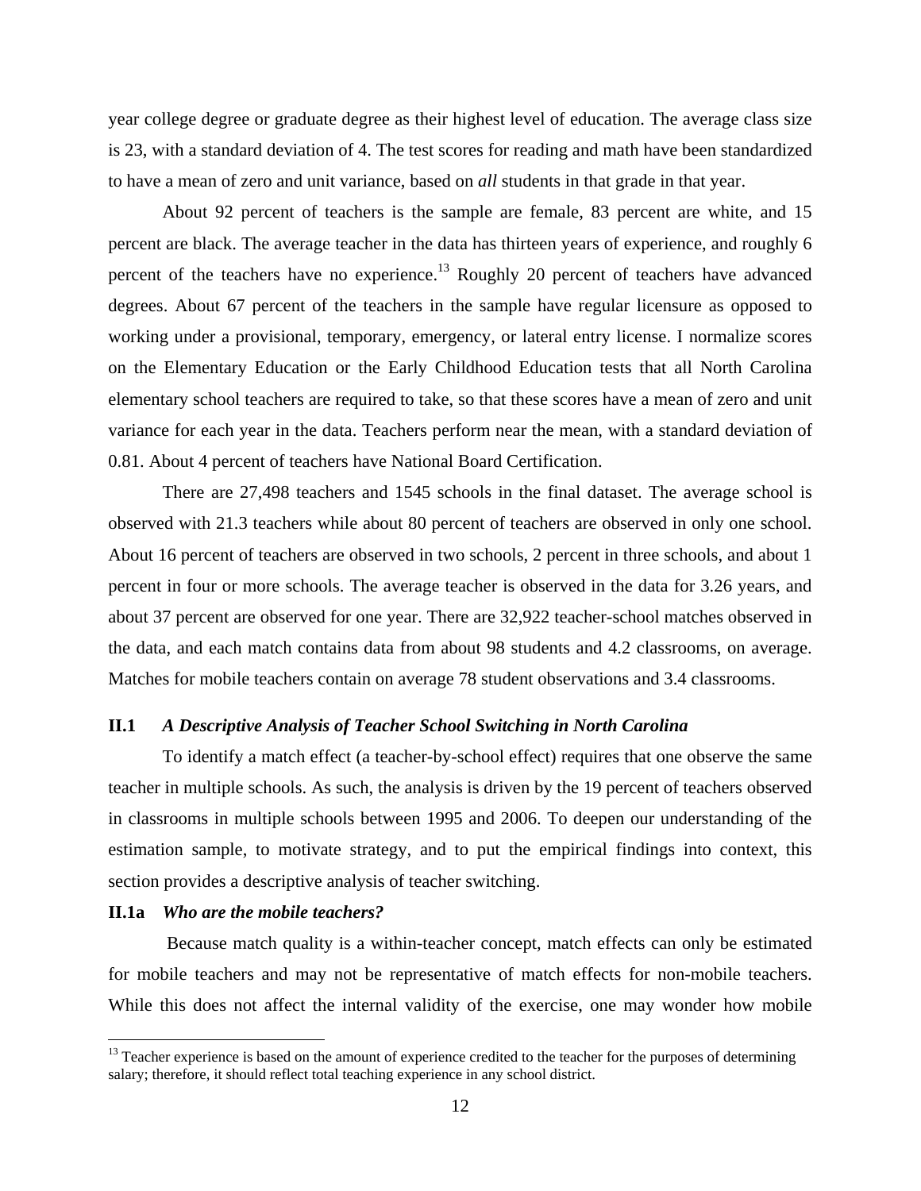year college degree or graduate degree as their highest level of education. The average class size is 23, with a standard deviation of 4. The test scores for reading and math have been standardized to have a mean of zero and unit variance, based on *all* students in that grade in that year.

About 92 percent of teachers is the sample are female, 83 percent are white, and 15 percent are black. The average teacher in the data has thirteen years of experience, and roughly 6 percent of the teachers have no experience.[13] Roughly 20 percent of teachers have advanced degrees. About 67 percent of the teachers in the sample have regular licensure as opposed to working under a provisional, temporary, emergency, or lateral entry license. I normalize scores on the Elementary Education or the Early Childhood Education tests that all North Carolina elementary school teachers are required to take, so that these scores have a mean of zero and unit variance for each year in the data. Teachers perform near the mean, with a standard deviation of 0.81. About 4 percent of teachers have National Board Certification.

There are 27,498 teachers and 1545 schools in the final dataset. The average school is observed with 21.3 teachers while about 80 percent of teachers are observed in only one school. About 16 percent of teachers are observed in two schools, 2 percent in three schools, and about 1 percent in four or more schools. The average teacher is observed in the data for 3.26 years, and about 37 percent are observed for one year. There are 32,922 teacher-school matches observed in the data, and each match contains data from about 98 students and 4.2 classrooms, on average. Matches for mobile teachers contain on average 78 student observations and 3.4 classrooms.

### II.1 *A Descriptive Analysis of Teacher School Switching in North Carolina*

To identify a match effect (a teacher-by-school effect) requires that one observe the same teacher in multiple schools. As such, the analysis is driven by the 19 percent of teachers observed in classrooms in multiple schools between 1995 and 2006. To deepen our understanding of the estimation sample, to motivate strategy, and to put the empirical findings into context, this section provides a descriptive analysis of teacher switching.

#### II.1a *Who are the mobile teachers?*

Because match quality is a within-teacher concept, match effects can only be estimated for mobile teachers and may not be representative of match effects for non-mobile teachers. While this does not affect the internal validity of the exercise, one may wonder how mobile

[13] Teacher experience is based on the amount of experience credited to the teacher for the purposes of determining salary; therefore, it should reflect total teaching experience in any school district.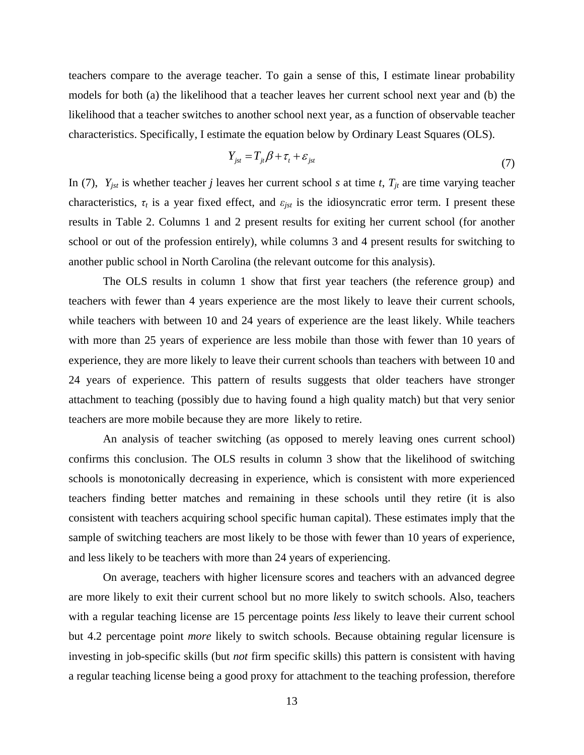teachers compare to the average teacher. To gain a sense of this, I estimate linear probability models for both (a) the likelihood that a teacher leaves her current school next year and (b) the likelihood that a teacher switches to another school next year, as a function of observable teacher characteristics. Specifically, I estimate the equation below by Ordinary Least Squares (OLS).

$$Y_{jst} = T_{jt}\beta + \tau_t + \varepsilon_{jst} \tag{7}$$

In (7), $Y_{jst}$ is whether teacher *j* leaves her current school *s* at time *t*, $T_{jt}$ are time varying teacher characteristics, $\tau_t$ is a year fixed effect, and $\varepsilon_{jst}$ is the idiosyncratic error term. I present these results in Table 2. Columns 1 and 2 present results for exiting her current school (for another school or out of the profession entirely), while columns 3 and 4 present results for switching to another public school in North Carolina (the relevant outcome for this analysis).

The OLS results in column 1 show that first year teachers (the reference group) and teachers with fewer than 4 years experience are the most likely to leave their current schools, while teachers with between 10 and 24 years of experience are the least likely. While teachers with more than 25 years of experience are less mobile than those with fewer than 10 years of experience, they are more likely to leave their current schools than teachers with between 10 and 24 years of experience. This pattern of results suggests that older teachers have stronger attachment to teaching (possibly due to having found a high quality match) but that very senior teachers are more mobile because they are more likely to retire.

An analysis of teacher switching (as opposed to merely leaving ones current school) confirms this conclusion. The OLS results in column 3 show that the likelihood of switching schools is monotonically decreasing in experience, which is consistent with more experienced teachers finding better matches and remaining in these schools until they retire (it is also consistent with teachers acquiring school specific human capital). These estimates imply that the sample of switching teachers are most likely to be those with fewer than 10 years of experience, and less likely to be teachers with more than 24 years of experiencing.

On average, teachers with higher licensure scores and teachers with an advanced degree are more likely to exit their current school but no more likely to switch schools. Also, teachers with a regular teaching license are 15 percentage points *less* likely to leave their current school but 4.2 percentage point *more* likely to switch schools. Because obtaining regular licensure is investing in job-specific skills (but *not* firm specific skills) this pattern is consistent with having a regular teaching license being a good proxy for attachment to the teaching profession, therefore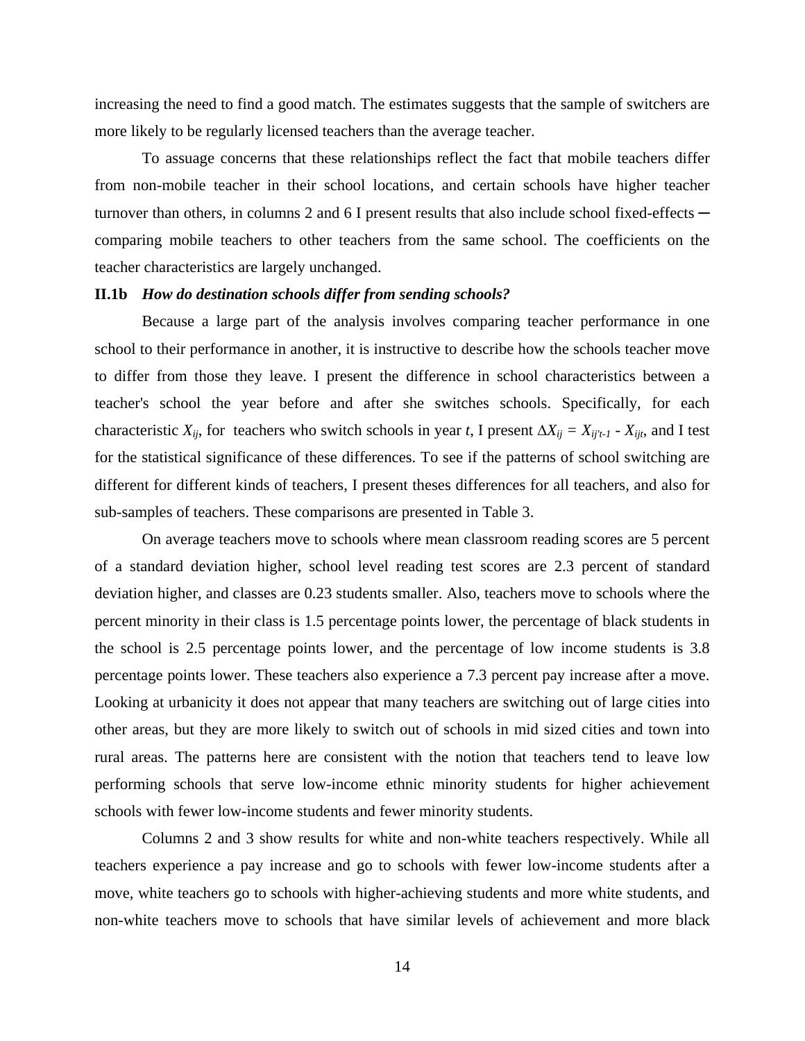increasing the need to find a good match. The estimates suggests that the sample of switchers are more likely to be regularly licensed teachers than the average teacher.

To assuage concerns that these relationships reflect the fact that mobile teachers differ from non-mobile teacher in their school locations, and certain schools have higher teacher turnover than others, in columns 2 and 6 I present results that also include school fixed-effects ─ comparing mobile teachers to other teachers from the same school. The coefficients on the teacher characteristics are largely unchanged.

**II.1b** ***How do destination schools differ from sending schools?***

Because a large part of the analysis involves comparing teacher performance in one school to their performance in another, it is instructive to describe how the schools teacher move to differ from those they leave. I present the difference in school characteristics between a teacher's school the year before and after she switches schools. Specifically, for each characteristic $X_{ij}$, for teachers who switch schools in year $t$, I present $\Delta X_{ij} = X_{ij't-1} - X_{ijt}$, and I test for the statistical significance of these differences. To see if the patterns of school switching are different for different kinds of teachers, I present theses differences for all teachers, and also for sub-samples of teachers. These comparisons are presented in Table 3.

On average teachers move to schools where mean classroom reading scores are 5 percent of a standard deviation higher, school level reading test scores are 2.3 percent of standard deviation higher, and classes are 0.23 students smaller. Also, teachers move to schools where the percent minority in their class is 1.5 percentage points lower, the percentage of black students in the school is 2.5 percentage points lower, and the percentage of low income students is 3.8 percentage points lower. These teachers also experience a 7.3 percent pay increase after a move. Looking at urbanicity it does not appear that many teachers are switching out of large cities into other areas, but they are more likely to switch out of schools in mid sized cities and town into rural areas. The patterns here are consistent with the notion that teachers tend to leave low performing schools that serve low-income ethnic minority students for higher achievement schools with fewer low-income students and fewer minority students.

Columns 2 and 3 show results for white and non-white teachers respectively. While all teachers experience a pay increase and go to schools with fewer low-income students after a move, white teachers go to schools with higher-achieving students and more white students, and non-white teachers move to schools that have similar levels of achievement and more black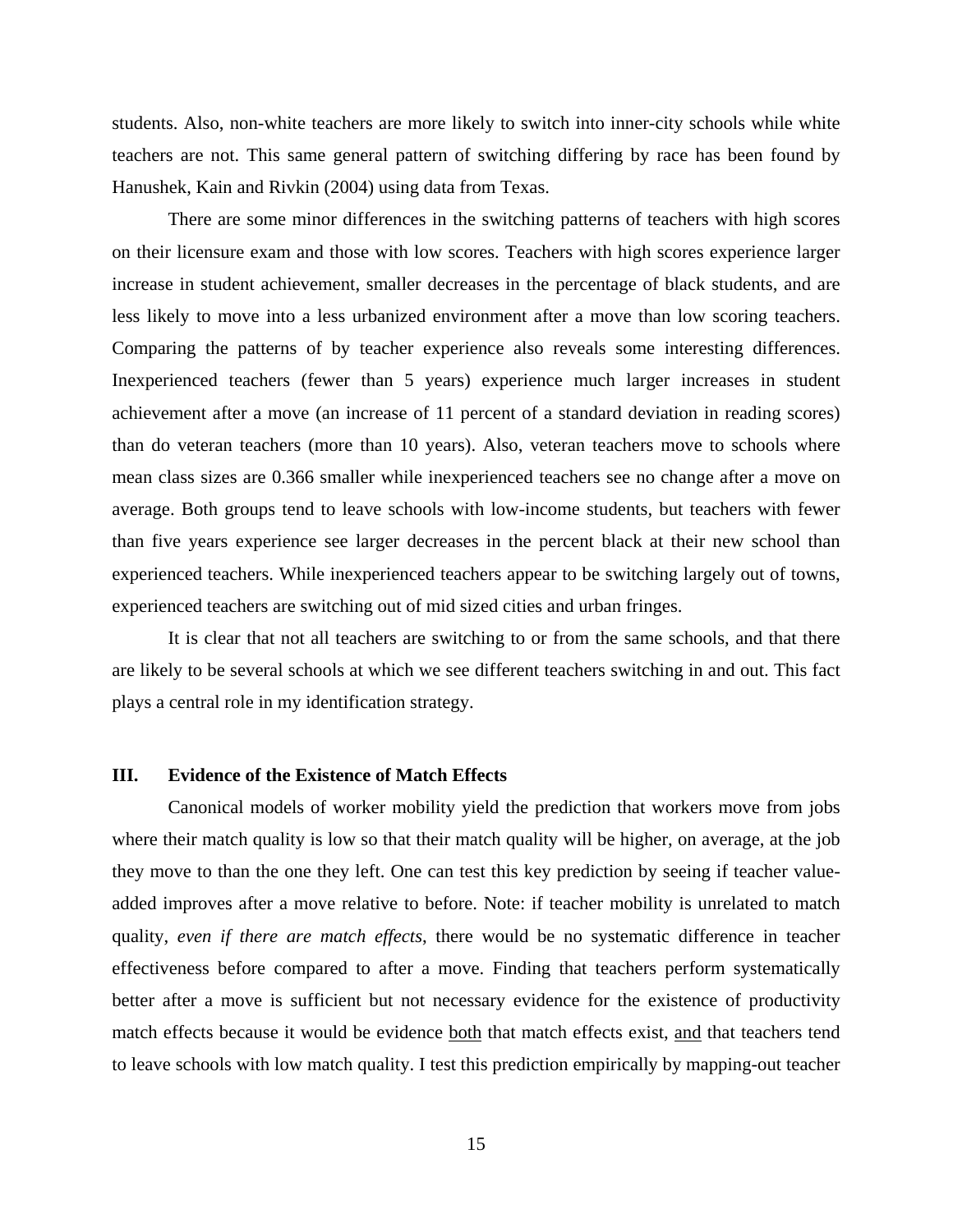students. Also, non-white teachers are more likely to switch into inner-city schools while white teachers are not. This same general pattern of switching differing by race has been found by Hanushek, Kain and Rivkin (2004) using data from Texas.

There are some minor differences in the switching patterns of teachers with high scores on their licensure exam and those with low scores. Teachers with high scores experience larger increase in student achievement, smaller decreases in the percentage of black students, and are less likely to move into a less urbanized environment after a move than low scoring teachers. Comparing the patterns of by teacher experience also reveals some interesting differences. Inexperienced teachers (fewer than 5 years) experience much larger increases in student achievement after a move (an increase of 11 percent of a standard deviation in reading scores) than do veteran teachers (more than 10 years). Also, veteran teachers move to schools where mean class sizes are 0.366 smaller while inexperienced teachers see no change after a move on average. Both groups tend to leave schools with low-income students, but teachers with fewer than five years experience see larger decreases in the percent black at their new school than experienced teachers. While inexperienced teachers appear to be switching largely out of towns, experienced teachers are switching out of mid sized cities and urban fringes.

It is clear that not all teachers are switching to or from the same schools, and that there are likely to be several schools at which we see different teachers switching in and out. This fact plays a central role in my identification strategy.

## III. Evidence of the Existence of Match Effects

Canonical models of worker mobility yield the prediction that workers move from jobs where their match quality is low so that their match quality will be higher, on average, at the job they move to than the one they left. One can test this key prediction by seeing if teacher value-added improves after a move relative to before. Note: if teacher mobility is unrelated to match quality, *even if there are match effects*, there would be no systematic difference in teacher effectiveness before compared to after a move. Finding that teachers perform systematically better after a move is sufficient but not necessary evidence for the existence of productivity match effects because it would be evidence <u>both</u> that match effects exist, <u>and</u> that teachers tend to leave schools with low match quality. I test this prediction empirically by mapping-out teacher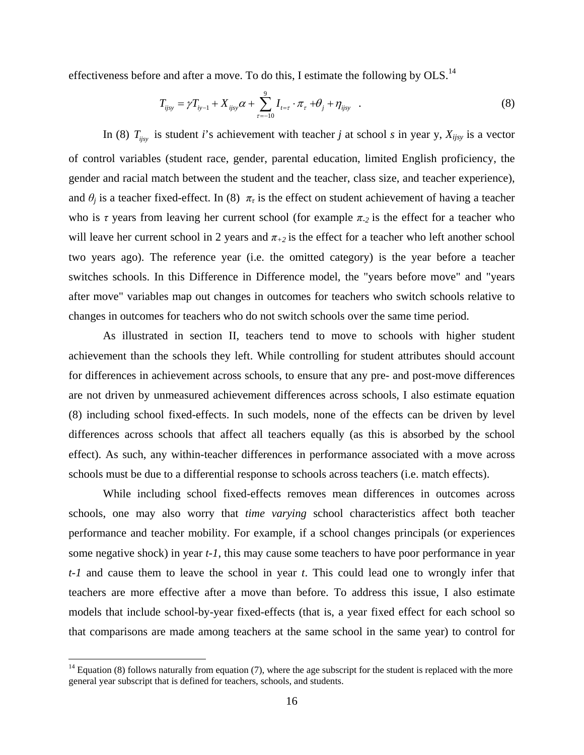effectiveness before and after a move. To do this, I estimate the following by OLS.[14]

$$T_{ijsy} = \gamma T_{iy-1} + X_{ijsy}\alpha + \sum_{\tau=-10}^{9} I_{t=\tau} \cdot \pi_{\tau} + \theta_j + \eta_{ijsy} \quad . \tag{8}$$

In (8) $T_{ijsy}$ is student *i*'s achievement with teacher *j* at school *s* in year y, $X_{ijsy}$ is a vector of control variables (student race, gender, parental education, limited English proficiency, the gender and racial match between the student and the teacher, class size, and teacher experience), and $\theta_j$ is a teacher fixed-effect. In (8) $\pi_{\tau}$ is the effect on student achievement of having a teacher who is $\tau$ years from leaving her current school (for example $\pi_{-2}$ is the effect for a teacher who will leave her current school in 2 years and $\pi_{+2}$ is the effect for a teacher who left another school two years ago). The reference year (i.e. the omitted category) is the year before a teacher switches schools. In this Difference in Difference model, the "years before move" and "years after move" variables map out changes in outcomes for teachers who switch schools relative to changes in outcomes for teachers who do not switch schools over the same time period.

As illustrated in section II, teachers tend to move to schools with higher student achievement than the schools they left. While controlling for student attributes should account for differences in achievement across schools, to ensure that any pre- and post-move differences are not driven by unmeasured achievement differences across schools, I also estimate equation (8) including school fixed-effects. In such models, none of the effects can be driven by level differences across schools that affect all teachers equally (as this is absorbed by the school effect). As such, any within-teacher differences in performance associated with a move across schools must be due to a differential response to schools across teachers (i.e. match effects).

While including school fixed-effects removes mean differences in outcomes across schools, one may also worry that *time varying* school characteristics affect both teacher performance and teacher mobility. For example, if a school changes principals (or experiences some negative shock) in year *t-1*, this may cause some teachers to have poor performance in year *t-1* and cause them to leave the school in year *t*. This could lead one to wrongly infer that teachers are more effective after a move than before. To address this issue, I also estimate models that include school-by-year fixed-effects (that is, a year fixed effect for each school so that comparisons are made among teachers at the same school in the same year) to control for

[14] Equation (8) follows naturally from equation (7), where the age subscript for the student is replaced with the more general year subscript that is defined for teachers, schools, and students.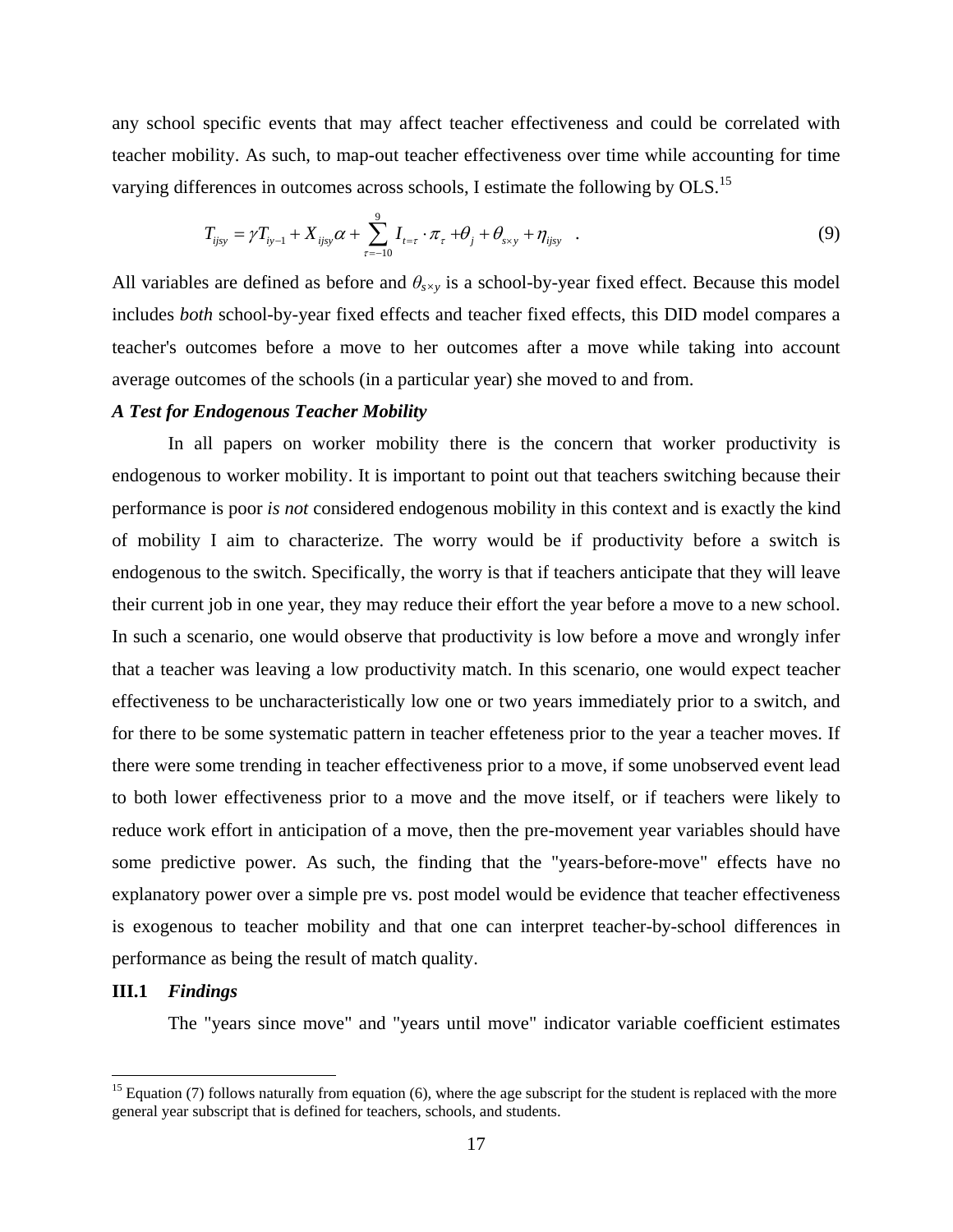any school specific events that may affect teacher effectiveness and could be correlated with teacher mobility. As such, to map-out teacher effectiveness over time while accounting for time varying differences in outcomes across schools, I estimate the following by OLS.[15]

$$T_{ijsy} = \gamma T_{iy-1} + X_{ijsy}\alpha + \sum_{\tau=-10}^{9} I_{t=\tau} \cdot \pi_{\tau} + \theta_j + \theta_{s\times y} + \eta_{ijsy} \quad . \tag{9}$$

All variables are defined as before and $\theta_{s\times y}$ is a school-by-year fixed effect. Because this model includes *both* school-by-year fixed effects and teacher fixed effects, this DID model compares a teacher's outcomes before a move to her outcomes after a move while taking into account average outcomes of the schools (in a particular year) she moved to and from.

***A Test for Endogenous Teacher Mobility***

In all papers on worker mobility there is the concern that worker productivity is endogenous to worker mobility. It is important to point out that teachers switching because their performance is poor *is not* considered endogenous mobility in this context and is exactly the kind of mobility I aim to characterize. The worry would be if productivity before a switch is endogenous to the switch. Specifically, the worry is that if teachers anticipate that they will leave their current job in one year, they may reduce their effort the year before a move to a new school. In such a scenario, one would observe that productivity is low before a move and wrongly infer that a teacher was leaving a low productivity match. In this scenario, one would expect teacher effectiveness to be uncharacteristically low one or two years immediately prior to a switch, and for there to be some systematic pattern in teacher effeteness prior to the year a teacher moves. If there were some trending in teacher effectiveness prior to a move, if some unobserved event lead to both lower effectiveness prior to a move and the move itself, or if teachers were likely to reduce work effort in anticipation of a move, then the pre-movement year variables should have some predictive power. As such, the finding that the "years-before-move" effects have no explanatory power over a simple pre vs. post model would be evidence that teacher effectiveness is exogenous to teacher mobility and that one can interpret teacher-by-school differences in performance as being the result of match quality.

### III.1 *Findings*

The "years since move" and "years until move" indicator variable coefficient estimates

[15] Equation (7) follows naturally from equation (6), where the age subscript for the student is replaced with the more general year subscript that is defined for teachers, schools, and students.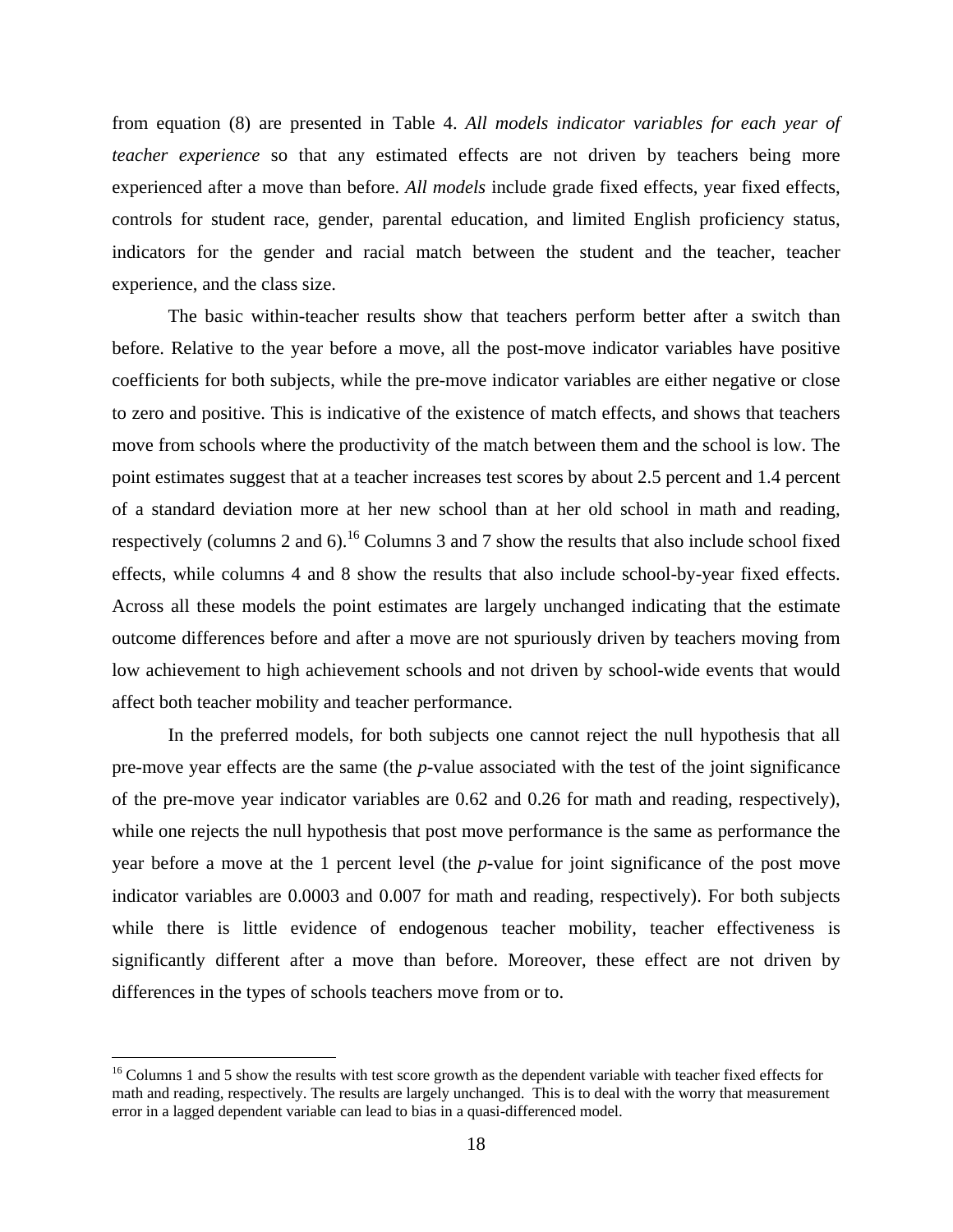from equation (8) are presented in Table 4. *All models indicator variables for each year of teacher experience* so that any estimated effects are not driven by teachers being more experienced after a move than before. *All models* include grade fixed effects, year fixed effects, controls for student race, gender, parental education, and limited English proficiency status, indicators for the gender and racial match between the student and the teacher, teacher experience, and the class size.

The basic within-teacher results show that teachers perform better after a switch than before. Relative to the year before a move, all the post-move indicator variables have positive coefficients for both subjects, while the pre-move indicator variables are either negative or close to zero and positive. This is indicative of the existence of match effects, and shows that teachers move from schools where the productivity of the match between them and the school is low. The point estimates suggest that at a teacher increases test scores by about 2.5 percent and 1.4 percent of a standard deviation more at her new school than at her old school in math and reading, respectively (columns 2 and 6).[16] Columns 3 and 7 show the results that also include school fixed effects, while columns 4 and 8 show the results that also include school-by-year fixed effects. Across all these models the point estimates are largely unchanged indicating that the estimate outcome differences before and after a move are not spuriously driven by teachers moving from low achievement to high achievement schools and not driven by school-wide events that would affect both teacher mobility and teacher performance.

In the preferred models, for both subjects one cannot reject the null hypothesis that all pre-move year effects are the same (the *p*-value associated with the test of the joint significance of the pre-move year indicator variables are 0.62 and 0.26 for math and reading, respectively), while one rejects the null hypothesis that post move performance is the same as performance the year before a move at the 1 percent level (the *p*-value for joint significance of the post move indicator variables are 0.0003 and 0.007 for math and reading, respectively). For both subjects while there is little evidence of endogenous teacher mobility, teacher effectiveness is significantly different after a move than before. Moreover, these effect are not driven by differences in the types of schools teachers move from or to.

[16] Columns 1 and 5 show the results with test score growth as the dependent variable with teacher fixed effects for math and reading, respectively. The results are largely unchanged. This is to deal with the worry that measurement error in a lagged dependent variable can lead to bias in a quasi-differenced model.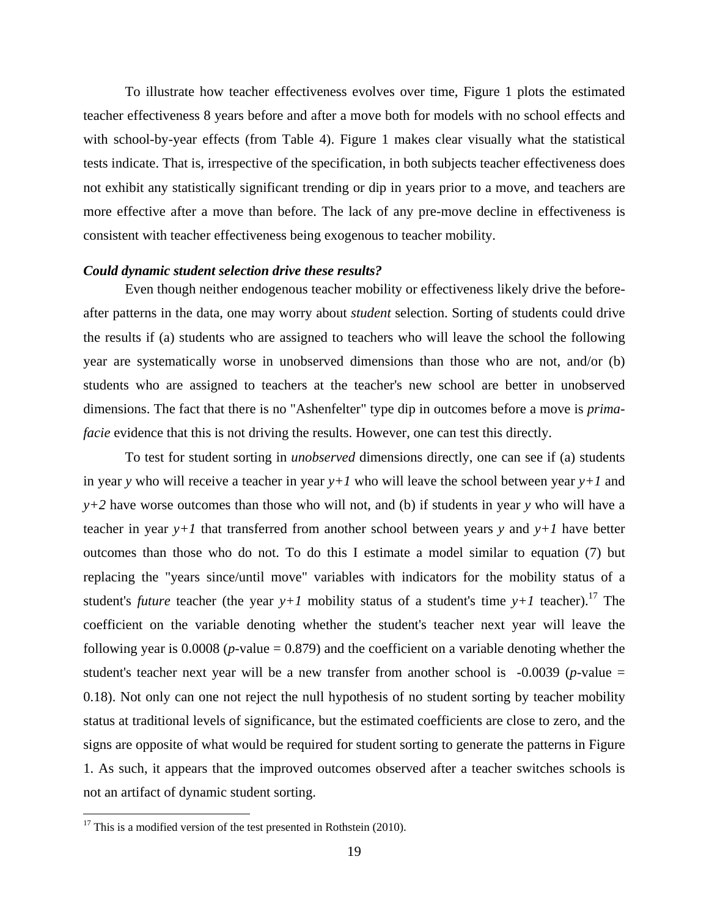To illustrate how teacher effectiveness evolves over time, Figure 1 plots the estimated teacher effectiveness 8 years before and after a move both for models with no school effects and with school-by-year effects (from Table 4). Figure 1 makes clear visually what the statistical tests indicate. That is, irrespective of the specification, in both subjects teacher effectiveness does not exhibit any statistically significant trending or dip in years prior to a move, and teachers are more effective after a move than before. The lack of any pre-move decline in effectiveness is consistent with teacher effectiveness being exogenous to teacher mobility.

***Could dynamic student selection drive these results?***

Even though neither endogenous teacher mobility or effectiveness likely drive the before-after patterns in the data, one may worry about *student* selection. Sorting of students could drive the results if (a) students who are assigned to teachers who will leave the school the following year are systematically worse in unobserved dimensions than those who are not, and/or (b) students who are assigned to teachers at the teacher's new school are better in unobserved dimensions. The fact that there is no "Ashenfelter" type dip in outcomes before a move is *prima-facie* evidence that this is not driving the results. However, one can test this directly.

To test for student sorting in *unobserved* dimensions directly, one can see if (a) students in year $y$ who will receive a teacher in year $y+1$ who will leave the school between year $y+1$ and $y+2$ have worse outcomes than those who will not, and (b) if students in year $y$ who will have a teacher in year $y+1$ that transferred from another school between years $y$ and $y+1$ have better outcomes than those who do not. To do this I estimate a model similar to equation (7) but replacing the "years since/until move" variables with indicators for the mobility status of a student's *future* teacher (the year $y+1$ mobility status of a student's time $y+1$ teacher).[17] The coefficient on the variable denoting whether the student's teacher next year will leave the following year is 0.0008 ($p$-value = 0.879) and the coefficient on a variable denoting whether the student's teacher next year will be a new transfer from another school is -0.0039 ($p$-value = 0.18). Not only can one not reject the null hypothesis of no student sorting by teacher mobility status at traditional levels of significance, but the estimated coefficients are close to zero, and the signs are opposite of what would be required for student sorting to generate the patterns in Figure 1. As such, it appears that the improved outcomes observed after a teacher switches schools is not an artifact of dynamic student sorting.

[17] This is a modified version of the test presented in Rothstein (2010).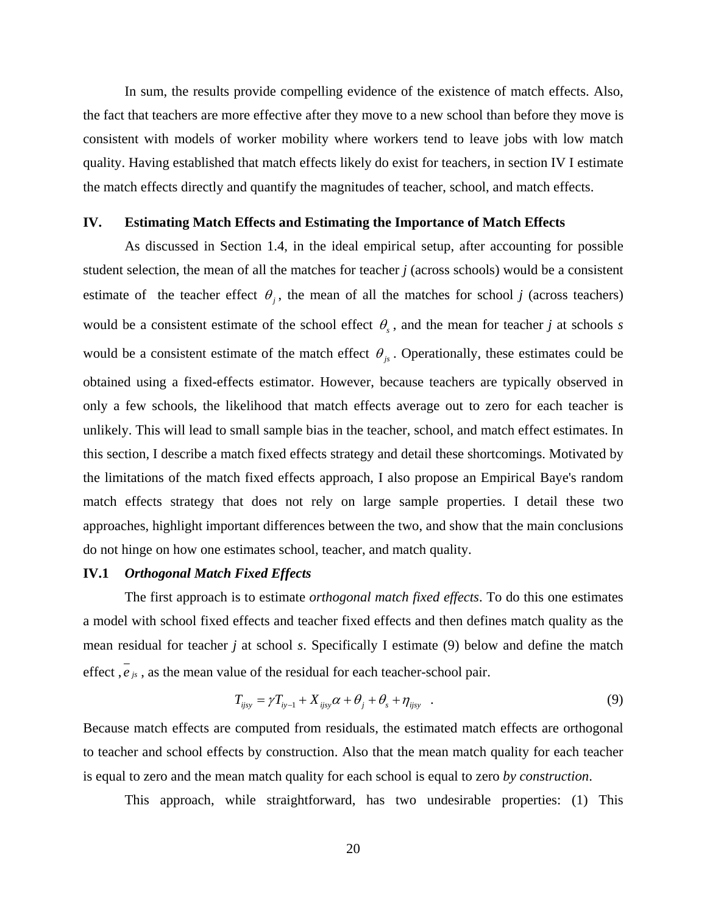In sum, the results provide compelling evidence of the existence of match effects. Also, the fact that teachers are more effective after they move to a new school than before they move is consistent with models of worker mobility where workers tend to leave jobs with low match quality. Having established that match effects likely do exist for teachers, in section IV I estimate the match effects directly and quantify the magnitudes of teacher, school, and match effects.

## IV. Estimating Match Effects and Estimating the Importance of Match Effects

As discussed in Section 1.4, in the ideal empirical setup, after accounting for possible student selection, the mean of all the matches for teacher *j* (across schools) would be a consistent estimate of the teacher effect $\theta_j$, the mean of all the matches for school *j* (across teachers) would be a consistent estimate of the school effect $\theta_s$, and the mean for teacher *j* at schools *s* would be a consistent estimate of the match effect $\theta_{js}$. Operationally, these estimates could be obtained using a fixed-effects estimator. However, because teachers are typically observed in only a few schools, the likelihood that match effects average out to zero for each teacher is unlikely. This will lead to small sample bias in the teacher, school, and match effect estimates. In this section, I describe a match fixed effects strategy and detail these shortcomings. Motivated by the limitations of the match fixed effects approach, I also propose an Empirical Baye's random match effects strategy that does not rely on large sample properties. I detail these two approaches, highlight important differences between the two, and show that the main conclusions do not hinge on how one estimates school, teacher, and match quality.

### IV.1 *Orthogonal Match Fixed Effects*

The first approach is to estimate *orthogonal match fixed effects*. To do this one estimates a model with school fixed effects and teacher fixed effects and then defines match quality as the mean residual for teacher *j* at school *s*. Specifically I estimate (9) below and define the match effect , $\bar{e}_{js}$ , as the mean value of the residual for each teacher-school pair.

$$T_{ijsy} = \gamma T_{iy-1} + X_{ijsy}\alpha + \theta_j + \theta_s + \eta_{ijsy} \quad . \tag{9}$$

Because match effects are computed from residuals, the estimated match effects are orthogonal to teacher and school effects by construction. Also that the mean match quality for each teacher is equal to zero and the mean match quality for each school is equal to zero *by construction*.

This approach, while straightforward, has two undesirable properties: (1) This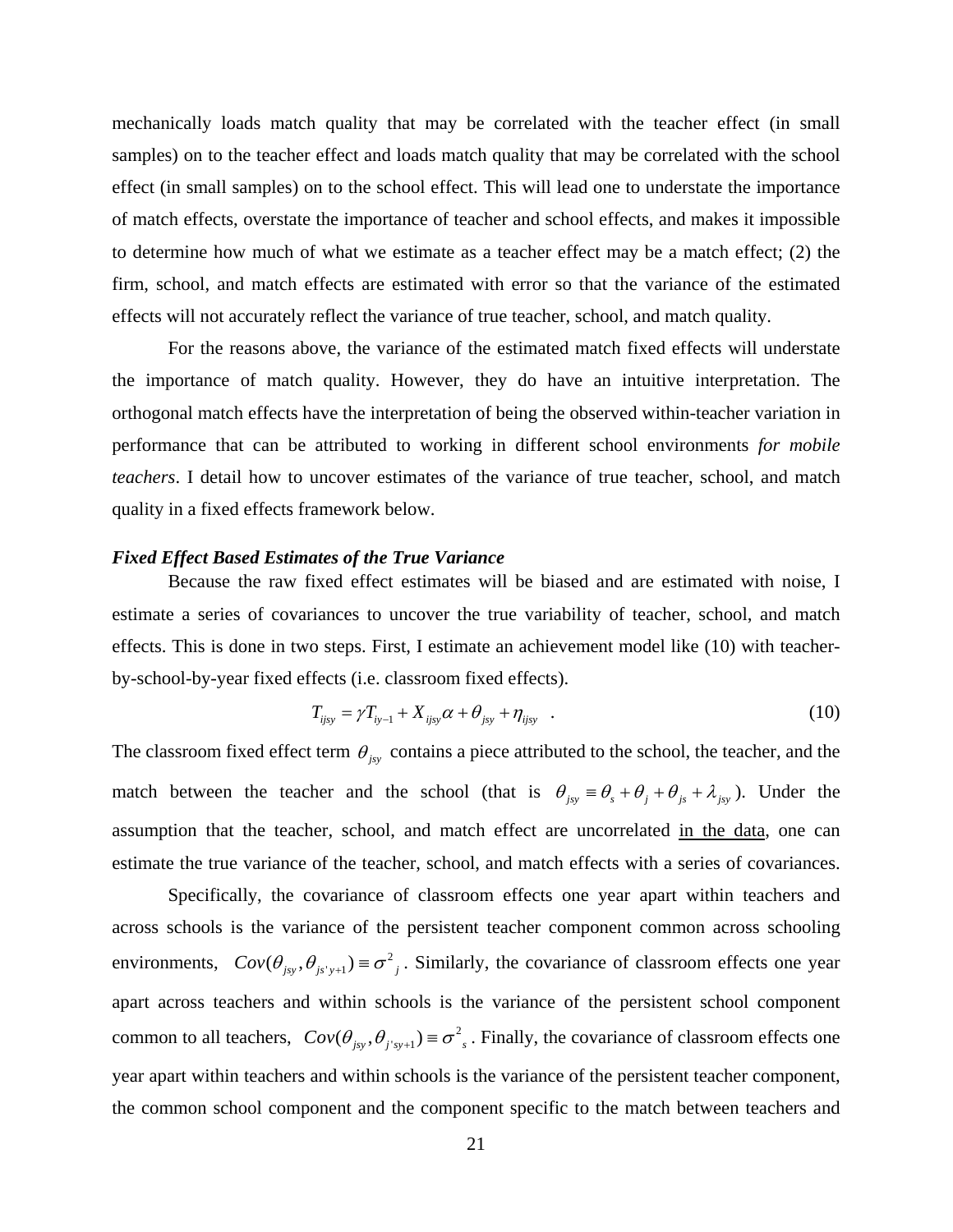mechanically loads match quality that may be correlated with the teacher effect (in small samples) on to the teacher effect and loads match quality that may be correlated with the school effect (in small samples) on to the school effect. This will lead one to understate the importance of match effects, overstate the importance of teacher and school effects, and makes it impossible to determine how much of what we estimate as a teacher effect may be a match effect; (2) the firm, school, and match effects are estimated with error so that the variance of the estimated effects will not accurately reflect the variance of true teacher, school, and match quality.

For the reasons above, the variance of the estimated match fixed effects will understate the importance of match quality. However, they do have an intuitive interpretation. The orthogonal match effects have the interpretation of being the observed within-teacher variation in performance that can be attributed to working in different school environments *for mobile teachers*. I detail how to uncover estimates of the variance of true teacher, school, and match quality in a fixed effects framework below.

***Fixed Effect Based Estimates of the True Variance***

Because the raw fixed effect estimates will be biased and are estimated with noise, I estimate a series of covariances to uncover the true variability of teacher, school, and match effects. This is done in two steps. First, I estimate an achievement model like (10) with teacher-by-school-by-year fixed effects (i.e. classroom fixed effects).

$$T_{ijsy} = \gamma T_{iy-1} + X_{ijsy}\alpha + \theta_{jsy} + \eta_{ijsy} \quad . \tag{10}$$

The classroom fixed effect term $\theta_{jsy}$ contains a piece attributed to the school, the teacher, and the match between the teacher and the school (that is $\theta_{jsy} \equiv \theta_s + \theta_j + \theta_{js} + \lambda_{jsy}$). Under the assumption that the teacher, school, and match effect are uncorrelated in the data, one can estimate the true variance of the teacher, school, and match effects with a series of covariances.

Specifically, the covariance of classroom effects one year apart within teachers and across schools is the variance of the persistent teacher component common across schooling environments, $Cov(\theta_{jsy}, \theta_{js'y+1}) \equiv \sigma^2{}_j$. Similarly, the covariance of classroom effects one year apart across teachers and within schools is the variance of the persistent school component common to all teachers, $Cov(\theta_{jsy}, \theta_{j'sy+1}) \equiv \sigma^2{}_s$. Finally, the covariance of classroom effects one year apart within teachers and within schools is the variance of the persistent teacher component, the common school component and the component specific to the match between teachers and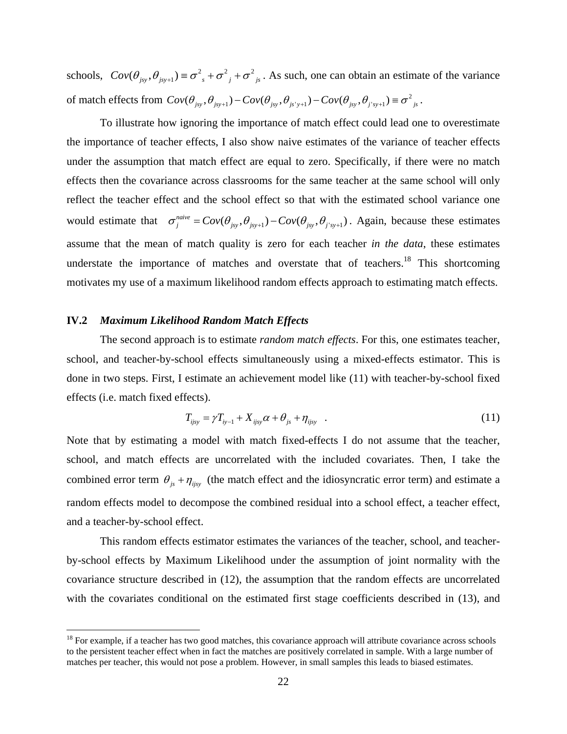schools, $Cov(\theta_{jsy}, \theta_{jsy+1}) \equiv \sigma^2_s + \sigma^2_j + \sigma^2_{js}$. As such, one can obtain an estimate of the variance of match effects from $Cov(\theta_{jsy}, \theta_{jsy+1}) - Cov(\theta_{jsy}, \theta_{js'y+1}) - Cov(\theta_{jsy}, \theta_{j'sy+1}) \equiv \sigma^2_{js}$.

To illustrate how ignoring the importance of match effect could lead one to overestimate the importance of teacher effects, I also show naive estimates of the variance of teacher effects under the assumption that match effect are equal to zero. Specifically, if there were no match effects then the covariance across classrooms for the same teacher at the same school will only reflect the teacher effect and the school effect so that with the estimated school variance one would estimate that $\sigma_j^{naive} = Cov(\theta_{jsy}, \theta_{jsy+1}) - Cov(\theta_{jsy}, \theta_{j'sy+1})$. Again, because these estimates assume that the mean of match quality is zero for each teacher *in the data*, these estimates understate the importance of matches and overstate that of teachers.[18] This shortcoming motivates my use of a maximum likelihood random effects approach to estimating match effects.

## IV.2 *Maximum Likelihood Random Match Effects*

The second approach is to estimate *random match effects*. For this, one estimates teacher, school, and teacher-by-school effects simultaneously using a mixed-effects estimator. This is done in two steps. First, I estimate an achievement model like (11) with teacher-by-school fixed effects (i.e. match fixed effects).

$$T_{ijsy} = \gamma T_{iy-1} + X_{ijsy}\alpha + \theta_{js} + \eta_{ijsy} \quad . \tag{11}$$

Note that by estimating a model with match fixed-effects I do not assume that the teacher, school, and match effects are uncorrelated with the included covariates. Then, I take the combined error term $\theta_{js} + \eta_{ijsy}$ (the match effect and the idiosyncratic error term) and estimate a random effects model to decompose the combined residual into a school effect, a teacher effect, and a teacher-by-school effect.

This random effects estimator estimates the variances of the teacher, school, and teacher-by-school effects by Maximum Likelihood under the assumption of joint normality with the covariance structure described in (12), the assumption that the random effects are uncorrelated with the covariates conditional on the estimated first stage coefficients described in (13), and

[18] For example, if a teacher has two good matches, this covariance approach will attribute covariance across schools to the persistent teacher effect when in fact the matches are positively correlated in sample. With a large number of matches per teacher, this would not pose a problem. However, in small samples this leads to biased estimates.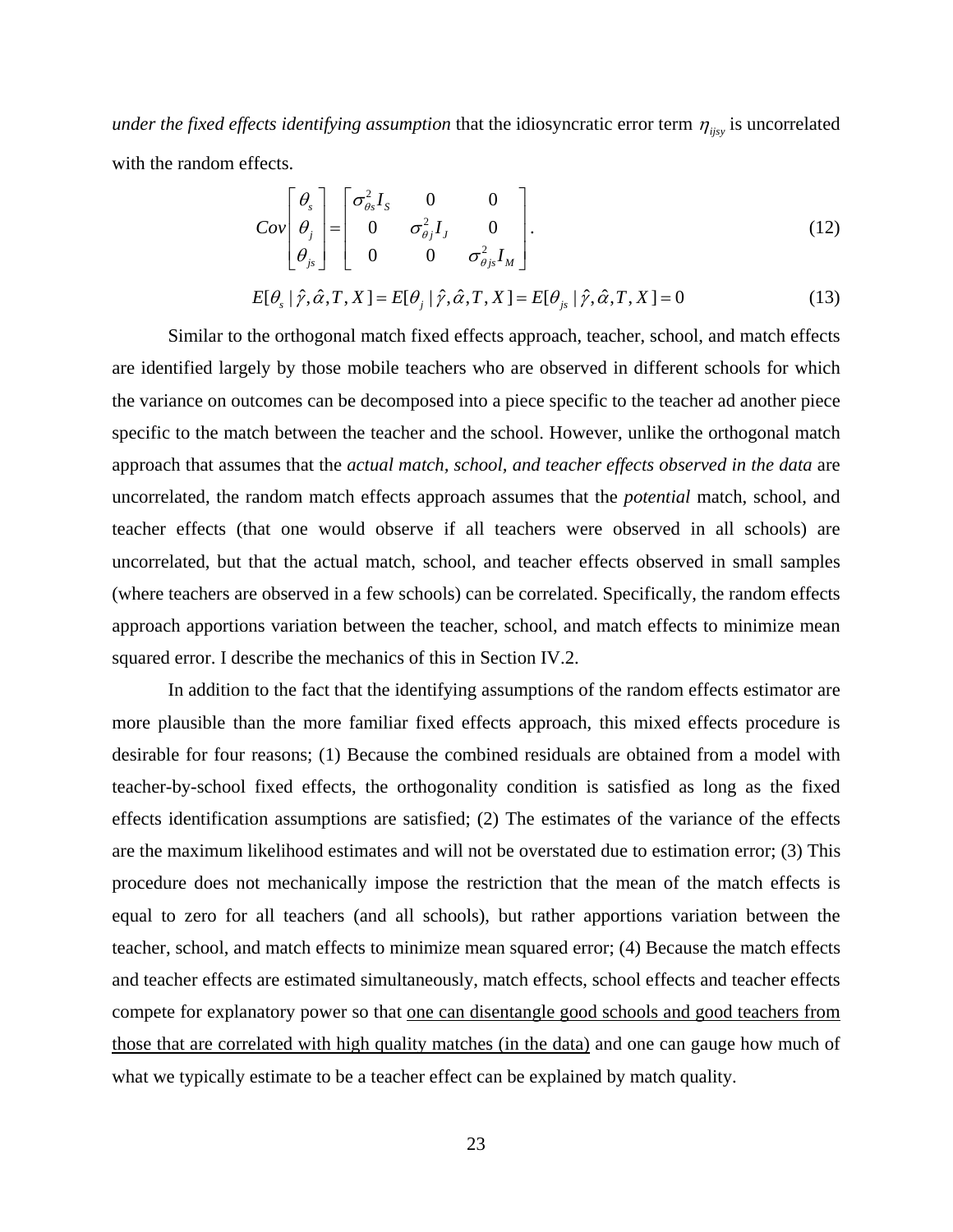*under the fixed effects identifying assumption* that the idiosyncratic error term $\eta_{ijsy}$ is uncorrelated with the random effects.

$$Cov\begin{bmatrix}\theta_s \\ \theta_j \\ \theta_{js}\end{bmatrix} = \begin{bmatrix}\sigma^2_{\theta s} I_S & 0 & 0 \\ 0 & \sigma^2_{\theta j} I_J & 0 \\ 0 & 0 & \sigma^2_{\theta js} I_M\end{bmatrix}. \tag{12}$$

$$E[\theta_s \mid \hat{\gamma}, \hat{\alpha}, T, X] = E[\theta_j \mid \hat{\gamma}, \hat{\alpha}, T, X] = E[\theta_{js} \mid \hat{\gamma}, \hat{\alpha}, T, X] = 0 \tag{13}$$

Similar to the orthogonal match fixed effects approach, teacher, school, and match effects are identified largely by those mobile teachers who are observed in different schools for which the variance on outcomes can be decomposed into a piece specific to the teacher ad another piece specific to the match between the teacher and the school. However, unlike the orthogonal match approach that assumes that the *actual match, school, and teacher effects observed in the data* are uncorrelated, the random match effects approach assumes that the *potential* match, school, and teacher effects (that one would observe if all teachers were observed in all schools) are uncorrelated, but that the actual match, school, and teacher effects observed in small samples (where teachers are observed in a few schools) can be correlated. Specifically, the random effects approach apportions variation between the teacher, school, and match effects to minimize mean squared error. I describe the mechanics of this in Section IV.2.

In addition to the fact that the identifying assumptions of the random effects estimator are more plausible than the more familiar fixed effects approach, this mixed effects procedure is desirable for four reasons; (1) Because the combined residuals are obtained from a model with teacher-by-school fixed effects, the orthogonality condition is satisfied as long as the fixed effects identification assumptions are satisfied; (2) The estimates of the variance of the effects are the maximum likelihood estimates and will not be overstated due to estimation error; (3) This procedure does not mechanically impose the restriction that the mean of the match effects is equal to zero for all teachers (and all schools), but rather apportions variation between the teacher, school, and match effects to minimize mean squared error; (4) Because the match effects and teacher effects are estimated simultaneously, match effects, school effects and teacher effects compete for explanatory power so that <u>one can disentangle good schools and good teachers from those that are correlated with high quality matches (in the data)</u> and one can gauge how much of what we typically estimate to be a teacher effect can be explained by match quality.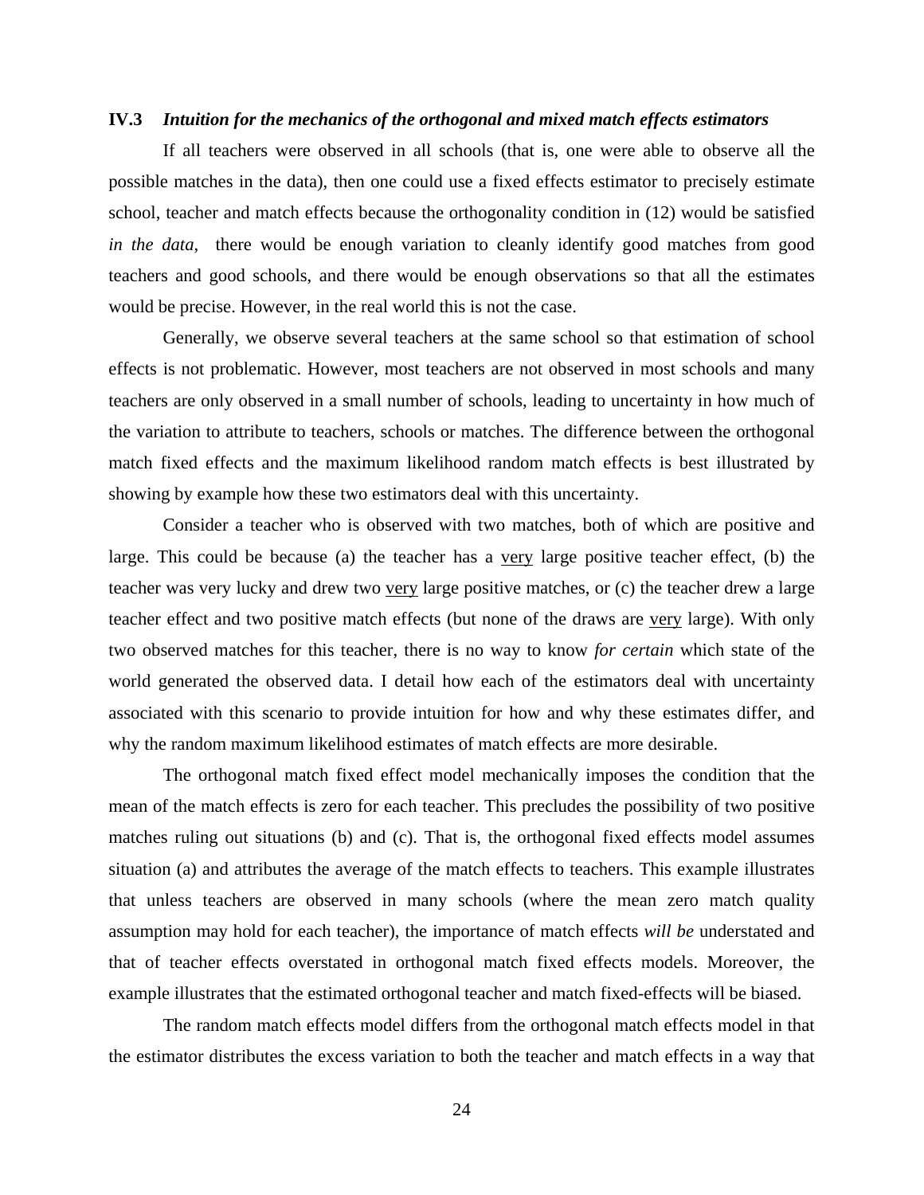### IV.3 *Intuition for the mechanics of the orthogonal and mixed match effects estimators*

If all teachers were observed in all schools (that is, one were able to observe all the possible matches in the data), then one could use a fixed effects estimator to precisely estimate school, teacher and match effects because the orthogonality condition in (12) would be satisfied *in the data*, there would be enough variation to cleanly identify good matches from good teachers and good schools, and there would be enough observations so that all the estimates would be precise. However, in the real world this is not the case.

Generally, we observe several teachers at the same school so that estimation of school effects is not problematic. However, most teachers are not observed in most schools and many teachers are only observed in a small number of schools, leading to uncertainty in how much of the variation to attribute to teachers, schools or matches. The difference between the orthogonal match fixed effects and the maximum likelihood random match effects is best illustrated by showing by example how these two estimators deal with this uncertainty.

Consider a teacher who is observed with two matches, both of which are positive and large. This could be because (a) the teacher has a <u>very</u> large positive teacher effect, (b) the teacher was very lucky and drew two <u>very</u> large positive matches, or (c) the teacher drew a large teacher effect and two positive match effects (but none of the draws are <u>very</u> large). With only two observed matches for this teacher, there is no way to know *for certain* which state of the world generated the observed data. I detail how each of the estimators deal with uncertainty associated with this scenario to provide intuition for how and why these estimates differ, and why the random maximum likelihood estimates of match effects are more desirable.

The orthogonal match fixed effect model mechanically imposes the condition that the mean of the match effects is zero for each teacher. This precludes the possibility of two positive matches ruling out situations (b) and (c). That is, the orthogonal fixed effects model assumes situation (a) and attributes the average of the match effects to teachers. This example illustrates that unless teachers are observed in many schools (where the mean zero match quality assumption may hold for each teacher), the importance of match effects *will be* understated and that of teacher effects overstated in orthogonal match fixed effects models. Moreover, the example illustrates that the estimated orthogonal teacher and match fixed-effects will be biased.

The random match effects model differs from the orthogonal match effects model in that the estimator distributes the excess variation to both the teacher and match effects in a way that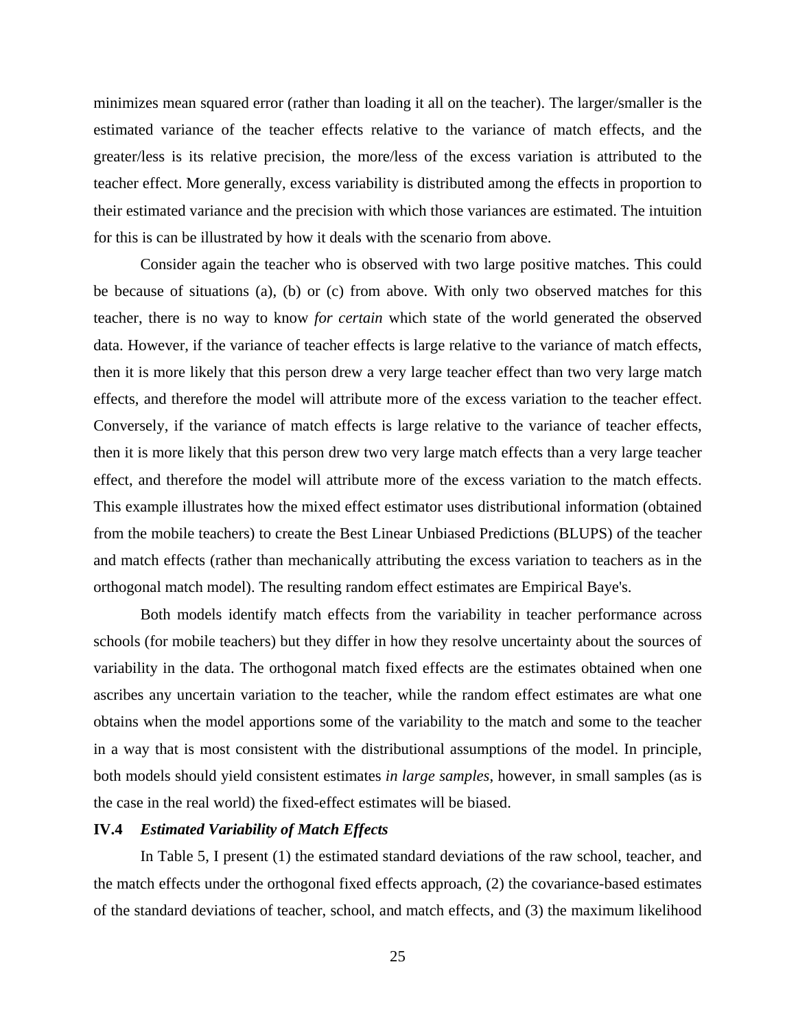minimizes mean squared error (rather than loading it all on the teacher). The larger/smaller is the estimated variance of the teacher effects relative to the variance of match effects, and the greater/less is its relative precision, the more/less of the excess variation is attributed to the teacher effect. More generally, excess variability is distributed among the effects in proportion to their estimated variance and the precision with which those variances are estimated. The intuition for this is can be illustrated by how it deals with the scenario from above.

Consider again the teacher who is observed with two large positive matches. This could be because of situations (a), (b) or (c) from above. With only two observed matches for this teacher, there is no way to know *for certain* which state of the world generated the observed data. However, if the variance of teacher effects is large relative to the variance of match effects, then it is more likely that this person drew a very large teacher effect than two very large match effects, and therefore the model will attribute more of the excess variation to the teacher effect. Conversely, if the variance of match effects is large relative to the variance of teacher effects, then it is more likely that this person drew two very large match effects than a very large teacher effect, and therefore the model will attribute more of the excess variation to the match effects. This example illustrates how the mixed effect estimator uses distributional information (obtained from the mobile teachers) to create the Best Linear Unbiased Predictions (BLUPS) of the teacher and match effects (rather than mechanically attributing the excess variation to teachers as in the orthogonal match model). The resulting random effect estimates are Empirical Baye's.

Both models identify match effects from the variability in teacher performance across schools (for mobile teachers) but they differ in how they resolve uncertainty about the sources of variability in the data. The orthogonal match fixed effects are the estimates obtained when one ascribes any uncertain variation to the teacher, while the random effect estimates are what one obtains when the model apportions some of the variability to the match and some to the teacher in a way that is most consistent with the distributional assumptions of the model. In principle, both models should yield consistent estimates *in large samples*, however, in small samples (as is the case in the real world) the fixed-effect estimates will be biased.

### IV.4 *Estimated Variability of Match Effects*

In Table 5, I present (1) the estimated standard deviations of the raw school, teacher, and the match effects under the orthogonal fixed effects approach, (2) the covariance-based estimates of the standard deviations of teacher, school, and match effects, and (3) the maximum likelihood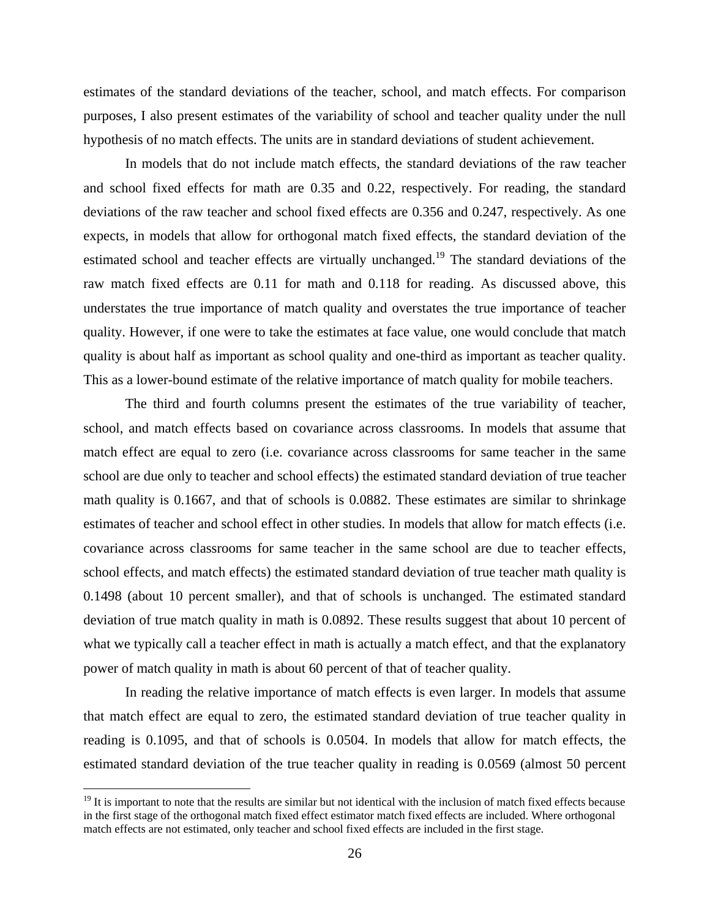estimates of the standard deviations of the teacher, school, and match effects. For comparison purposes, I also present estimates of the variability of school and teacher quality under the null hypothesis of no match effects. The units are in standard deviations of student achievement.

In models that do not include match effects, the standard deviations of the raw teacher and school fixed effects for math are 0.35 and 0.22, respectively. For reading, the standard deviations of the raw teacher and school fixed effects are 0.356 and 0.247, respectively. As one expects, in models that allow for orthogonal match fixed effects, the standard deviation of the estimated school and teacher effects are virtually unchanged.[19] The standard deviations of the raw match fixed effects are 0.11 for math and 0.118 for reading. As discussed above, this understates the true importance of match quality and overstates the true importance of teacher quality. However, if one were to take the estimates at face value, one would conclude that match quality is about half as important as school quality and one-third as important as teacher quality. This as a lower-bound estimate of the relative importance of match quality for mobile teachers.

The third and fourth columns present the estimates of the true variability of teacher, school, and match effects based on covariance across classrooms. In models that assume that match effect are equal to zero (i.e. covariance across classrooms for same teacher in the same school are due only to teacher and school effects) the estimated standard deviation of true teacher math quality is 0.1667, and that of schools is 0.0882. These estimates are similar to shrinkage estimates of teacher and school effect in other studies. In models that allow for match effects (i.e. covariance across classrooms for same teacher in the same school are due to teacher effects, school effects, and match effects) the estimated standard deviation of true teacher math quality is 0.1498 (about 10 percent smaller), and that of schools is unchanged. The estimated standard deviation of true match quality in math is 0.0892. These results suggest that about 10 percent of what we typically call a teacher effect in math is actually a match effect, and that the explanatory power of match quality in math is about 60 percent of that of teacher quality.

In reading the relative importance of match effects is even larger. In models that assume that match effect are equal to zero, the estimated standard deviation of true teacher quality in reading is 0.1095, and that of schools is 0.0504. In models that allow for match effects, the estimated standard deviation of the true teacher quality in reading is 0.0569 (almost 50 percent

[19] It is important to note that the results are similar but not identical with the inclusion of match fixed effects because in the first stage of the orthogonal match fixed effect estimator match fixed effects are included. Where orthogonal match effects are not estimated, only teacher and school fixed effects are included in the first stage.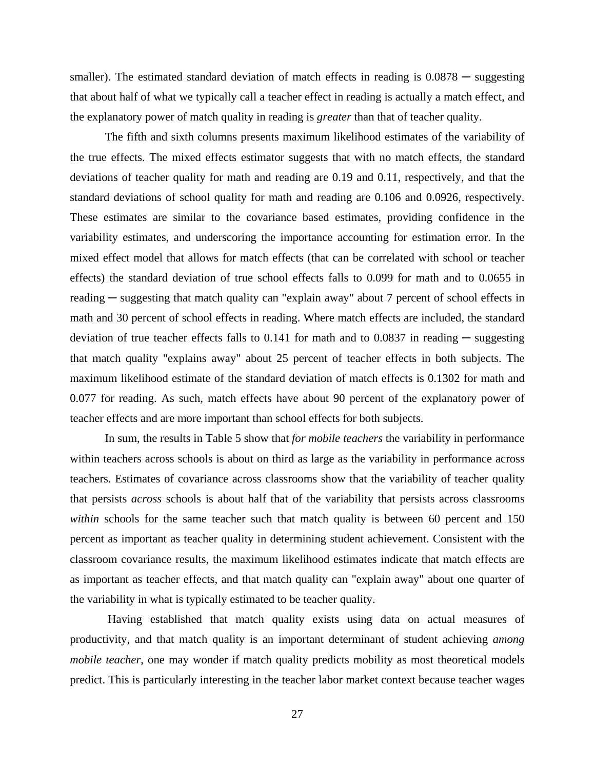smaller). The estimated standard deviation of match effects in reading is 0.0878 ─ suggesting that about half of what we typically call a teacher effect in reading is actually a match effect, and the explanatory power of match quality in reading is *greater* than that of teacher quality.

The fifth and sixth columns presents maximum likelihood estimates of the variability of the true effects. The mixed effects estimator suggests that with no match effects, the standard deviations of teacher quality for math and reading are 0.19 and 0.11, respectively, and that the standard deviations of school quality for math and reading are 0.106 and 0.0926, respectively. These estimates are similar to the covariance based estimates, providing confidence in the variability estimates, and underscoring the importance accounting for estimation error. In the mixed effect model that allows for match effects (that can be correlated with school or teacher effects) the standard deviation of true school effects falls to 0.099 for math and to 0.0655 in reading ─ suggesting that match quality can "explain away" about 7 percent of school effects in math and 30 percent of school effects in reading. Where match effects are included, the standard deviation of true teacher effects falls to 0.141 for math and to 0.0837 in reading ─ suggesting that match quality "explains away" about 25 percent of teacher effects in both subjects. The maximum likelihood estimate of the standard deviation of match effects is 0.1302 for math and 0.077 for reading. As such, match effects have about 90 percent of the explanatory power of teacher effects and are more important than school effects for both subjects.

In sum, the results in Table 5 show that *for mobile teachers* the variability in performance within teachers across schools is about on third as large as the variability in performance across teachers. Estimates of covariance across classrooms show that the variability of teacher quality that persists *across* schools is about half that of the variability that persists across classrooms *within* schools for the same teacher such that match quality is between 60 percent and 150 percent as important as teacher quality in determining student achievement. Consistent with the classroom covariance results, the maximum likelihood estimates indicate that match effects are as important as teacher effects, and that match quality can "explain away" about one quarter of the variability in what is typically estimated to be teacher quality.

Having established that match quality exists using data on actual measures of productivity, and that match quality is an important determinant of student achieving *among mobile teacher*, one may wonder if match quality predicts mobility as most theoretical models predict. This is particularly interesting in the teacher labor market context because teacher wages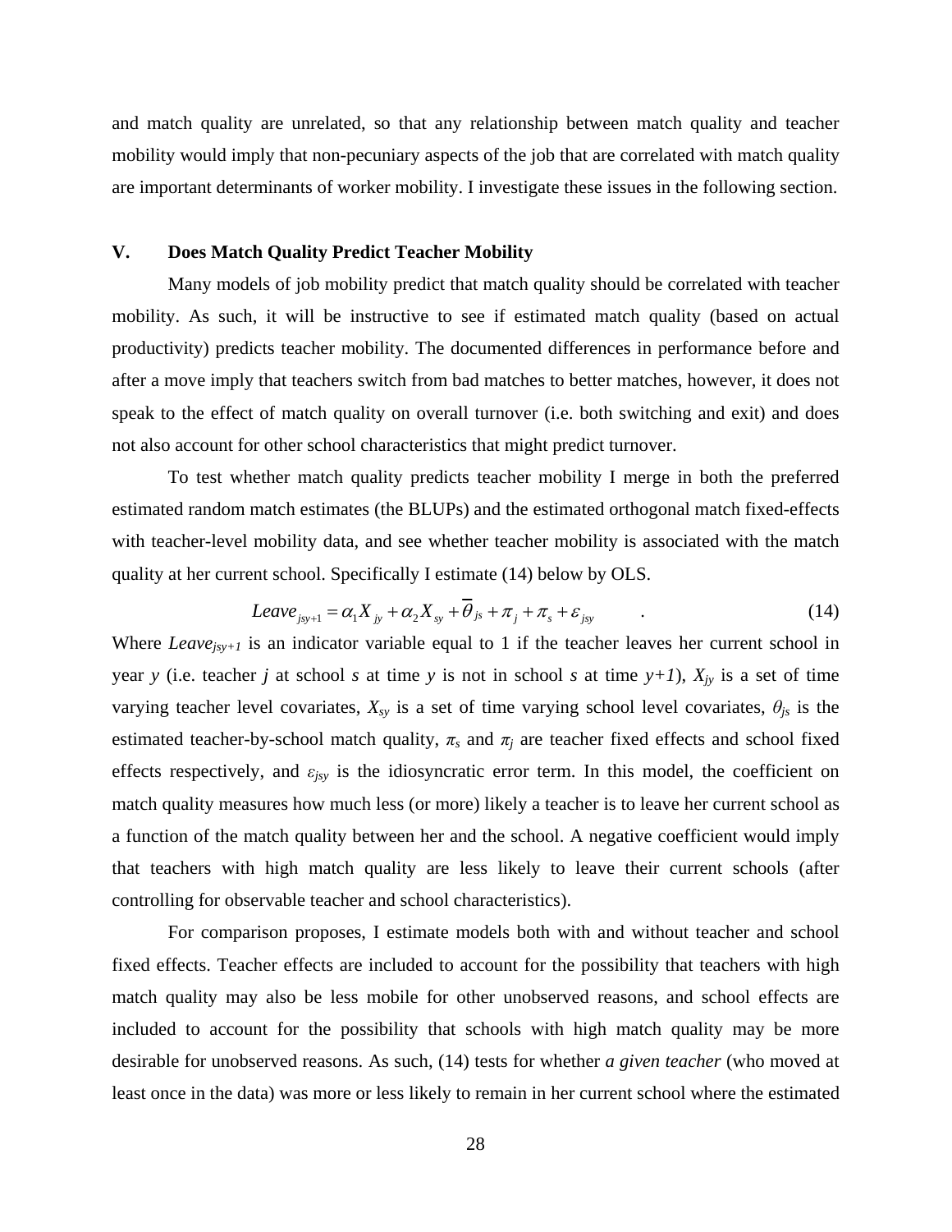and match quality are unrelated, so that any relationship between match quality and teacher mobility would imply that non-pecuniary aspects of the job that are correlated with match quality are important determinants of worker mobility. I investigate these issues in the following section.

## V. Does Match Quality Predict Teacher Mobility

Many models of job mobility predict that match quality should be correlated with teacher mobility. As such, it will be instructive to see if estimated match quality (based on actual productivity) predicts teacher mobility. The documented differences in performance before and after a move imply that teachers switch from bad matches to better matches, however, it does not speak to the effect of match quality on overall turnover (i.e. both switching and exit) and does not also account for other school characteristics that might predict turnover.

To test whether match quality predicts teacher mobility I merge in both the preferred estimated random match estimates (the BLUPs) and the estimated orthogonal match fixed-effects with teacher-level mobility data, and see whether teacher mobility is associated with the match quality at her current school. Specifically I estimate (14) below by OLS.

$$Leave_{jsy+1} = \alpha_1 X_{jy} + \alpha_2 X_{sy} + \overline{\theta}_{js} + \pi_j + \pi_s + \varepsilon_{jsy} \qquad . \qquad (14)$$

Where $Leave_{jsy+1}$ is an indicator variable equal to 1 if the teacher leaves her current school in year $y$ (i.e. teacher $j$ at school $s$ at time $y$ is not in school $s$ at time $y+1$), $X_{jy}$ is a set of time varying teacher level covariates, $X_{sy}$ is a set of time varying school level covariates, $\theta_{js}$ is the estimated teacher-by-school match quality, $\pi_s$ and $\pi_j$ are teacher fixed effects and school fixed effects respectively, and $\varepsilon_{jsy}$ is the idiosyncratic error term. In this model, the coefficient on match quality measures how much less (or more) likely a teacher is to leave her current school as a function of the match quality between her and the school. A negative coefficient would imply that teachers with high match quality are less likely to leave their current schools (after controlling for observable teacher and school characteristics).

For comparison proposes, I estimate models both with and without teacher and school fixed effects. Teacher effects are included to account for the possibility that teachers with high match quality may also be less mobile for other unobserved reasons, and school effects are included to account for the possibility that schools with high match quality may be more desirable for unobserved reasons. As such, (14) tests for whether *a given teacher* (who moved at least once in the data) was more or less likely to remain in her current school where the estimated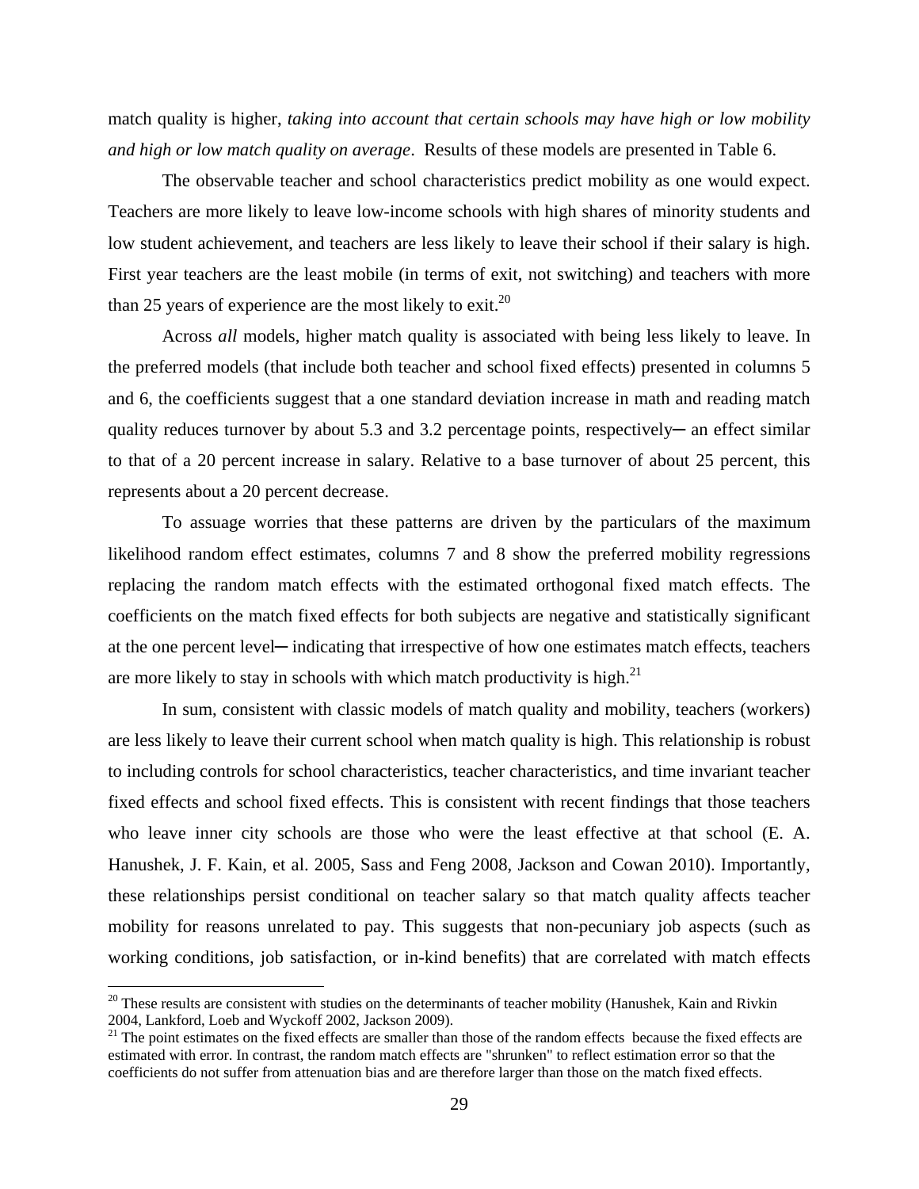match quality is higher, *taking into account that certain schools may have high or low mobility and high or low match quality on average*. Results of these models are presented in Table 6.

The observable teacher and school characteristics predict mobility as one would expect. Teachers are more likely to leave low-income schools with high shares of minority students and low student achievement, and teachers are less likely to leave their school if their salary is high. First year teachers are the least mobile (in terms of exit, not switching) and teachers with more than 25 years of experience are the most likely to exit.[20]

Across *all* models, higher match quality is associated with being less likely to leave. In the preferred models (that include both teacher and school fixed effects) presented in columns 5 and 6, the coefficients suggest that a one standard deviation increase in math and reading match quality reduces turnover by about 5.3 and 3.2 percentage points, respectively─ an effect similar to that of a 20 percent increase in salary. Relative to a base turnover of about 25 percent, this represents about a 20 percent decrease.

To assuage worries that these patterns are driven by the particulars of the maximum likelihood random effect estimates, columns 7 and 8 show the preferred mobility regressions replacing the random match effects with the estimated orthogonal fixed match effects. The coefficients on the match fixed effects for both subjects are negative and statistically significant at the one percent level─ indicating that irrespective of how one estimates match effects, teachers are more likely to stay in schools with which match productivity is high.[21]

In sum, consistent with classic models of match quality and mobility, teachers (workers) are less likely to leave their current school when match quality is high. This relationship is robust to including controls for school characteristics, teacher characteristics, and time invariant teacher fixed effects and school fixed effects. This is consistent with recent findings that those teachers who leave inner city schools are those who were the least effective at that school (E. A. Hanushek, J. F. Kain, et al. 2005, Sass and Feng 2008, Jackson and Cowan 2010). Importantly, these relationships persist conditional on teacher salary so that match quality affects teacher mobility for reasons unrelated to pay. This suggests that non-pecuniary job aspects (such as working conditions, job satisfaction, or in-kind benefits) that are correlated with match effects

[20] These results are consistent with studies on the determinants of teacher mobility (Hanushek, Kain and Rivkin 2004, Lankford, Loeb and Wyckoff 2002, Jackson 2009).

[21] The point estimates on the fixed effects are smaller than those of the random effects because the fixed effects are estimated with error. In contrast, the random match effects are "shrunken" to reflect estimation error so that the coefficients do not suffer from attenuation bias and are therefore larger than those on the match fixed effects.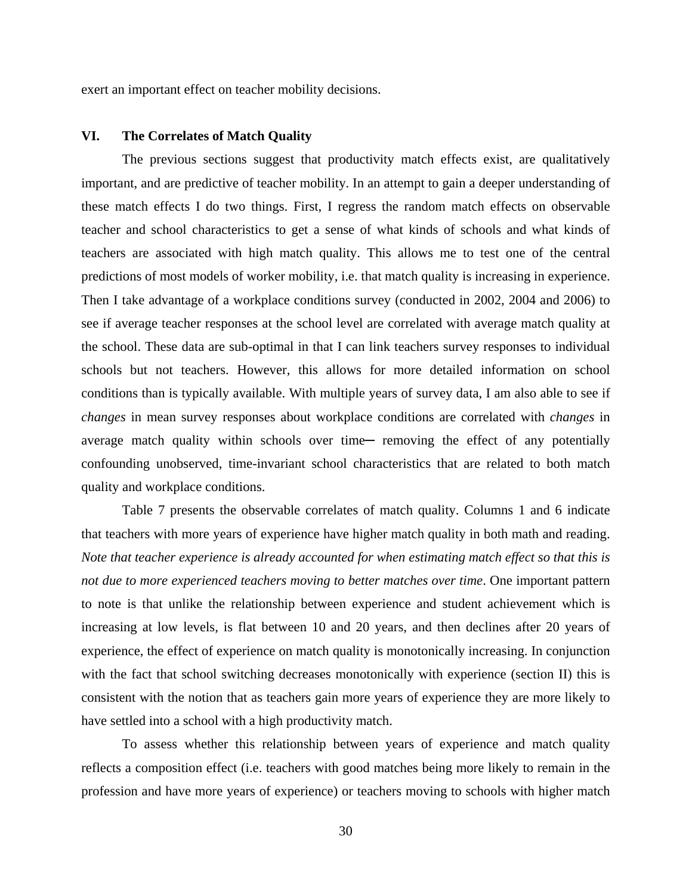exert an important effect on teacher mobility decisions.

## VI. The Correlates of Match Quality

The previous sections suggest that productivity match effects exist, are qualitatively important, and are predictive of teacher mobility. In an attempt to gain a deeper understanding of these match effects I do two things. First, I regress the random match effects on observable teacher and school characteristics to get a sense of what kinds of schools and what kinds of teachers are associated with high match quality. This allows me to test one of the central predictions of most models of worker mobility, i.e. that match quality is increasing in experience. Then I take advantage of a workplace conditions survey (conducted in 2002, 2004 and 2006) to see if average teacher responses at the school level are correlated with average match quality at the school. These data are sub-optimal in that I can link teachers survey responses to individual schools but not teachers. However, this allows for more detailed information on school conditions than is typically available. With multiple years of survey data, I am also able to see if *changes* in mean survey responses about workplace conditions are correlated with *changes* in average match quality within schools over time─ removing the effect of any potentially confounding unobserved, time-invariant school characteristics that are related to both match quality and workplace conditions.

Table 7 presents the observable correlates of match quality. Columns 1 and 6 indicate that teachers with more years of experience have higher match quality in both math and reading. *Note that teacher experience is already accounted for when estimating match effect so that this is not due to more experienced teachers moving to better matches over time*. One important pattern to note is that unlike the relationship between experience and student achievement which is increasing at low levels, is flat between 10 and 20 years, and then declines after 20 years of experience, the effect of experience on match quality is monotonically increasing. In conjunction with the fact that school switching decreases monotonically with experience (section II) this is consistent with the notion that as teachers gain more years of experience they are more likely to have settled into a school with a high productivity match.

To assess whether this relationship between years of experience and match quality reflects a composition effect (i.e. teachers with good matches being more likely to remain in the profession and have more years of experience) or teachers moving to schools with higher match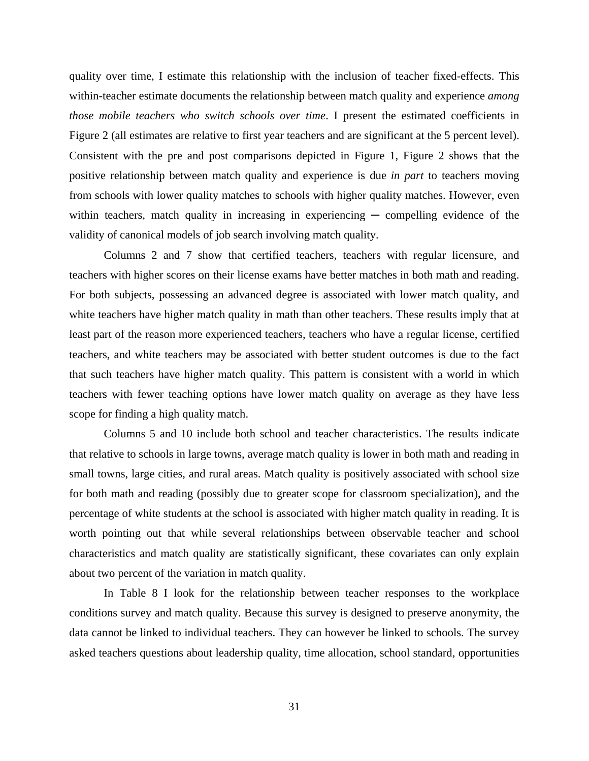quality over time, I estimate this relationship with the inclusion of teacher fixed-effects. This within-teacher estimate documents the relationship between match quality and experience *among those mobile teachers who switch schools over time*. I present the estimated coefficients in Figure 2 (all estimates are relative to first year teachers and are significant at the 5 percent level). Consistent with the pre and post comparisons depicted in Figure 1, Figure 2 shows that the positive relationship between match quality and experience is due *in part* to teachers moving from schools with lower quality matches to schools with higher quality matches. However, even within teachers, match quality in increasing in experiencing ─ compelling evidence of the validity of canonical models of job search involving match quality.

Columns 2 and 7 show that certified teachers, teachers with regular licensure, and teachers with higher scores on their license exams have better matches in both math and reading. For both subjects, possessing an advanced degree is associated with lower match quality, and white teachers have higher match quality in math than other teachers. These results imply that at least part of the reason more experienced teachers, teachers who have a regular license, certified teachers, and white teachers may be associated with better student outcomes is due to the fact that such teachers have higher match quality. This pattern is consistent with a world in which teachers with fewer teaching options have lower match quality on average as they have less scope for finding a high quality match.

Columns 5 and 10 include both school and teacher characteristics. The results indicate that relative to schools in large towns, average match quality is lower in both math and reading in small towns, large cities, and rural areas. Match quality is positively associated with school size for both math and reading (possibly due to greater scope for classroom specialization), and the percentage of white students at the school is associated with higher match quality in reading. It is worth pointing out that while several relationships between observable teacher and school characteristics and match quality are statistically significant, these covariates can only explain about two percent of the variation in match quality.

In Table 8 I look for the relationship between teacher responses to the workplace conditions survey and match quality. Because this survey is designed to preserve anonymity, the data cannot be linked to individual teachers. They can however be linked to schools. The survey asked teachers questions about leadership quality, time allocation, school standard, opportunities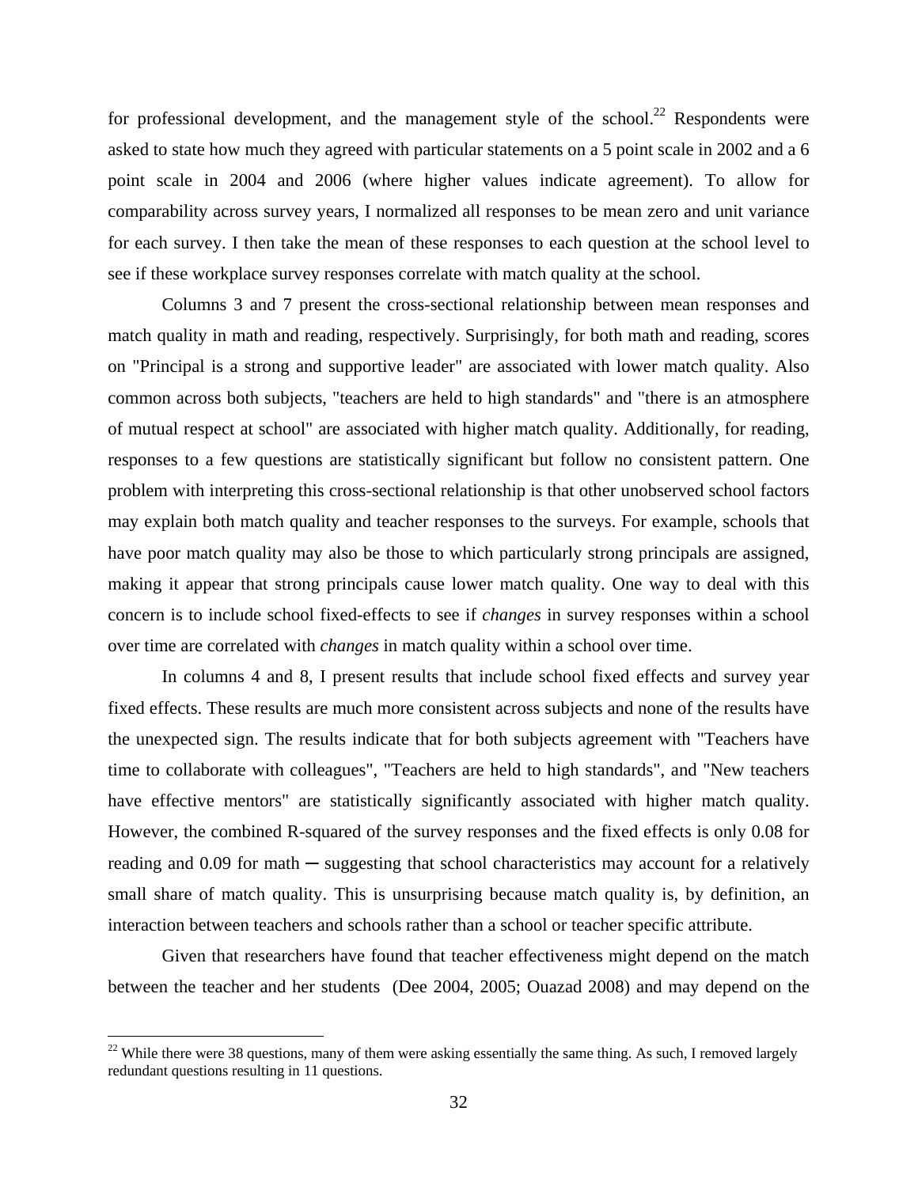for professional development, and the management style of the school.[22] Respondents were asked to state how much they agreed with particular statements on a 5 point scale in 2002 and a 6 point scale in 2004 and 2006 (where higher values indicate agreement). To allow for comparability across survey years, I normalized all responses to be mean zero and unit variance for each survey. I then take the mean of these responses to each question at the school level to see if these workplace survey responses correlate with match quality at the school.

Columns 3 and 7 present the cross-sectional relationship between mean responses and match quality in math and reading, respectively. Surprisingly, for both math and reading, scores on "Principal is a strong and supportive leader" are associated with lower match quality. Also common across both subjects, "teachers are held to high standards" and "there is an atmosphere of mutual respect at school" are associated with higher match quality. Additionally, for reading, responses to a few questions are statistically significant but follow no consistent pattern. One problem with interpreting this cross-sectional relationship is that other unobserved school factors may explain both match quality and teacher responses to the surveys. For example, schools that have poor match quality may also be those to which particularly strong principals are assigned, making it appear that strong principals cause lower match quality. One way to deal with this concern is to include school fixed-effects to see if *changes* in survey responses within a school over time are correlated with *changes* in match quality within a school over time.

In columns 4 and 8, I present results that include school fixed effects and survey year fixed effects. These results are much more consistent across subjects and none of the results have the unexpected sign. The results indicate that for both subjects agreement with "Teachers have time to collaborate with colleagues", "Teachers are held to high standards", and "New teachers have effective mentors" are statistically significantly associated with higher match quality. However, the combined R-squared of the survey responses and the fixed effects is only 0.08 for reading and 0.09 for math ─ suggesting that school characteristics may account for a relatively small share of match quality. This is unsurprising because match quality is, by definition, an interaction between teachers and schools rather than a school or teacher specific attribute.

Given that researchers have found that teacher effectiveness might depend on the match between the teacher and her students (Dee 2004, 2005; Ouazad 2008) and may depend on the

[22] While there were 38 questions, many of them were asking essentially the same thing. As such, I removed largely redundant questions resulting in 11 questions.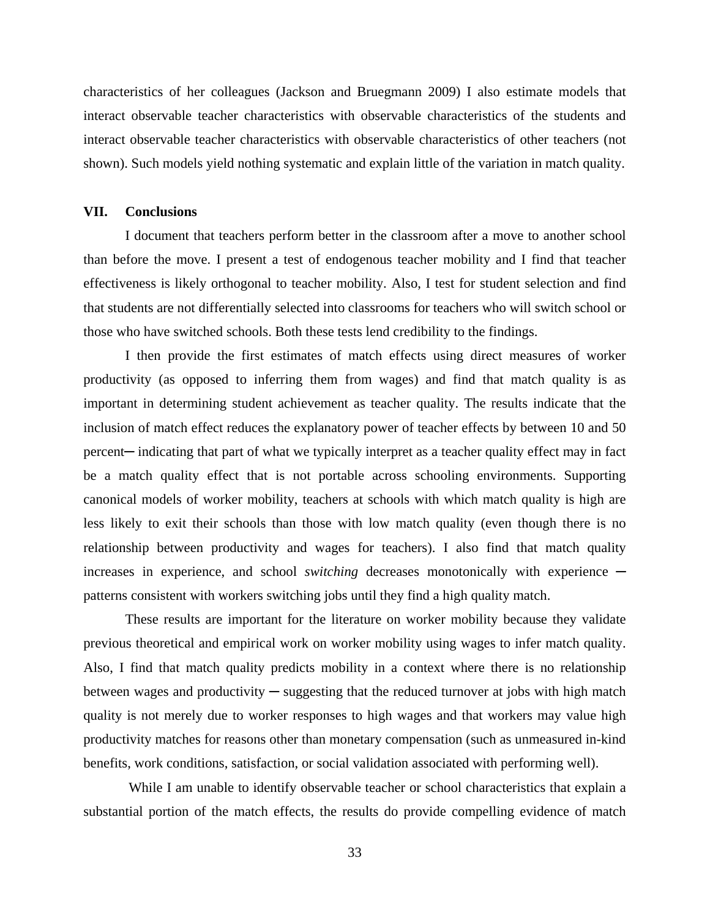characteristics of her colleagues (Jackson and Bruegmann 2009) I also estimate models that interact observable teacher characteristics with observable characteristics of the students and interact observable teacher characteristics with observable characteristics of other teachers (not shown). Such models yield nothing systematic and explain little of the variation in match quality.

## VII. Conclusions

I document that teachers perform better in the classroom after a move to another school than before the move. I present a test of endogenous teacher mobility and I find that teacher effectiveness is likely orthogonal to teacher mobility. Also, I test for student selection and find that students are not differentially selected into classrooms for teachers who will switch school or those who have switched schools. Both these tests lend credibility to the findings.

I then provide the first estimates of match effects using direct measures of worker productivity (as opposed to inferring them from wages) and find that match quality is as important in determining student achievement as teacher quality. The results indicate that the inclusion of match effect reduces the explanatory power of teacher effects by between 10 and 50 percent─ indicating that part of what we typically interpret as a teacher quality effect may in fact be a match quality effect that is not portable across schooling environments. Supporting canonical models of worker mobility, teachers at schools with which match quality is high are less likely to exit their schools than those with low match quality (even though there is no relationship between productivity and wages for teachers). I also find that match quality increases in experience, and school *switching* decreases monotonically with experience ─ patterns consistent with workers switching jobs until they find a high quality match.

These results are important for the literature on worker mobility because they validate previous theoretical and empirical work on worker mobility using wages to infer match quality. Also, I find that match quality predicts mobility in a context where there is no relationship between wages and productivity ─ suggesting that the reduced turnover at jobs with high match quality is not merely due to worker responses to high wages and that workers may value high productivity matches for reasons other than monetary compensation (such as unmeasured in-kind benefits, work conditions, satisfaction, or social validation associated with performing well).

While I am unable to identify observable teacher or school characteristics that explain a substantial portion of the match effects, the results do provide compelling evidence of match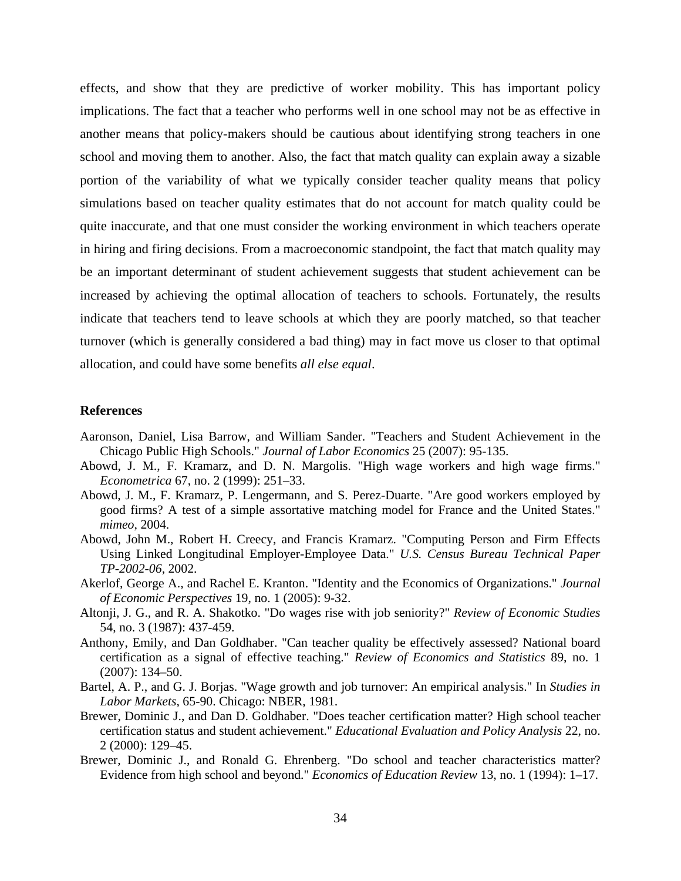effects, and show that they are predictive of worker mobility. This has important policy implications. The fact that a teacher who performs well in one school may not be as effective in another means that policy-makers should be cautious about identifying strong teachers in one school and moving them to another. Also, the fact that match quality can explain away a sizable portion of the variability of what we typically consider teacher quality means that policy simulations based on teacher quality estimates that do not account for match quality could be quite inaccurate, and that one must consider the working environment in which teachers operate in hiring and firing decisions. From a macroeconomic standpoint, the fact that match quality may be an important determinant of student achievement suggests that student achievement can be increased by achieving the optimal allocation of teachers to schools. Fortunately, the results indicate that teachers tend to leave schools at which they are poorly matched, so that teacher turnover (which is generally considered a bad thing) may in fact move us closer to that optimal allocation, and could have some benefits *all else equal*.

### References

Aaronson, Daniel, Lisa Barrow, and William Sander. "Teachers and Student Achievement in the Chicago Public High Schools." *Journal of Labor Economics* 25 (2007): 95-135.

Abowd, J. M., F. Kramarz, and D. N. Margolis. "High wage workers and high wage firms." *Econometrica* 67, no. 2 (1999): 251–33.

Abowd, J. M., F. Kramarz, P. Lengermann, and S. Perez-Duarte. "Are good workers employed by good firms? A test of a simple assortative matching model for France and the United States." *mimeo*, 2004.

Abowd, John M., Robert H. Creecy, and Francis Kramarz. "Computing Person and Firm Effects Using Linked Longitudinal Employer-Employee Data." *U.S. Census Bureau Technical Paper TP-2002-06*, 2002.

Akerlof, George A., and Rachel E. Kranton. "Identity and the Economics of Organizations." *Journal of Economic Perspectives* 19, no. 1 (2005): 9-32.

Altonji, J. G., and R. A. Shakotko. "Do wages rise with job seniority?" *Review of Economic Studies* 54, no. 3 (1987): 437-459.

Anthony, Emily, and Dan Goldhaber. "Can teacher quality be effectively assessed? National board certification as a signal of effective teaching." *Review of Economics and Statistics* 89, no. 1 (2007): 134–50.

Bartel, A. P., and G. J. Borjas. "Wage growth and job turnover: An empirical analysis." In *Studies in Labor Markets*, 65-90. Chicago: NBER, 1981.

Brewer, Dominic J., and Dan D. Goldhaber. "Does teacher certification matter? High school teacher certification status and student achievement." *Educational Evaluation and Policy Analysis* 22, no. 2 (2000): 129–45.

Brewer, Dominic J., and Ronald G. Ehrenberg. "Do school and teacher characteristics matter? Evidence from high school and beyond." *Economics of Education Review* 13, no. 1 (1994): 1–17.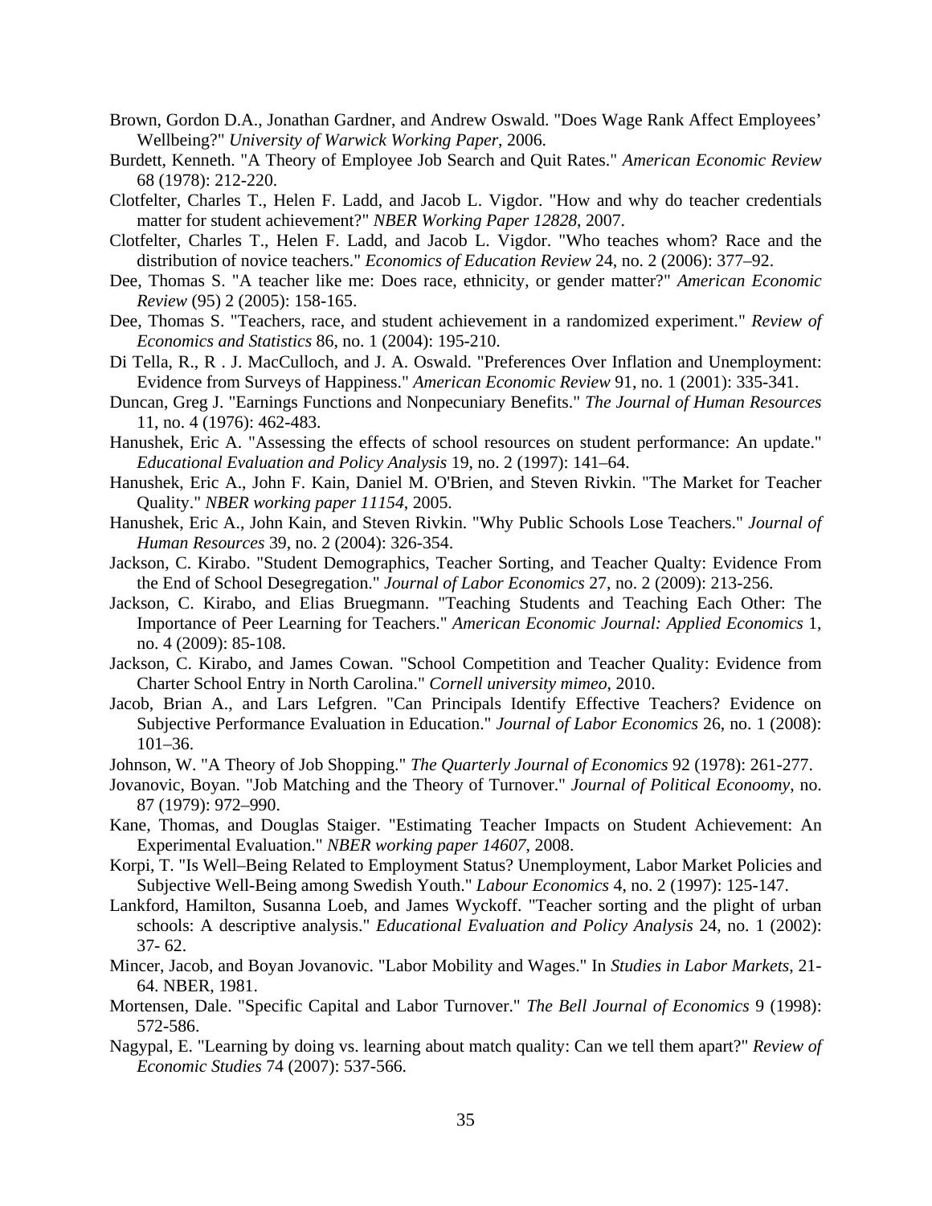Brown, Gordon D.A., Jonathan Gardner, and Andrew Oswald. "Does Wage Rank Affect Employees' Wellbeing?" *University of Warwick Working Paper*, 2006.

Burdett, Kenneth. "A Theory of Employee Job Search and Quit Rates." *American Economic Review* 68 (1978): 212-220.

Clotfelter, Charles T., Helen F. Ladd, and Jacob L. Vigdor. "How and why do teacher credentials matter for student achievement?" *NBER Working Paper 12828*, 2007.

Clotfelter, Charles T., Helen F. Ladd, and Jacob L. Vigdor. "Who teaches whom? Race and the distribution of novice teachers." *Economics of Education Review* 24, no. 2 (2006): 377–92.

Dee, Thomas S. "A teacher like me: Does race, ethnicity, or gender matter?" *American Economic Review* (95) 2 (2005): 158-165.

Dee, Thomas S. "Teachers, race, and student achievement in a randomized experiment." *Review of Economics and Statistics* 86, no. 1 (2004): 195-210.

Di Tella, R., R . J. MacCulloch, and J. A. Oswald. "Preferences Over Inflation and Unemployment: Evidence from Surveys of Happiness." *American Economic Review* 91, no. 1 (2001): 335-341.

Duncan, Greg J. "Earnings Functions and Nonpecuniary Benefits." *The Journal of Human Resources* 11, no. 4 (1976): 462-483.

Hanushek, Eric A. "Assessing the effects of school resources on student performance: An update." *Educational Evaluation and Policy Analysis* 19, no. 2 (1997): 141–64.

Hanushek, Eric A., John F. Kain, Daniel M. O'Brien, and Steven Rivkin. "The Market for Teacher Quality." *NBER working paper 11154*, 2005.

Hanushek, Eric A., John Kain, and Steven Rivkin. "Why Public Schools Lose Teachers." *Journal of Human Resources* 39, no. 2 (2004): 326-354.

Jackson, C. Kirabo. "Student Demographics, Teacher Sorting, and Teacher Qualty: Evidence From the End of School Desegregation." *Journal of Labor Economics* 27, no. 2 (2009): 213-256.

Jackson, C. Kirabo, and Elias Bruegmann. "Teaching Students and Teaching Each Other: The Importance of Peer Learning for Teachers." *American Economic Journal: Applied Economics* 1, no. 4 (2009): 85-108.

Jackson, C. Kirabo, and James Cowan. "School Competition and Teacher Quality: Evidence from Charter School Entry in North Carolina." *Cornell university mimeo*, 2010.

Jacob, Brian A., and Lars Lefgren. "Can Principals Identify Effective Teachers? Evidence on Subjective Performance Evaluation in Education." *Journal of Labor Economics* 26, no. 1 (2008): 101–36.

Johnson, W. "A Theory of Job Shopping." *The Quarterly Journal of Economics* 92 (1978): 261-277.

Jovanovic, Boyan. "Job Matching and the Theory of Turnover." *Journal of Political Econoomy*, no. 87 (1979): 972–990.

Kane, Thomas, and Douglas Staiger. "Estimating Teacher Impacts on Student Achievement: An Experimental Evaluation." *NBER working paper 14607*, 2008.

Korpi, T. "Is Well–Being Related to Employment Status? Unemployment, Labor Market Policies and Subjective Well-Being among Swedish Youth." *Labour Economics* 4, no. 2 (1997): 125-147.

Lankford, Hamilton, Susanna Loeb, and James Wyckoff. "Teacher sorting and the plight of urban schools: A descriptive analysis." *Educational Evaluation and Policy Analysis* 24, no. 1 (2002): 37- 62.

Mincer, Jacob, and Boyan Jovanovic. "Labor Mobility and Wages." In *Studies in Labor Markets*, 21-64. NBER, 1981.

Mortensen, Dale. "Specific Capital and Labor Turnover." *The Bell Journal of Economics* 9 (1998): 572-586.

Nagypal, E. "Learning by doing vs. learning about match quality: Can we tell them apart?" *Review of Economic Studies* 74 (2007): 537-566.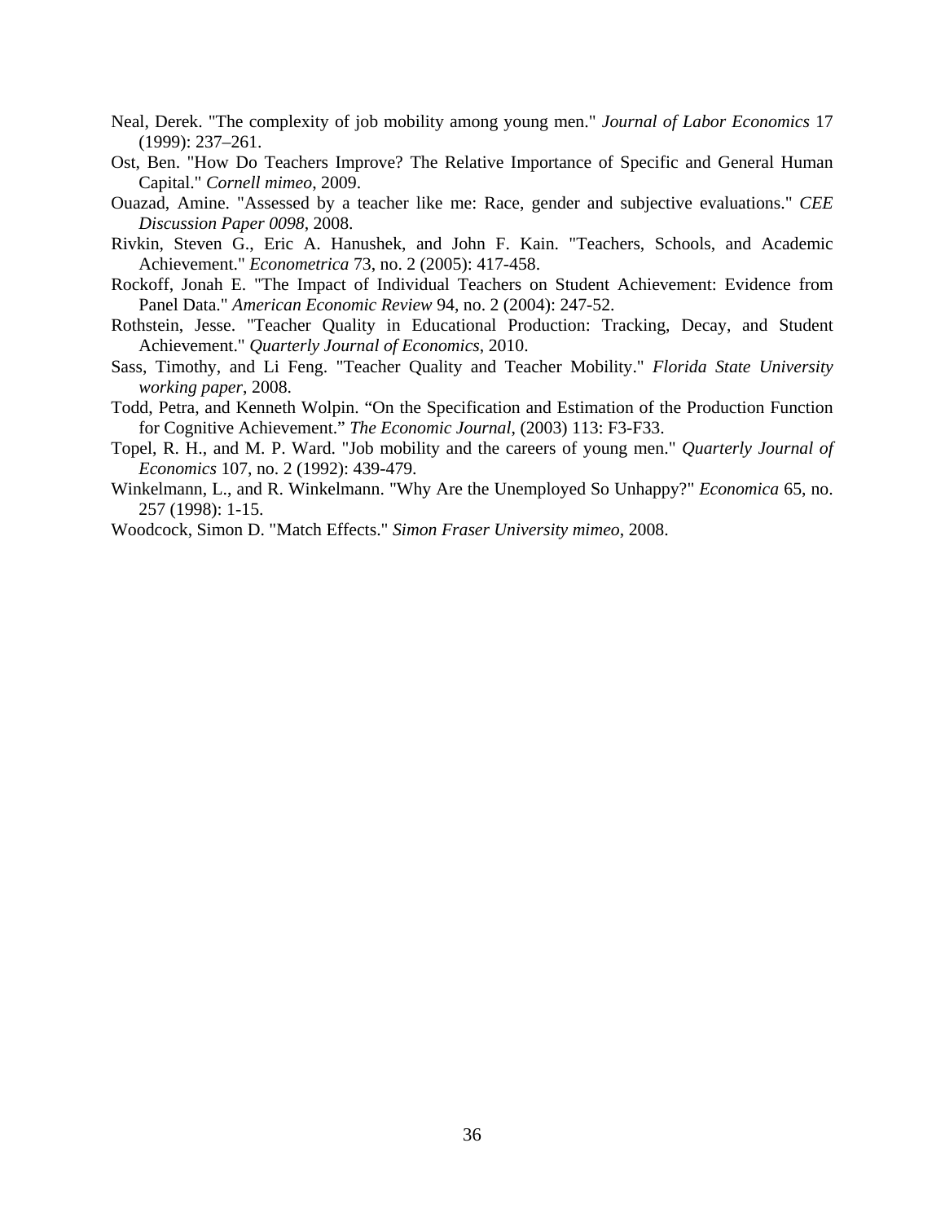Neal, Derek. "The complexity of job mobility among young men." *Journal of Labor Economics* 17 (1999): 237–261.

Ost, Ben. "How Do Teachers Improve? The Relative Importance of Specific and General Human Capital." *Cornell mimeo*, 2009.

Ouazad, Amine. "Assessed by a teacher like me: Race, gender and subjective evaluations." *CEE Discussion Paper 0098*, 2008.

Rivkin, Steven G., Eric A. Hanushek, and John F. Kain. "Teachers, Schools, and Academic Achievement." *Econometrica* 73, no. 2 (2005): 417-458.

Rockoff, Jonah E. "The Impact of Individual Teachers on Student Achievement: Evidence from Panel Data." *American Economic Review* 94, no. 2 (2004): 247-52.

Rothstein, Jesse. "Teacher Quality in Educational Production: Tracking, Decay, and Student Achievement." *Quarterly Journal of Economics*, 2010.

Sass, Timothy, and Li Feng. "Teacher Quality and Teacher Mobility." *Florida State University working paper*, 2008.

Todd, Petra, and Kenneth Wolpin. "On the Specification and Estimation of the Production Function for Cognitive Achievement." *The Economic Journal*, (2003) 113: F3-F33.

Topel, R. H., and M. P. Ward. "Job mobility and the careers of young men." *Quarterly Journal of Economics* 107, no. 2 (1992): 439-479.

Winkelmann, L., and R. Winkelmann. "Why Are the Unemployed So Unhappy?" *Economica* 65, no. 257 (1998): 1-15.

Woodcock, Simon D. "Match Effects." *Simon Fraser University mimeo*, 2008.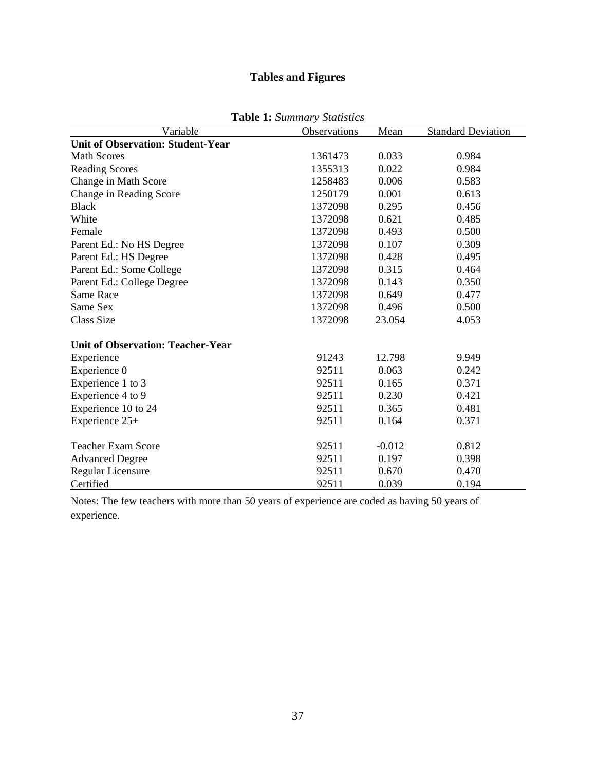# Tables and Figures

**Table 1:** *Summary Statistics*

| Variable | Observations | Mean | Standard Deviation |
|---|---|---|---|
| **Unit of Observation: Student-Year** | | | |
| Math Scores | 1361473 | 0.033 | 0.984 |
| Reading Scores | 1355313 | 0.022 | 0.984 |
| Change in Math Score | 1258483 | 0.006 | 0.583 |
| Change in Reading Score | 1250179 | 0.001 | 0.613 |
| Black | 1372098 | 0.295 | 0.456 |
| White | 1372098 | 0.621 | 0.485 |
| Female | 1372098 | 0.493 | 0.500 |
| Parent Ed.: No HS Degree | 1372098 | 0.107 | 0.309 |
| Parent Ed.: HS Degree | 1372098 | 0.428 | 0.495 |
| Parent Ed.: Some College | 1372098 | 0.315 | 0.464 |
| Parent Ed.: College Degree | 1372098 | 0.143 | 0.350 |
| Same Race | 1372098 | 0.649 | 0.477 |
| Same Sex | 1372098 | 0.496 | 0.500 |
| Class Size | 1372098 | 23.054 | 4.053 |
| | | | |
| **Unit of Observation: Teacher-Year** | | | |
| Experience | 91243 | 12.798 | 9.949 |
| Experience 0 | 92511 | 0.063 | 0.242 |
| Experience 1 to 3 | 92511 | 0.165 | 0.371 |
| Experience 4 to 9 | 92511 | 0.230 | 0.421 |
| Experience 10 to 24 | 92511 | 0.365 | 0.481 |
| Experience 25+ | 92511 | 0.164 | 0.371 |
| | | | |
| Teacher Exam Score | 92511 | -0.012 | 0.812 |
| Advanced Degree | 92511 | 0.197 | 0.398 |
| Regular Licensure | 92511 | 0.670 | 0.470 |
| Certified | 92511 | 0.039 | 0.194 |

Notes: The few teachers with more than 50 years of experience are coded as having 50 years of experience.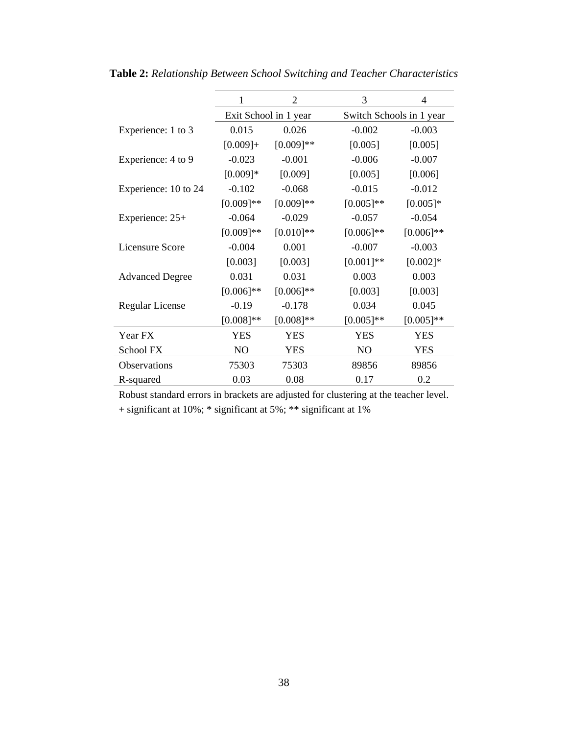**Table 2:** *Relationship Between School Switching and Teacher Characteristics*

| | 1 | 2 | 3 | 4 |
|---|---|---|---|---|
| | Exit School in 1 year | | Switch Schools in 1 year | |
| Experience: 1 to 3 | 0.015 | 0.026 | -0.002 | -0.003 |
| | [0.009]+ | [0.009]** | [0.005] | [0.005] |
| Experience: 4 to 9 | -0.023 | -0.001 | -0.006 | -0.007 |
| | [0.009]* | [0.009] | [0.005] | [0.006] |
| Experience: 10 to 24 | -0.102 | -0.068 | -0.015 | -0.012 |
| | [0.009]** | [0.009]** | [0.005]** | [0.005]* |
| Experience: 25+ | -0.064 | -0.029 | -0.057 | -0.054 |
| | [0.009]** | [0.010]** | [0.006]** | [0.006]** |
| Licensure Score | -0.004 | 0.001 | -0.007 | -0.003 |
| | [0.003] | [0.003] | [0.001]** | [0.002]* |
| Advanced Degree | 0.031 | 0.031 | 0.003 | 0.003 |
| | [0.006]** | [0.006]** | [0.003] | [0.003] |
| Regular License | -0.19 | -0.178 | 0.034 | 0.045 |
| | [0.008]** | [0.008]** | [0.005]** | [0.005]** |
| Year FX | YES | YES | YES | YES |
| School FX | NO | YES | NO | YES |
| Observations | 75303 | 75303 | 89856 | 89856 |
| R-squared | 0.03 | 0.08 | 0.17 | 0.2 |

Robust standard errors in brackets are adjusted for clustering at the teacher level.

+ significant at 10%; * significant at 5%; ** significant at 1%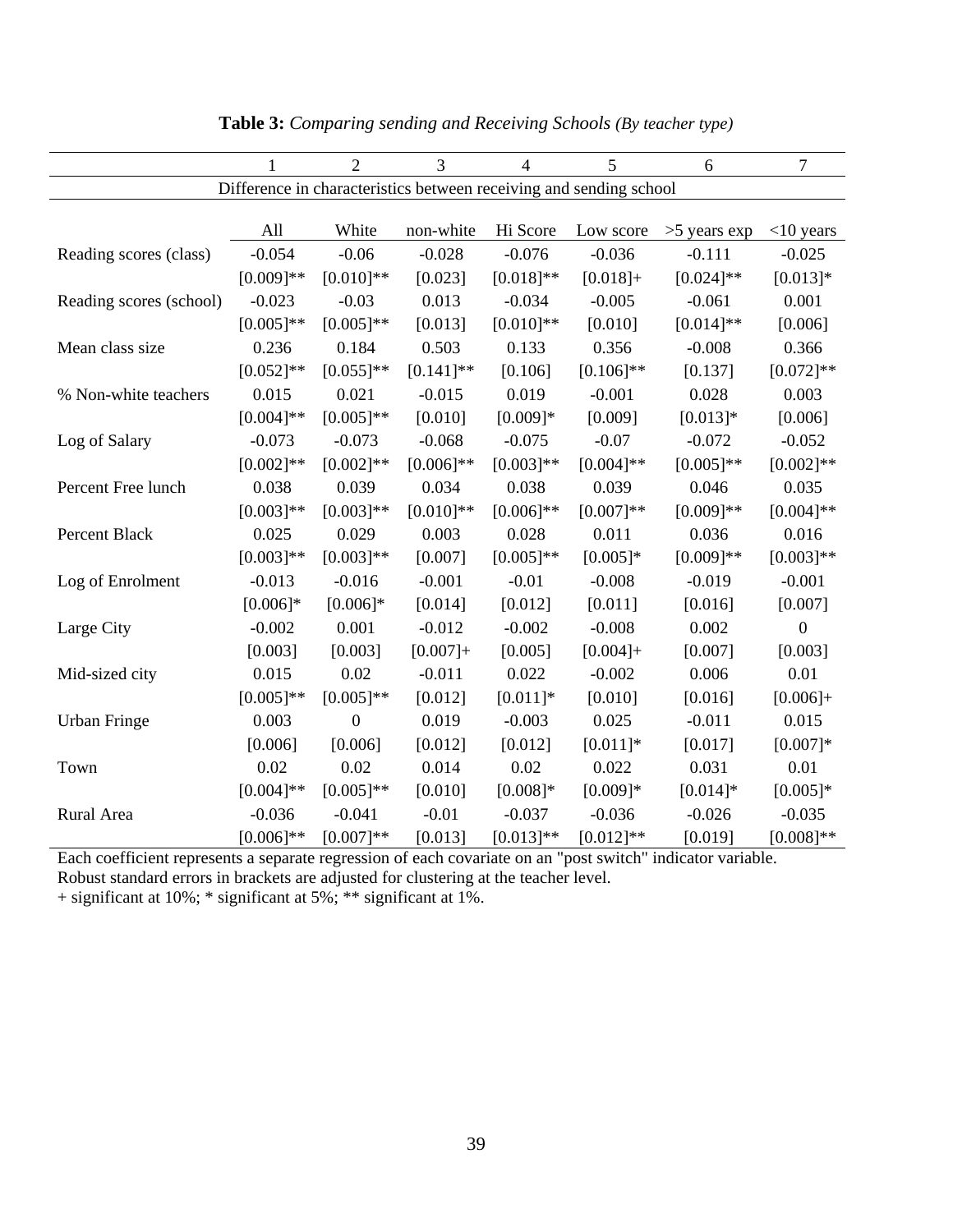**Table 3:** *Comparing sending and Receiving Schools (By teacher type)*

| | 1 | 2 | 3 | 4 | 5 | 6 | 7 |
|---|---|---|---|---|---|---|---|
| | Difference in characteristics between receiving and sending school | | | | | | |
| | All | White | non-white | Hi Score | Low score | >5 years exp | <10 years |
| Reading scores (class) | -0.054 | -0.06 | -0.028 | -0.076 | -0.036 | -0.111 | -0.025 |
| | [0.009]** | [0.010]** | [0.023] | [0.018]** | [0.018]+ | [0.024]** | [0.013]* |
| Reading scores (school) | -0.023 | -0.03 | 0.013 | -0.034 | -0.005 | -0.061 | 0.001 |
| | [0.005]** | [0.005]** | [0.013] | [0.010]** | [0.010] | [0.014]** | [0.006] |
| Mean class size | 0.236 | 0.184 | 0.503 | 0.133 | 0.356 | -0.008 | 0.366 |
| | [0.052]** | [0.055]** | [0.141]** | [0.106] | [0.106]** | [0.137] | [0.072]** |
| % Non-white teachers | 0.015 | 0.021 | -0.015 | 0.019 | -0.001 | 0.028 | 0.003 |
| | [0.004]** | [0.005]** | [0.010] | [0.009]* | [0.009] | [0.013]* | [0.006] |
| Log of Salary | -0.073 | -0.073 | -0.068 | -0.075 | -0.07 | -0.072 | -0.052 |
| | [0.002]** | [0.002]** | [0.006]** | [0.003]** | [0.004]** | [0.005]** | [0.002]** |
| Percent Free lunch | 0.038 | 0.039 | 0.034 | 0.038 | 0.039 | 0.046 | 0.035 |
| | [0.003]** | [0.003]** | [0.010]** | [0.006]** | [0.007]** | [0.009]** | [0.004]** |
| Percent Black | 0.025 | 0.029 | 0.003 | 0.028 | 0.011 | 0.036 | 0.016 |
| | [0.003]** | [0.003]** | [0.007] | [0.005]** | [0.005]* | [0.009]** | [0.003]** |
| Log of Enrolment | -0.013 | -0.016 | -0.001 | -0.01 | -0.008 | -0.019 | -0.001 |
| | [0.006]* | [0.006]* | [0.014] | [0.012] | [0.011] | [0.016] | [0.007] |
| Large City | -0.002 | 0.001 | -0.012 | -0.002 | -0.008 | 0.002 | 0 |
| | [0.003] | [0.003] | [0.007]+ | [0.005] | [0.004]+ | [0.007] | [0.003] |
| Mid-sized city | 0.015 | 0.02 | -0.011 | 0.022 | -0.002 | 0.006 | 0.01 |
| | [0.005]** | [0.005]** | [0.012] | [0.011]* | [0.010] | [0.016] | [0.006]+ |
| Urban Fringe | 0.003 | 0 | 0.019 | -0.003 | 0.025 | -0.011 | 0.015 |
| | [0.006] | [0.006] | [0.012] | [0.012] | [0.011]* | [0.017] | [0.007]* |
| Town | 0.02 | 0.02 | 0.014 | 0.02 | 0.022 | 0.031 | 0.01 |
| | [0.004]** | [0.005]** | [0.010] | [0.008]* | [0.009]* | [0.014]* | [0.005]* |
| Rural Area | -0.036 | -0.041 | -0.01 | -0.037 | -0.036 | -0.026 | -0.035 |
| | [0.006]** | [0.007]** | [0.013] | [0.013]** | [0.012]** | [0.019] | [0.008]** |

Each coefficient represents a separate regression of each covariate on an "post switch" indicator variable.
Robust standard errors in brackets are adjusted for clustering at the teacher level.
+ significant at 10%; * significant at 5%; ** significant at 1%.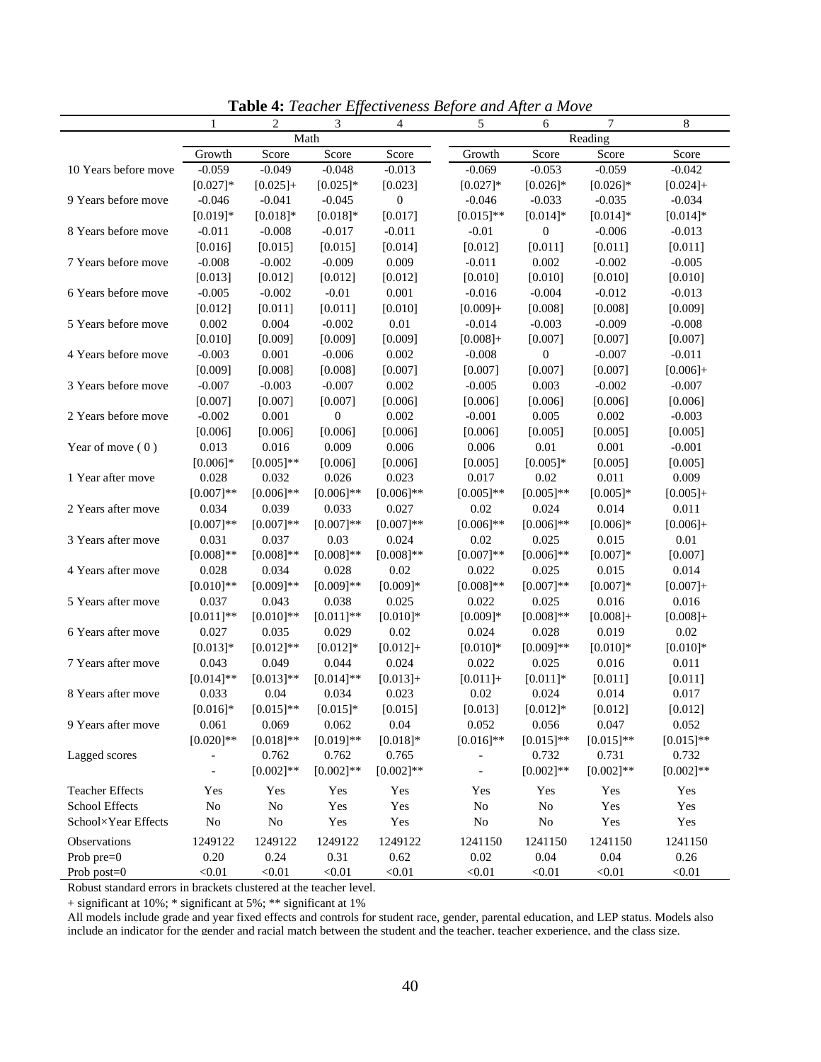**Table 4:** *Teacher Effectiveness Before and After a Move*

| | 1 | 2 | 3 | 4 | 5 | 6 | 7 | 8 |
|---|---|---|---|---|---|---|---|---|
| | Math | | | | Reading | | | |
| | Growth | Score | Score | Score | Growth | Score | Score | Score |
| 10 Years before move | -0.059 | -0.049 | -0.048 | -0.013 | -0.069 | -0.053 | -0.059 | -0.042 |
| | [0.027]* | [0.025]+ | [0.025]* | [0.023] | [0.027]* | [0.026]* | [0.026]* | [0.024]+ |
| 9 Years before move | -0.046 | -0.041 | -0.045 | 0 | -0.046 | -0.033 | -0.035 | -0.034 |
| | [0.019]* | [0.018]* | [0.018]* | [0.017] | [0.015]** | [0.014]* | [0.014]* | [0.014]* |
| 8 Years before move | -0.011 | -0.008 | -0.017 | -0.011 | -0.01 | 0 | -0.006 | -0.013 |
| | [0.016] | [0.015] | [0.015] | [0.014] | [0.012] | [0.011] | [0.011] | [0.011] |
| 7 Years before move | -0.008 | -0.002 | -0.009 | 0.009 | -0.011 | 0.002 | -0.002 | -0.005 |
| | [0.013] | [0.012] | [0.012] | [0.012] | [0.010] | [0.010] | [0.010] | [0.010] |
| 6 Years before move | -0.005 | -0.002 | -0.01 | 0.001 | -0.016 | -0.004 | -0.012 | -0.013 |
| | [0.012] | [0.011] | [0.011] | [0.010] | [0.009]+ | [0.008] | [0.008] | [0.009] |
| 5 Years before move | 0.002 | 0.004 | -0.002 | 0.01 | -0.014 | -0.003 | -0.009 | -0.008 |
| | [0.010] | [0.009] | [0.009] | [0.009] | [0.008]+ | [0.007] | [0.007] | [0.007] |
| 4 Years before move | -0.003 | 0.001 | -0.006 | 0.002 | -0.008 | 0 | -0.007 | -0.011 |
| | [0.009] | [0.008] | [0.008] | [0.007] | [0.007] | [0.007] | [0.007] | [0.006]+ |
| 3 Years before move | -0.007 | -0.003 | -0.007 | 0.002 | -0.005 | 0.003 | -0.002 | -0.007 |
| | [0.007] | [0.007] | [0.007] | [0.006] | [0.006] | [0.006] | [0.006] | [0.006] |
| 2 Years before move | -0.002 | 0.001 | 0 | 0.002 | -0.001 | 0.005 | 0.002 | -0.003 |
| | [0.006] | [0.006] | [0.006] | [0.006] | [0.006] | [0.005] | [0.005] | [0.005] |
| Year of move ( 0 ) | 0.013 | 0.016 | 0.009 | 0.006 | 0.006 | 0.01 | 0.001 | -0.001 |
| | [0.006]* | [0.005]** | [0.006] | [0.006] | [0.005] | [0.005]* | [0.005] | [0.005] |
| 1 Year after move | 0.028 | 0.032 | 0.026 | 0.023 | 0.017 | 0.02 | 0.011 | 0.009 |
| | [0.007]** | [0.006]** | [0.006]** | [0.006]** | [0.005]** | [0.005]** | [0.005]* | [0.005]+ |
| 2 Years after move | 0.034 | 0.039 | 0.033 | 0.027 | 0.02 | 0.024 | 0.014 | 0.011 |
| | [0.007]** | [0.007]** | [0.007]** | [0.007]** | [0.006]** | [0.006]** | [0.006]* | [0.006]+ |
| 3 Years after move | 0.031 | 0.037 | 0.03 | 0.024 | 0.02 | 0.025 | 0.015 | 0.01 |
| | [0.008]** | [0.008]** | [0.008]** | [0.008]** | [0.007]** | [0.006]** | [0.007]* | [0.007] |
| 4 Years after move | 0.028 | 0.034 | 0.028 | 0.02 | 0.022 | 0.025 | 0.015 | 0.014 |
| | [0.010]** | [0.009]** | [0.009]** | [0.009]* | [0.008]** | [0.007]** | [0.007]* | [0.007]+ |
| 5 Years after move | 0.037 | 0.043 | 0.038 | 0.025 | 0.022 | 0.025 | 0.016 | 0.016 |
| | [0.011]** | [0.010]** | [0.011]** | [0.010]* | [0.009]* | [0.008]** | [0.008]+ | [0.008]+ |
| 6 Years after move | 0.027 | 0.035 | 0.029 | 0.02 | 0.024 | 0.028 | 0.019 | 0.02 |
| | [0.013]* | [0.012]** | [0.012]* | [0.012]+ | [0.010]* | [0.009]** | [0.010]* | [0.010]* |
| 7 Years after move | 0.043 | 0.049 | 0.044 | 0.024 | 0.022 | 0.025 | 0.016 | 0.011 |
| | [0.014]** | [0.013]** | [0.014]** | [0.013]+ | [0.011]+ | [0.011]* | [0.011] | [0.011] |
| 8 Years after move | 0.033 | 0.04 | 0.034 | 0.023 | 0.02 | 0.024 | 0.014 | 0.017 |
| | [0.016]* | [0.015]** | [0.015]* | [0.015] | [0.013] | [0.012]* | [0.012] | [0.012] |
| 9 Years after move | 0.061 | 0.069 | 0.062 | 0.04 | 0.052 | 0.056 | 0.047 | 0.052 |
| | [0.020]** | [0.018]** | [0.019]** | [0.018]* | [0.016]** | [0.015]** | [0.015]** | [0.015]** |
| Lagged scores | - | 0.762 | 0.762 | 0.765 | - | 0.732 | 0.731 | 0.732 |
| | - | [0.002]** | [0.002]** | [0.002]** | - | [0.002]** | [0.002]** | [0.002]** |
| Teacher Effects | Yes | Yes | Yes | Yes | Yes | Yes | Yes | Yes |
| School Effects | No | No | Yes | Yes | No | No | Yes | Yes |
| School×Year Effects | No | No | Yes | Yes | No | No | Yes | Yes |
| Observations | 1249122 | 1249122 | 1249122 | 1249122 | 1241150 | 1241150 | 1241150 | 1241150 |
| Prob pre=0 | 0.20 | 0.24 | 0.31 | 0.62 | 0.02 | 0.04 | 0.04 | 0.26 |
| Prob post=0 | <0.01 | <0.01 | <0.01 | <0.01 | <0.01 | <0.01 | <0.01 | <0.01 |

Robust standard errors in brackets clustered at the teacher level.

+ significant at 10%; * significant at 5%; ** significant at 1%

All models include grade and year fixed effects and controls for student race, gender, parental education, and LEP status. Models also include an indicator for the gender and racial match between the student and the teacher, teacher experience, and the class size.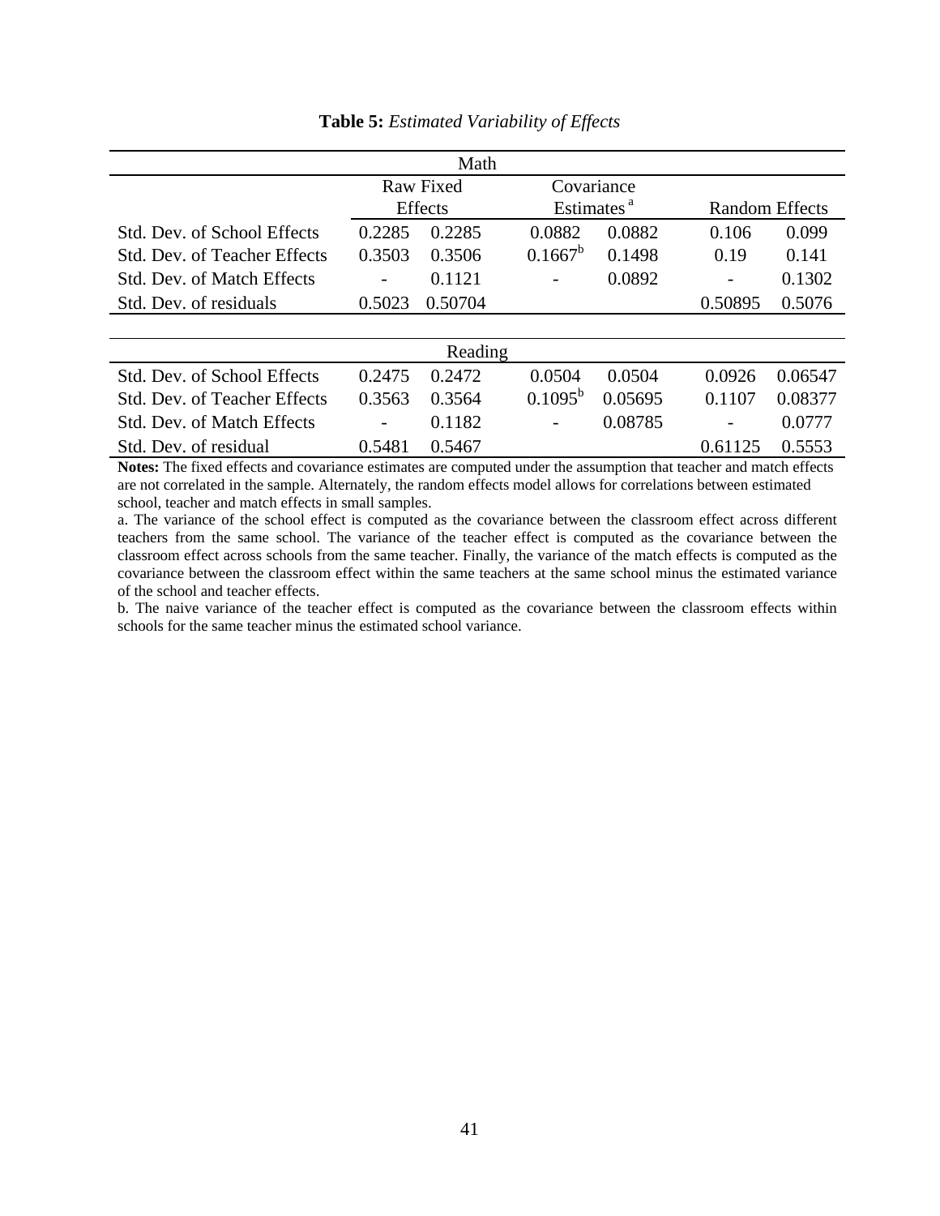**Table 5:** *Estimated Variability of Effects*

| | Raw Fixed Effects | | Covariance Estimates [a] | | Random Effects | |
|---|---|---|---|---|---|---|
| **Math** | | | | | | |
| Std. Dev. of School Effects | 0.2285 | 0.2285 | 0.0882 | 0.0882 | 0.106 | 0.099 |
| Std. Dev. of Teacher Effects | 0.3503 | 0.3506 | 0.1667[b] | 0.1498 | 0.19 | 0.141 |
| Std. Dev. of Match Effects | - | 0.1121 | - | 0.0892 | - | 0.1302 |
| Std. Dev. of residuals | 0.5023 | 0.50704 | | | 0.50895 | 0.5076 |
| **Reading** | | | | | | |
| Std. Dev. of School Effects | 0.2475 | 0.2472 | 0.0504 | 0.0504 | 0.0926 | 0.06547 |
| Std. Dev. of Teacher Effects | 0.3563 | 0.3564 | 0.1095[b] | 0.05695 | 0.1107 | 0.08377 |
| Std. Dev. of Match Effects | - | 0.1182 | - | 0.08785 | - | 0.0777 |
| Std. Dev. of residual | 0.5481 | 0.5467 | | | 0.61125 | 0.5553 |

**Notes:** The fixed effects and covariance estimates are computed under the assumption that teacher and match effects are not correlated in the sample. Alternately, the random effects model allows for correlations between estimated school, teacher and match effects in small samples.

a. The variance of the school effect is computed as the covariance between the classroom effect across different teachers from the same school. The variance of the teacher effect is computed as the covariance between the classroom effect across schools from the same teacher. Finally, the variance of the match effects is computed as the covariance between the classroom effect within the same teachers at the same school minus the estimated variance of the school and teacher effects.

b. The naive variance of the teacher effect is computed as the covariance between the classroom effects within schools for the same teacher minus the estimated school variance.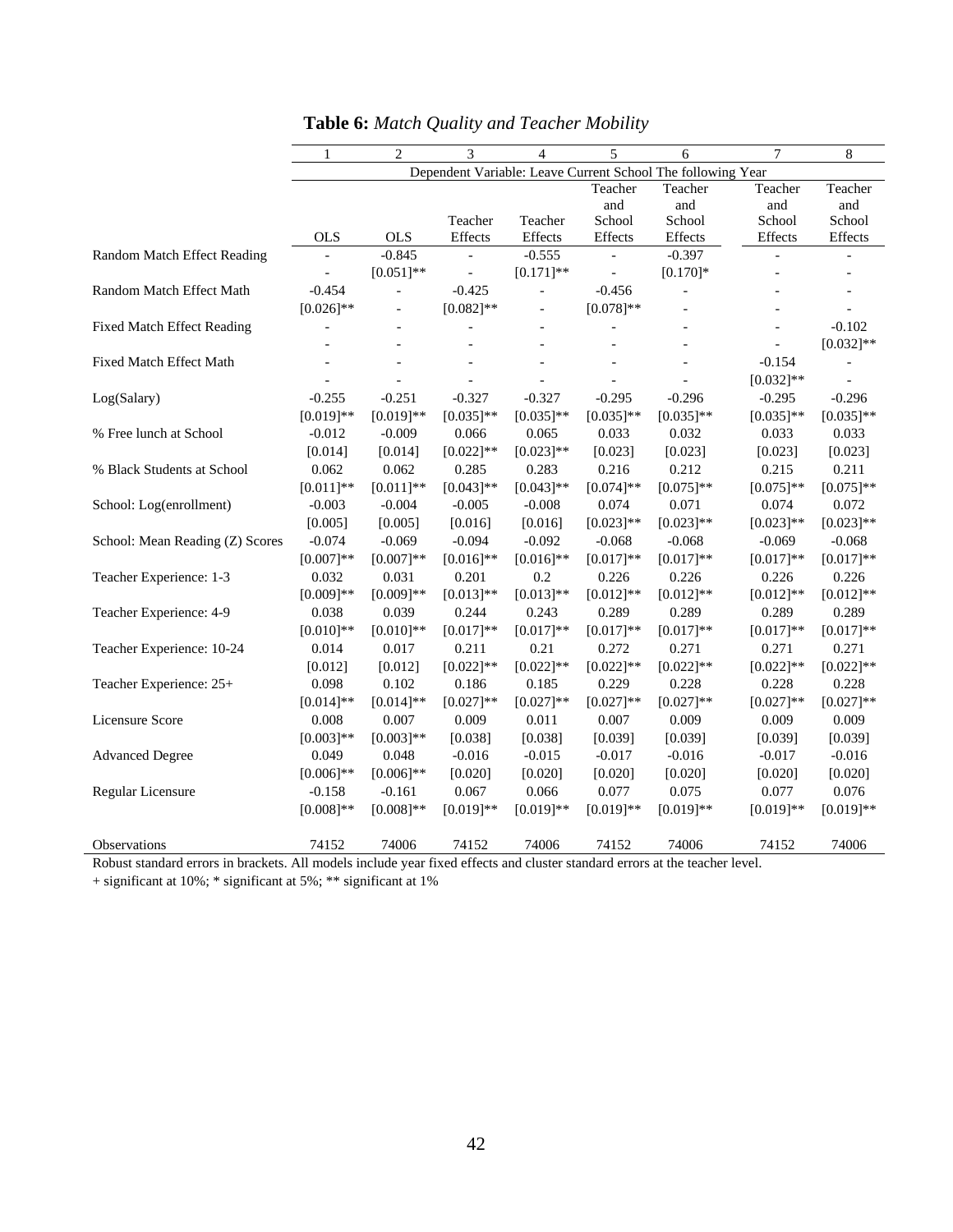**Table 6:** *Match Quality and Teacher Mobility*

| | 1 | 2 | 3 | 4 | 5 | 6 | 7 | 8 |
|---|---|---|---|---|---|---|---|---|
| | Dependent Variable: Leave Current School The following Year | | | | | | | |
| | OLS | OLS | Teacher Effects | Teacher Effects | Teacher and School Effects | Teacher and School Effects | Teacher and School Effects | Teacher and School Effects |
| Random Match Effect Reading | - | -0.845 | - | -0.555 | - | -0.397 | - | - |
| | - | [0.051]** | - | [0.171]** | - | [0.170]* | - | - |
| Random Match Effect Math | -0.454 | - | -0.425 | - | -0.456 | - | - | - |
| | [0.026]** | - | [0.082]** | - | [0.078]** | - | - | - |
| Fixed Match Effect Reading | - | - | - | - | - | - | - | -0.102 |
| | - | - | - | - | - | - | - | [0.032]** |
| Fixed Match Effect Math | - | - | - | - | - | - | -0.154 | - |
| | - | - | - | - | - | - | [0.032]** | - |
| Log(Salary) | -0.255 | -0.251 | -0.327 | -0.327 | -0.295 | -0.296 | -0.295 | -0.296 |
| | [0.019]** | [0.019]** | [0.035]** | [0.035]** | [0.035]** | [0.035]** | [0.035]** | [0.035]** |
| % Free lunch at School | -0.012 | -0.009 | 0.066 | 0.065 | 0.033 | 0.032 | 0.033 | 0.033 |
| | [0.014] | [0.014] | [0.022]** | [0.023]** | [0.023] | [0.023] | [0.023] | [0.023] |
| % Black Students at School | 0.062 | 0.062 | 0.285 | 0.283 | 0.216 | 0.212 | 0.215 | 0.211 |
| | [0.011]** | [0.011]** | [0.043]** | [0.043]** | [0.074]** | [0.075]** | [0.075]** | [0.075]** |
| School: Log(enrollment) | -0.003 | -0.004 | -0.005 | -0.008 | 0.074 | 0.071 | 0.074 | 0.072 |
| | [0.005] | [0.005] | [0.016] | [0.016] | [0.023]** | [0.023]** | [0.023]** | [0.023]** |
| School: Mean Reading (Z) Scores | -0.074 | -0.069 | -0.094 | -0.092 | -0.068 | -0.068 | -0.069 | -0.068 |
| | [0.007]** | [0.007]** | [0.016]** | [0.016]** | [0.017]** | [0.017]** | [0.017]** | [0.017]** |
| Teacher Experience: 1-3 | 0.032 | 0.031 | 0.201 | 0.2 | 0.226 | 0.226 | 0.226 | 0.226 |
| | [0.009]** | [0.009]** | [0.013]** | [0.013]** | [0.012]** | [0.012]** | [0.012]** | [0.012]** |
| Teacher Experience: 4-9 | 0.038 | 0.039 | 0.244 | 0.243 | 0.289 | 0.289 | 0.289 | 0.289 |
| | [0.010]** | [0.010]** | [0.017]** | [0.017]** | [0.017]** | [0.017]** | [0.017]** | [0.017]** |
| Teacher Experience: 10-24 | 0.014 | 0.017 | 0.211 | 0.21 | 0.272 | 0.271 | 0.271 | 0.271 |
| | [0.012] | [0.012] | [0.022]** | [0.022]** | [0.022]** | [0.022]** | [0.022]** | [0.022]** |
| Teacher Experience: 25+ | 0.098 | 0.102 | 0.186 | 0.185 | 0.229 | 0.228 | 0.228 | 0.228 |
| | [0.014]** | [0.014]** | [0.027]** | [0.027]** | [0.027]** | [0.027]** | [0.027]** | [0.027]** |
| Licensure Score | 0.008 | 0.007 | 0.009 | 0.011 | 0.007 | 0.009 | 0.009 | 0.009 |
| | [0.003]** | [0.003]** | [0.038] | [0.038] | [0.039] | [0.039] | [0.039] | [0.039] |
| Advanced Degree | 0.049 | 0.048 | -0.016 | -0.015 | -0.017 | -0.016 | -0.017 | -0.016 |
| | [0.006]** | [0.006]** | [0.020] | [0.020] | [0.020] | [0.020] | [0.020] | [0.020] |
| Regular Licensure | -0.158 | -0.161 | 0.067 | 0.066 | 0.077 | 0.075 | 0.077 | 0.076 |
| | [0.008]** | [0.008]** | [0.019]** | [0.019]** | [0.019]** | [0.019]** | [0.019]** | [0.019]** |
| Observations | 74152 | 74006 | 74152 | 74006 | 74152 | 74006 | 74152 | 74006 |

Robust standard errors in brackets. All models include year fixed effects and cluster standard errors at the teacher level.
+ significant at 10%; * significant at 5%; ** significant at 1%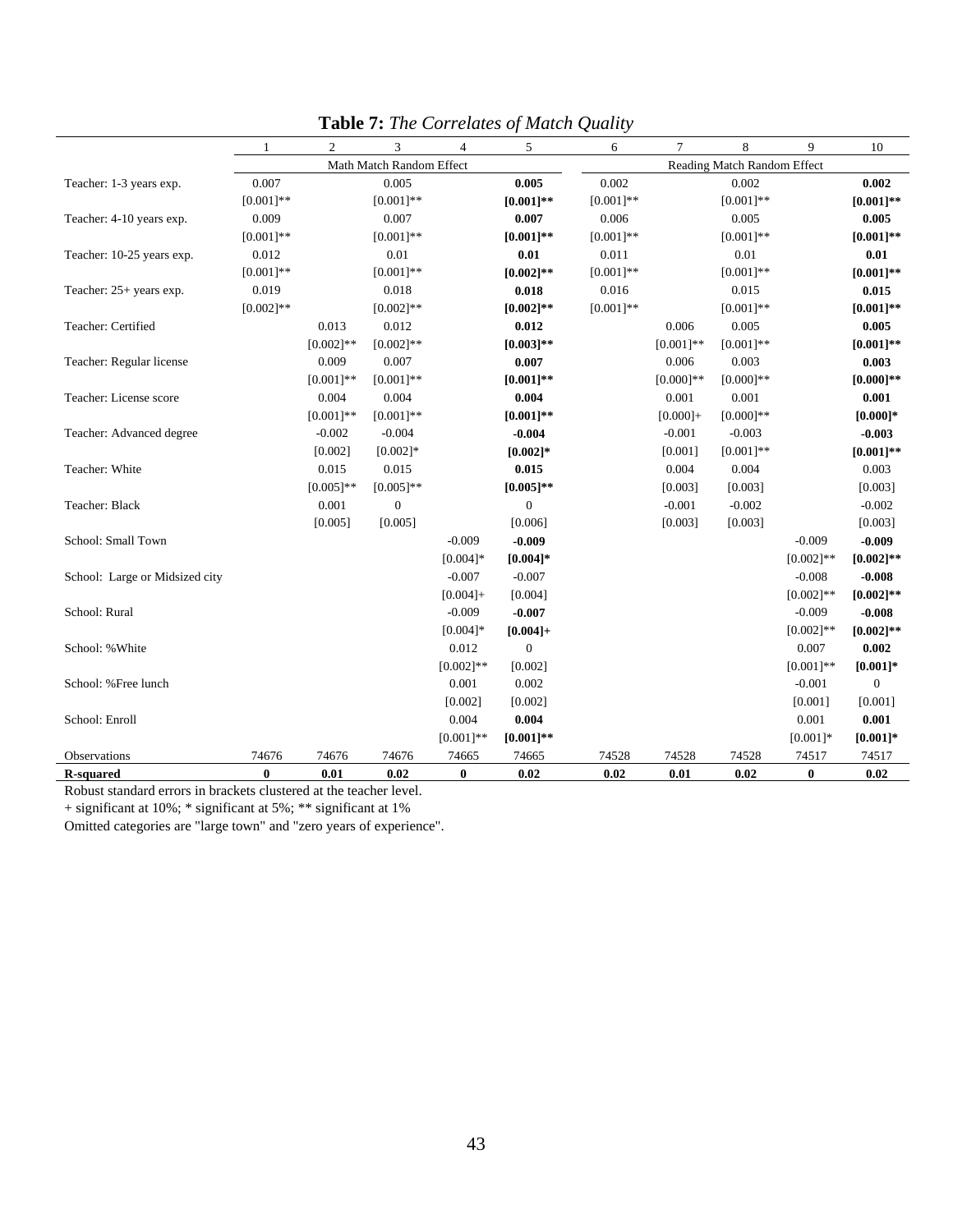**Table 7:** *The Correlates of Match Quality*

| | 1 | 2 | 3 | 4 | 5 | 6 | 7 | 8 | 9 | 10 |
|---|---|---|---|---|---|---|---|---|---|---|
| | Math Match Random Effect | | | | | Reading Match Random Effect | | | | |
| Teacher: 1-3 years exp. | 0.007 | | 0.005 | | **0.005** | 0.002 | | 0.002 | | **0.002** |
| | [0.001]** | | [0.001]** | | **[0.001]**** | [0.001]** | | [0.001]** | | **[0.001]**** |
| Teacher: 4-10 years exp. | 0.009 | | 0.007 | | **0.007** | 0.006 | | 0.005 | | **0.005** |
| | [0.001]** | | [0.001]** | | **[0.001]**** | [0.001]** | | [0.001]** | | **[0.001]**** |
| Teacher: 10-25 years exp. | 0.012 | | 0.01 | | **0.01** | 0.011 | | 0.01 | | **0.01** |
| | [0.001]** | | [0.001]** | | **[0.002]**** | [0.001]** | | [0.001]** | | **[0.001]**** |
| Teacher: 25+ years exp. | 0.019 | | 0.018 | | **0.018** | 0.016 | | 0.015 | | **0.015** |
| | [0.002]** | | [0.002]** | | **[0.002]**** | [0.001]** | | [0.001]** | | **[0.001]**** |
| Teacher: Certified | | 0.013 | 0.012 | | **0.012** | | 0.006 | 0.005 | | **0.005** |
| | | [0.002]** | [0.002]** | | **[0.003]**** | | [0.001]** | [0.001]** | | **[0.001]**** |
| Teacher: Regular license | | 0.009 | 0.007 | | **0.007** | | 0.006 | 0.003 | | **0.003** |
| | | [0.001]** | [0.001]** | | **[0.001]**** | | [0.000]** | [0.000]** | | **[0.000]**** |
| Teacher: License score | | 0.004 | 0.004 | | **0.004** | | 0.001 | 0.001 | | **0.001** |
| | | [0.001]** | [0.001]** | | **[0.001]**** | | [0.000]+ | [0.000]** | | **[0.000]*** |
| Teacher: Advanced degree | | -0.002 | -0.004 | | **-0.004** | | -0.001 | -0.003 | | **-0.003** |
| | | [0.002] | [0.002]* | | **[0.002]*** | | [0.001] | [0.001]** | | **[0.001]**** |
| Teacher: White | | 0.015 | 0.015 | | **0.015** | | 0.004 | 0.004 | | 0.003 |
| | | [0.005]** | [0.005]** | | **[0.005]**** | | [0.003] | [0.003] | | [0.003] |
| Teacher: Black | | 0.001 | 0 | | 0 | | -0.001 | -0.002 | | -0.002 |
| | | [0.005] | [0.005] | | [0.006] | | [0.003] | [0.003] | | [0.003] |
| School: Small Town | | | | -0.009 | **-0.009** | | | | -0.009 | **-0.009** |
| | | | | [0.004]* | **[0.004]*** | | | | [0.002]** | **[0.002]**** |
| School: Large or Midsized city | | | | -0.007 | -0.007 | | | | -0.008 | **-0.008** |
| | | | | [0.004]+ | [0.004] | | | | [0.002]** | **[0.002]**** |
| School: Rural | | | | -0.009 | **-0.007** | | | | -0.009 | **-0.008** |
| | | | | [0.004]* | **[0.004]+** | | | | [0.002]** | **[0.002]**** |
| School: %White | | | | 0.012 | 0 | | | | 0.007 | **0.002** |
| | | | | [0.002]** | [0.002] | | | | [0.001]** | **[0.001]*** |
| School: %Free lunch | | | | 0.001 | 0.002 | | | | -0.001 | 0 |
| | | | | [0.002] | [0.002] | | | | [0.001] | [0.001] |
| School: Enroll | | | | 0.004 | **0.004** | | | | 0.001 | **0.001** |
| | | | | [0.001]** | **[0.001]**** | | | | [0.001]* | **[0.001]*** |
| Observations | 74676 | 74676 | 74676 | 74665 | 74665 | 74528 | 74528 | 74528 | 74517 | 74517 |
| **R-squared** | **0** | **0.01** | **0.02** | **0** | **0.02** | **0.02** | **0.01** | **0.02** | **0** | **0.02** |

Robust standard errors in brackets clustered at the teacher level.
+ significant at 10%; * significant at 5%; ** significant at 1%
Omitted categories are "large town" and "zero years of experience".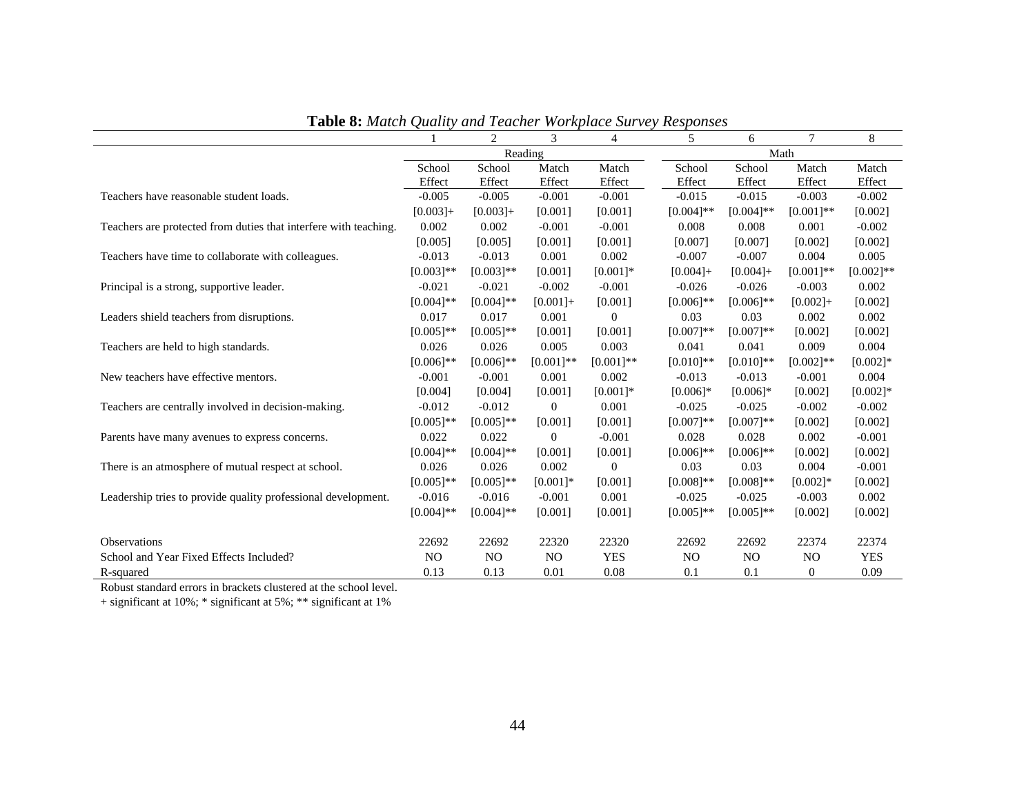**Table 8:** *Match Quality and Teacher Workplace Survey Responses*

| | 1 | 2 | 3 | 4 | 5 | 6 | 7 | 8 |
|---|---|---|---|---|---|---|---|---|
| | Reading | | | | Math | | | |
| | School Effect | School Effect | Match Effect | Match Effect | School Effect | School Effect | Match Effect | Match Effect |
| Teachers have reasonable student loads. | -0.005 | -0.005 | -0.001 | -0.001 | -0.015 | -0.015 | -0.003 | -0.002 |
| | [0.003]+ | [0.003]+ | [0.001] | [0.001] | [0.004]** | [0.004]** | [0.001]** | [0.002] |
| Teachers are protected from duties that interfere with teaching. | 0.002 | 0.002 | -0.001 | -0.001 | 0.008 | 0.008 | 0.001 | -0.002 |
| | [0.005] | [0.005] | [0.001] | [0.001] | [0.007] | [0.007] | [0.002] | [0.002] |
| Teachers have time to collaborate with colleagues. | -0.013 | -0.013 | 0.001 | 0.002 | -0.007 | -0.007 | 0.004 | 0.005 |
| | [0.003]** | [0.003]** | [0.001] | [0.001]* | [0.004]+ | [0.004]+ | [0.001]** | [0.002]** |
| Principal is a strong, supportive leader. | -0.021 | -0.021 | -0.002 | -0.001 | -0.026 | -0.026 | -0.003 | 0.002 |
| | [0.004]** | [0.004]** | [0.001]+ | [0.001] | [0.006]** | [0.006]** | [0.002]+ | [0.002] |
| Leaders shield teachers from disruptions. | 0.017 | 0.017 | 0.001 | 0 | 0.03 | 0.03 | 0.002 | 0.002 |
| | [0.005]** | [0.005]** | [0.001] | [0.001] | [0.007]** | [0.007]** | [0.002] | [0.002] |
| Teachers are held to high standards. | 0.026 | 0.026 | 0.005 | 0.003 | 0.041 | 0.041 | 0.009 | 0.004 |
| | [0.006]** | [0.006]** | [0.001]** | [0.001]** | [0.010]** | [0.010]** | [0.002]** | [0.002]* |
| New teachers have effective mentors. | -0.001 | -0.001 | 0.001 | 0.002 | -0.013 | -0.013 | -0.001 | 0.004 |
| | [0.004] | [0.004] | [0.001] | [0.001]* | [0.006]* | [0.006]* | [0.002] | [0.002]* |
| Teachers are centrally involved in decision-making. | -0.012 | -0.012 | 0 | 0.001 | -0.025 | -0.025 | -0.002 | -0.002 |
| | [0.005]** | [0.005]** | [0.001] | [0.001] | [0.007]** | [0.007]** | [0.002] | [0.002] |
| Parents have many avenues to express concerns. | 0.022 | 0.022 | 0 | -0.001 | 0.028 | 0.028 | 0.002 | -0.001 |
| | [0.004]** | [0.004]** | [0.001] | [0.001] | [0.006]** | [0.006]** | [0.002] | [0.002] |
| There is an atmosphere of mutual respect at school. | 0.026 | 0.026 | 0.002 | 0 | 0.03 | 0.03 | 0.004 | -0.001 |
| | [0.005]** | [0.005]** | [0.001]* | [0.001] | [0.008]** | [0.008]** | [0.002]* | [0.002] |
| Leadership tries to provide quality professional development. | -0.016 | -0.016 | -0.001 | 0.001 | -0.025 | -0.025 | -0.003 | 0.002 |
| | [0.004]** | [0.004]** | [0.001] | [0.001] | [0.005]** | [0.005]** | [0.002] | [0.002] |
| Observations | 22692 | 22692 | 22320 | 22320 | 22692 | 22692 | 22374 | 22374 |
| School and Year Fixed Effects Included? | NO | NO | NO | YES | NO | NO | NO | YES |
| R-squared | 0.13 | 0.13 | 0.01 | 0.08 | 0.1 | 0.1 | 0 | 0.09 |

Robust standard errors in brackets clustered at the school level.
+ significant at 10%; * significant at 5%; ** significant at 1%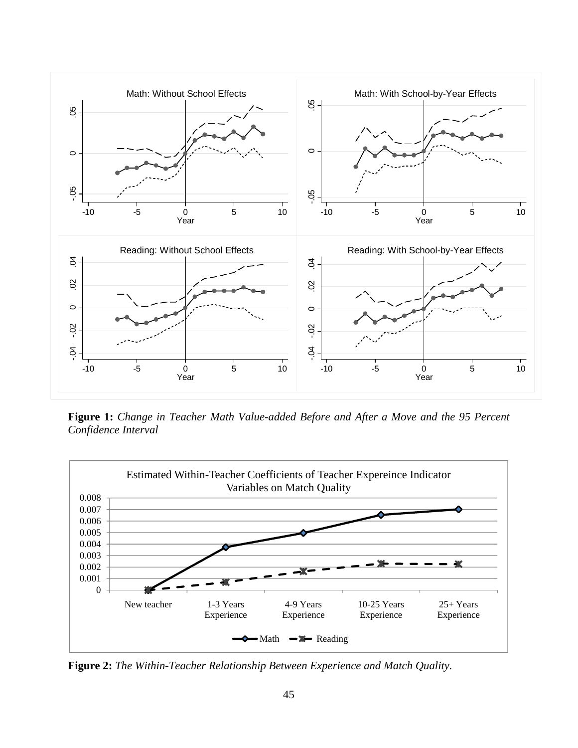Math: Without School Effects

.05

0

-.05

-10 -5 0 5 10

Year

Math: With School-by-Year Effects

.05

0

-.05

-10 -5 0 5 10

Year

Reading: Without School Effects

.04

.02

0

-.02

-.04

-10 -5 0 5 10

Year

Reading: With School-by-Year Effects

.04

.02

0

-.02

-.04

-10 -5 0 5 10

Year

**Figure 1:** *Change in Teacher Math Value-added Before and After a Move and the 95 Percent Confidence Interval*

Estimated Within-Teacher Coefficients of Teacher Expereince Indicator Variables on Match Quality

0.008

0.007

0.006

0.005

0.004

0.003

0.002

0.001

0

New teacher

1-3 Years Experience

4-9 Years Experience

10-25 Years Experience

25+ Years Experience

Math

Reading

**Figure 2:** *The Within-Teacher Relationship Between Experience and Match Quality.*